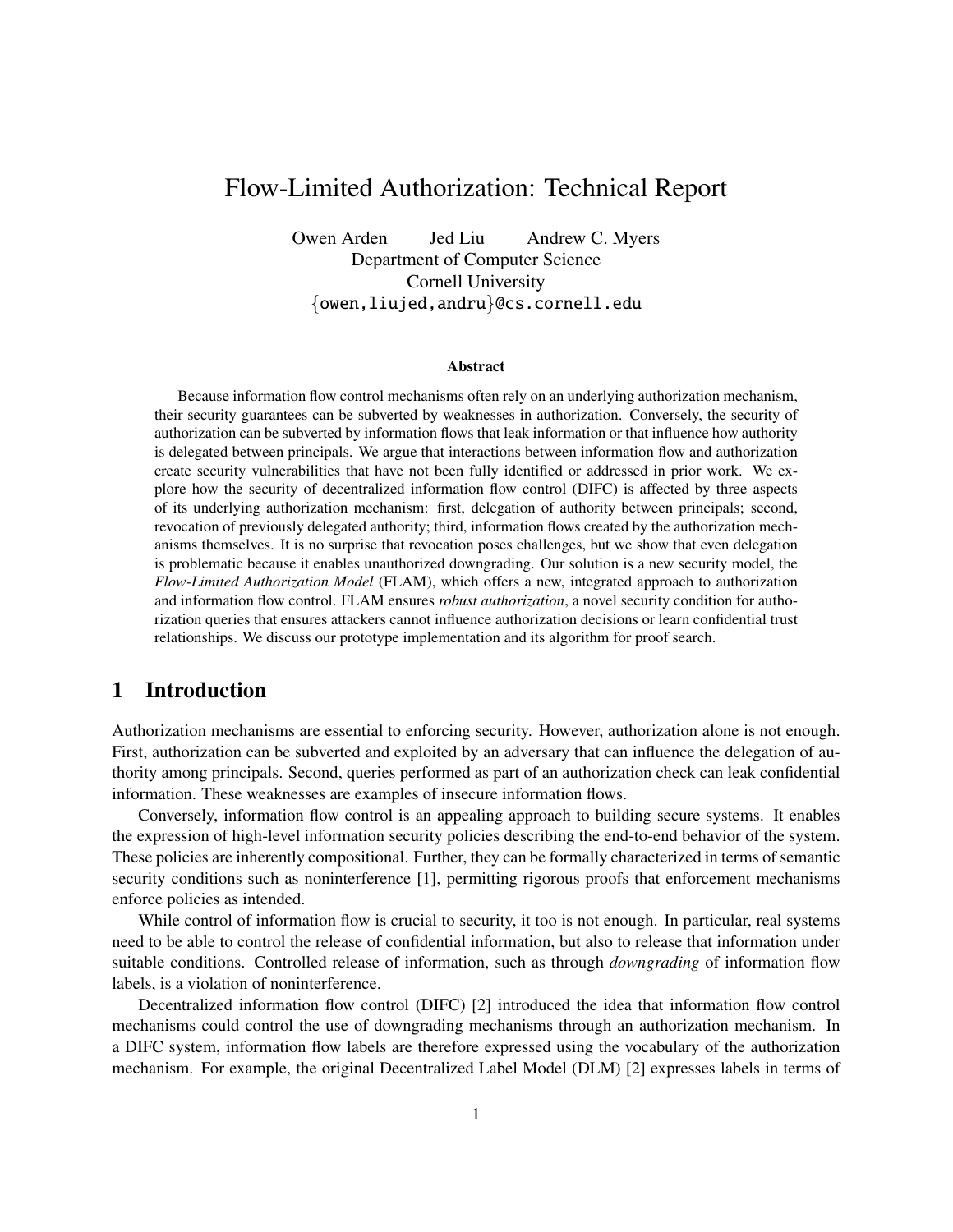# Flow-Limited Authorization: Technical Report

Owen Arden    Jed Liu    Andrew C. Myers

Department of Computer Science

Cornell University

{owen,liujed,andru}@cs.cornell.edu

### Abstract

Because information flow control mechanisms often rely on an underlying authorization mechanism, their security guarantees can be subverted by weaknesses in authorization. Conversely, the security of authorization can be subverted by information flows that leak information or that influence how authority is delegated between principals. We argue that interactions between information flow and authorization create security vulnerabilities that have not been fully identified or addressed in prior work. We explore how the security of decentralized information flow control (DIFC) is affected by three aspects of its underlying authorization mechanism: first, delegation of authority between principals; second, revocation of previously delegated authority; third, information flows created by the authorization mechanisms themselves. It is no surprise that revocation poses challenges, but we show that even delegation is problematic because it enables unauthorized downgrading. Our solution is a new security model, the *Flow-Limited Authorization Model* (FLAM), which offers a new, integrated approach to authorization and information flow control. FLAM ensures *robust authorization*, a novel security condition for authorization queries that ensures attackers cannot influence authorization decisions or learn confidential trust relationships. We discuss our prototype implementation and its algorithm for proof search.

## 1 Introduction

Authorization mechanisms are essential to enforcing security. However, authorization alone is not enough. First, authorization can be subverted and exploited by an adversary that can influence the delegation of authority among principals. Second, queries performed as part of an authorization check can leak confidential information. These weaknesses are examples of insecure information flows.

Conversely, information flow control is an appealing approach to building secure systems. It enables the expression of high-level information security policies describing the end-to-end behavior of the system. These policies are inherently compositional. Further, they can be formally characterized in terms of semantic security conditions such as noninterference [1], permitting rigorous proofs that enforcement mechanisms enforce policies as intended.

While control of information flow is crucial to security, it too is not enough. In particular, real systems need to be able to control the release of confidential information, but also to release that information under suitable conditions. Controlled release of information, such as through *downgrading* of information flow labels, is a violation of noninterference.

Decentralized information flow control (DIFC) [2] introduced the idea that information flow control mechanisms could control the use of downgrading mechanisms through an authorization mechanism. In a DIFC system, information flow labels are therefore expressed using the vocabulary of the authorization mechanism. For example, the original Decentralized Label Model (DLM) [2] expresses labels in terms of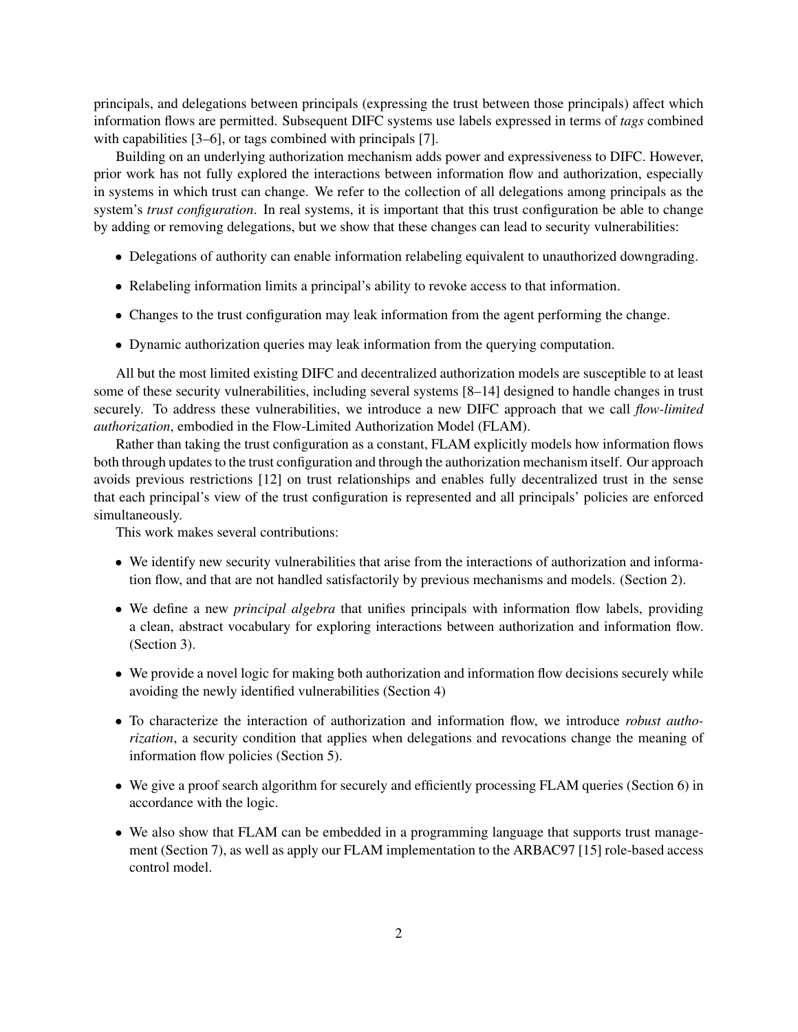principals, and delegations between principals (expressing the trust between those principals) affect which information flows are permitted. Subsequent DIFC systems use labels expressed in terms of *tags* combined with capabilities [3–6], or tags combined with principals [7].

Building on an underlying authorization mechanism adds power and expressiveness to DIFC. However, prior work has not fully explored the interactions between information flow and authorization, especially in systems in which trust can change. We refer to the collection of all delegations among principals as the system's *trust configuration*. In real systems, it is important that this trust configuration be able to change by adding or removing delegations, but we show that these changes can lead to security vulnerabilities:

- Delegations of authority can enable information relabeling equivalent to unauthorized downgrading.
- Relabeling information limits a principal's ability to revoke access to that information.
- Changes to the trust configuration may leak information from the agent performing the change.
- Dynamic authorization queries may leak information from the querying computation.

All but the most limited existing DIFC and decentralized authorization models are susceptible to at least some of these security vulnerabilities, including several systems [8–14] designed to handle changes in trust securely. To address these vulnerabilities, we introduce a new DIFC approach that we call *flow-limited authorization*, embodied in the Flow-Limited Authorization Model (FLAM).

Rather than taking the trust configuration as a constant, FLAM explicitly models how information flows both through updates to the trust configuration and through the authorization mechanism itself. Our approach avoids previous restrictions [12] on trust relationships and enables fully decentralized trust in the sense that each principal's view of the trust configuration is represented and all principals' policies are enforced simultaneously.

This work makes several contributions:

- We identify new security vulnerabilities that arise from the interactions of authorization and information flow, and that are not handled satisfactorily by previous mechanisms and models. (Section 2).
- We define a new *principal algebra* that unifies principals with information flow labels, providing a clean, abstract vocabulary for exploring interactions between authorization and information flow. (Section 3).
- We provide a novel logic for making both authorization and information flow decisions securely while avoiding the newly identified vulnerabilities (Section 4)
- To characterize the interaction of authorization and information flow, we introduce *robust authorization*, a security condition that applies when delegations and revocations change the meaning of information flow policies (Section 5).
- We give a proof search algorithm for securely and efficiently processing FLAM queries (Section 6) in accordance with the logic.
- We also show that FLAM can be embedded in a programming language that supports trust management (Section 7), as well as apply our FLAM implementation to the ARBAC97 [15] role-based access control model.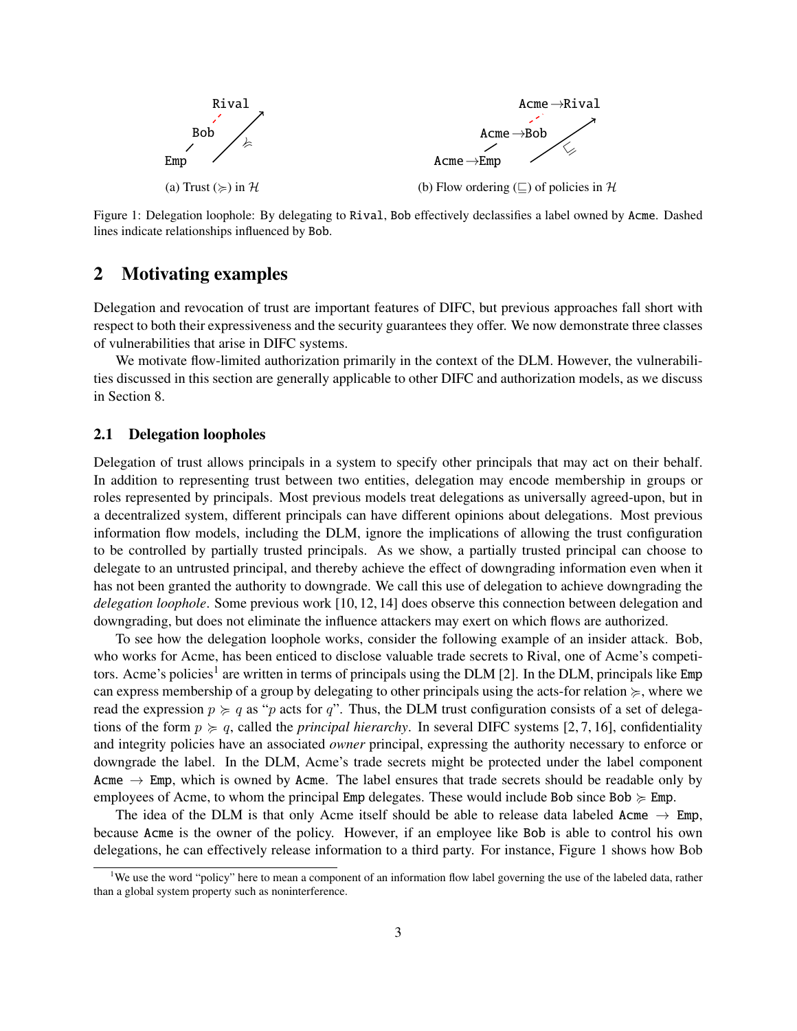(a) Trust ($\succcurlyeq$) in $\mathcal{H}$

(b) Flow ordering ($\sqsubseteq$) of policies in $\mathcal{H}$

Figure 1: Delegation loophole: By delegating to Rival, Bob effectively declassifies a label owned by Acme. Dashed lines indicate relationships influenced by Bob.

## 2 Motivating examples

Delegation and revocation of trust are important features of DIFC, but previous approaches fall short with respect to both their expressiveness and the security guarantees they offer. We now demonstrate three classes of vulnerabilities that arise in DIFC systems.

We motivate flow-limited authorization primarily in the context of the DLM. However, the vulnerabilities discussed in this section are generally applicable to other DIFC and authorization models, as we discuss in Section 8.

### 2.1 Delegation loopholes

Delegation of trust allows principals in a system to specify other principals that may act on their behalf. In addition to representing trust between two entities, delegation may encode membership in groups or roles represented by principals. Most previous models treat delegations as universally agreed-upon, but in a decentralized system, different principals can have different opinions about delegations. Most previous information flow models, including the DLM, ignore the implications of allowing the trust configuration to be controlled by partially trusted principals. As we show, a partially trusted principal can choose to delegate to an untrusted principal, and thereby achieve the effect of downgrading information even when it has not been granted the authority to downgrade. We call this use of delegation to achieve downgrading the *delegation loophole*. Some previous work [10, 12, 14] does observe this connection between delegation and downgrading, but does not eliminate the influence attackers may exert on which flows are authorized.

To see how the delegation loophole works, consider the following example of an insider attack. Bob, who works for Acme, has been enticed to disclose valuable trade secrets to Rival, one of Acme's competitors. Acme's policies[1] are written in terms of principals using the DLM [2]. In the DLM, principals like Emp can express membership of a group by delegating to other principals using the acts-for relation $\succcurlyeq$, where we read the expression $p \succcurlyeq q$ as "$p$ acts for $q$". Thus, the DLM trust configuration consists of a set of delegations of the form $p \succcurlyeq q$, called the *principal hierarchy*. In several DIFC systems [2, 7, 16], confidentiality and integrity policies have an associated *owner* principal, expressing the authority necessary to enforce or downgrade the label. In the DLM, Acme's trade secrets might be protected under the label component Acme $\rightarrow$ Emp, which is owned by Acme. The label ensures that trade secrets should be readable only by employees of Acme, to whom the principal Emp delegates. These would include Bob since Bob $\succcurlyeq$ Emp.

The idea of the DLM is that only Acme itself should be able to release data labeled Acme $\rightarrow$ Emp, because Acme is the owner of the policy. However, if an employee like Bob is able to control his own delegations, he can effectively release information to a third party. For instance, Figure 1 shows how Bob

[1] We use the word "policy" here to mean a component of an information flow label governing the use of the labeled data, rather than a global system property such as noninterference.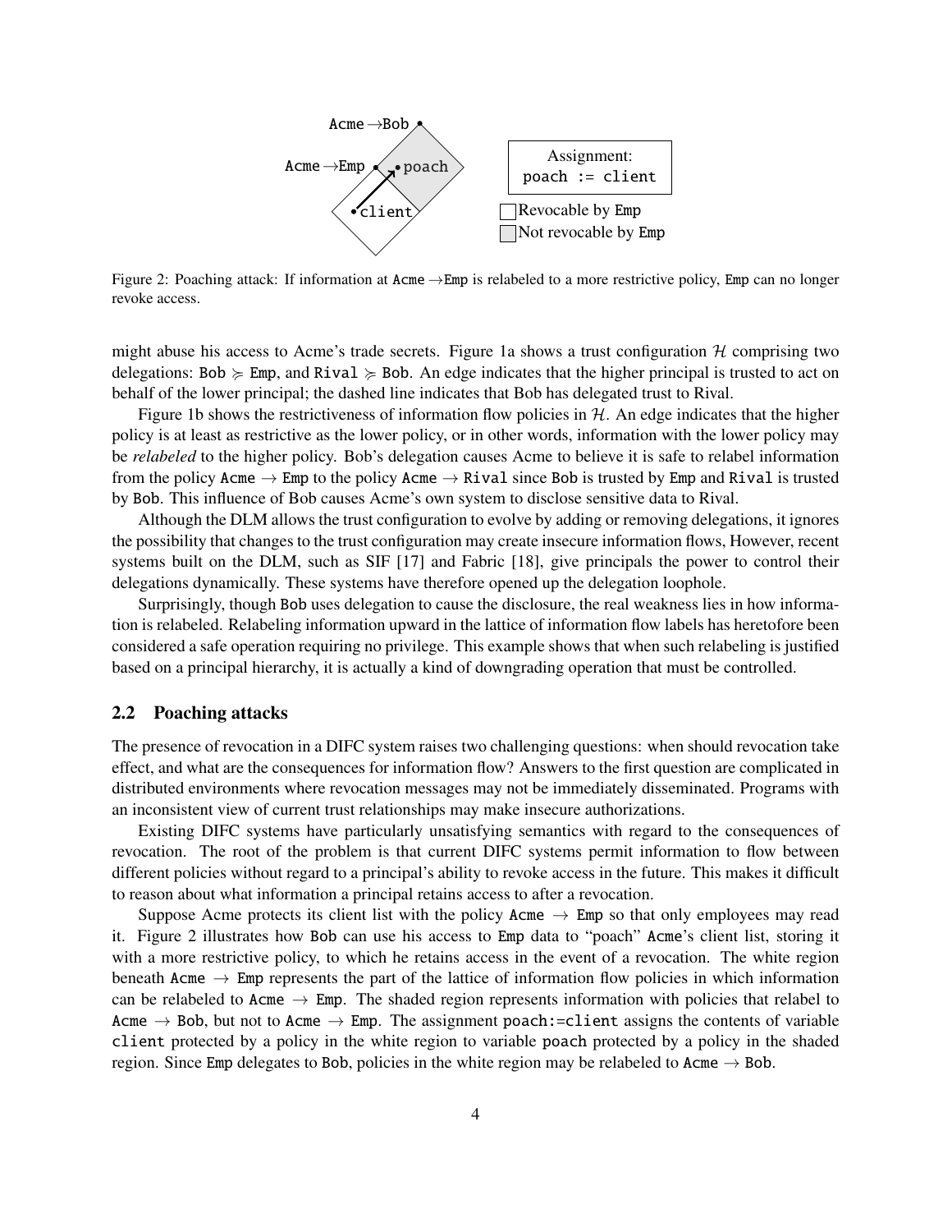Figure 2: Poaching attack: If information at Acme →Emp is relabeled to a more restrictive policy, Emp can no longer revoke access.

might abuse his access to Acme's trade secrets. Figure 1a shows a trust configuration $\mathcal{H}$ comprising two delegations: Bob $\succcurlyeq$ Emp, and Rival $\succcurlyeq$ Bob. An edge indicates that the higher principal is trusted to act on behalf of the lower principal; the dashed line indicates that Bob has delegated trust to Rival.

Figure 1b shows the restrictiveness of information flow policies in $\mathcal{H}$. An edge indicates that the higher policy is at least as restrictive as the lower policy, or in other words, information with the lower policy may be *relabeled* to the higher policy. Bob's delegation causes Acme to believe it is safe to relabel information from the policy Acme $\to$ Emp to the policy Acme $\to$ Rival since Bob is trusted by Emp and Rival is trusted by Bob. This influence of Bob causes Acme's own system to disclose sensitive data to Rival.

Although the DLM allows the trust configuration to evolve by adding or removing delegations, it ignores the possibility that changes to the trust configuration may create insecure information flows, However, recent systems built on the DLM, such as SIF [17] and Fabric [18], give principals the power to control their delegations dynamically. These systems have therefore opened up the delegation loophole.

Surprisingly, though Bob uses delegation to cause the disclosure, the real weakness lies in how information is relabeled. Relabeling information upward in the lattice of information flow labels has heretofore been considered a safe operation requiring no privilege. This example shows that when such relabeling is justified based on a principal hierarchy, it is actually a kind of downgrading operation that must be controlled.

## 2.2 Poaching attacks

The presence of revocation in a DIFC system raises two challenging questions: when should revocation take effect, and what are the consequences for information flow? Answers to the first question are complicated in distributed environments where revocation messages may not be immediately disseminated. Programs with an inconsistent view of current trust relationships may make insecure authorizations.

Existing DIFC systems have particularly unsatisfying semantics with regard to the consequences of revocation. The root of the problem is that current DIFC systems permit information to flow between different policies without regard to a principal's ability to revoke access in the future. This makes it difficult to reason about what information a principal retains access to after a revocation.

Suppose Acme protects its client list with the policy Acme $\to$ Emp so that only employees may read it. Figure 2 illustrates how Bob can use his access to Emp data to "poach" Acme's client list, storing it with a more restrictive policy, to which he retains access in the event of a revocation. The white region beneath Acme $\to$ Emp represents the part of the lattice of information flow policies in which information can be relabeled to Acme $\to$ Emp. The shaded region represents information with policies that relabel to Acme $\to$ Bob, but not to Acme $\to$ Emp. The assignment poach:=client assigns the contents of variable client protected by a policy in the white region to variable poach protected by a policy in the shaded region. Since Emp delegates to Bob, policies in the white region may be relabeled to Acme $\to$ Bob.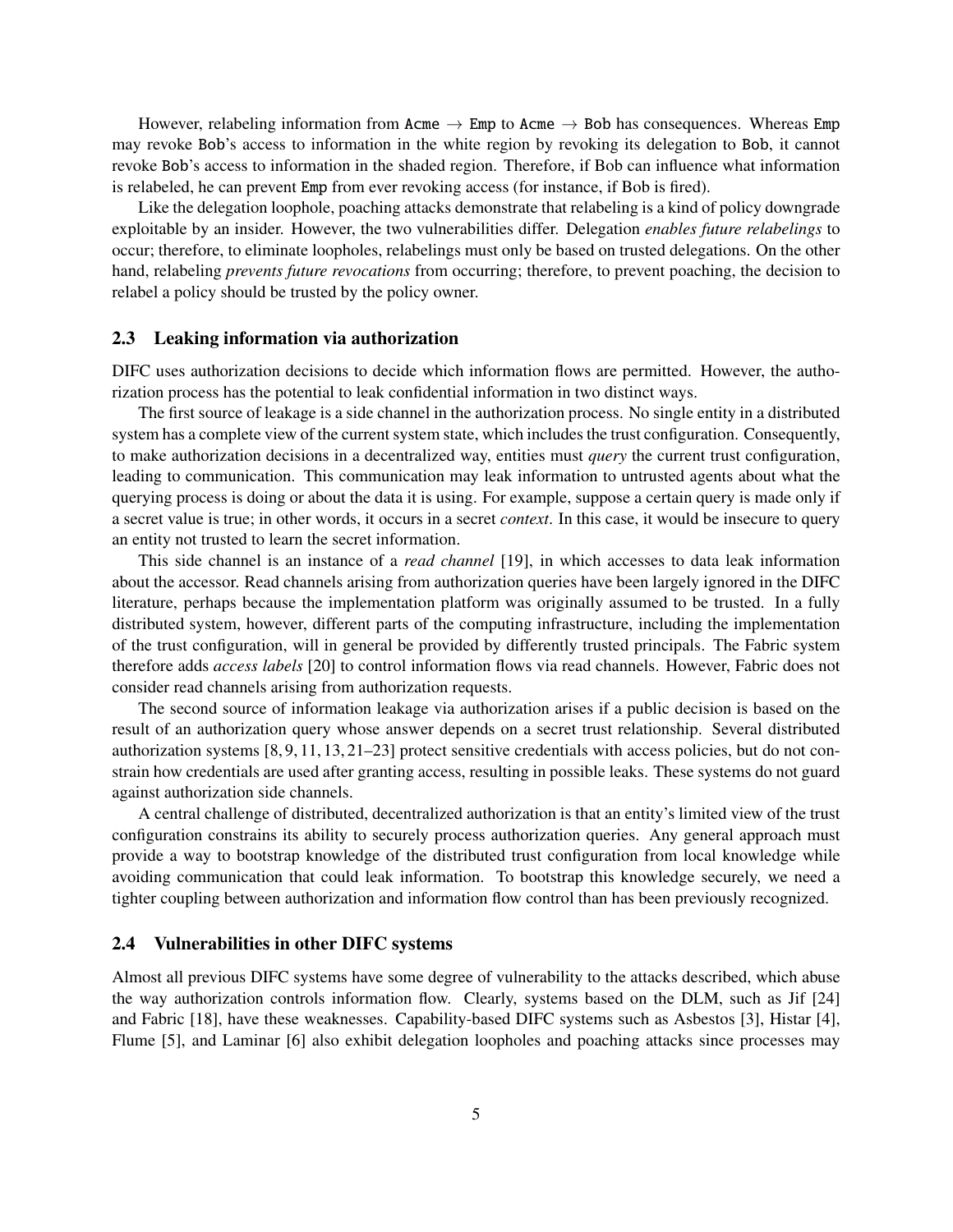However, relabeling information from Acme → Emp to Acme → Bob has consequences. Whereas Emp may revoke Bob's access to information in the white region by revoking its delegation to Bob, it cannot revoke Bob's access to information in the shaded region. Therefore, if Bob can influence what information is relabeled, he can prevent Emp from ever revoking access (for instance, if Bob is fired).

Like the delegation loophole, poaching attacks demonstrate that relabeling is a kind of policy downgrade exploitable by an insider. However, the two vulnerabilities differ. Delegation *enables future relabelings* to occur; therefore, to eliminate loopholes, relabelings must only be based on trusted delegations. On the other hand, relabeling *prevents future revocations* from occurring; therefore, to prevent poaching, the decision to relabel a policy should be trusted by the policy owner.

### 2.3 Leaking information via authorization

DIFC uses authorization decisions to decide which information flows are permitted. However, the authorization process has the potential to leak confidential information in two distinct ways.

The first source of leakage is a side channel in the authorization process. No single entity in a distributed system has a complete view of the current system state, which includes the trust configuration. Consequently, to make authorization decisions in a decentralized way, entities must *query* the current trust configuration, leading to communication. This communication may leak information to untrusted agents about what the querying process is doing or about the data it is using. For example, suppose a certain query is made only if a secret value is true; in other words, it occurs in a secret *context*. In this case, it would be insecure to query an entity not trusted to learn the secret information.

This side channel is an instance of a *read channel* [19], in which accesses to data leak information about the accessor. Read channels arising from authorization queries have been largely ignored in the DIFC literature, perhaps because the implementation platform was originally assumed to be trusted. In a fully distributed system, however, different parts of the computing infrastructure, including the implementation of the trust configuration, will in general be provided by differently trusted principals. The Fabric system therefore adds *access labels* [20] to control information flows via read channels. However, Fabric does not consider read channels arising from authorization requests.

The second source of information leakage via authorization arises if a public decision is based on the result of an authorization query whose answer depends on a secret trust relationship. Several distributed authorization systems [8, 9, 11, 13, 21–23] protect sensitive credentials with access policies, but do not constrain how credentials are used after granting access, resulting in possible leaks. These systems do not guard against authorization side channels.

A central challenge of distributed, decentralized authorization is that an entity's limited view of the trust configuration constrains its ability to securely process authorization queries. Any general approach must provide a way to bootstrap knowledge of the distributed trust configuration from local knowledge while avoiding communication that could leak information. To bootstrap this knowledge securely, we need a tighter coupling between authorization and information flow control than has been previously recognized.

### 2.4 Vulnerabilities in other DIFC systems

Almost all previous DIFC systems have some degree of vulnerability to the attacks described, which abuse the way authorization controls information flow. Clearly, systems based on the DLM, such as Jif [24] and Fabric [18], have these weaknesses. Capability-based DIFC systems such as Asbestos [3], Histar [4], Flume [5], and Laminar [6] also exhibit delegation loopholes and poaching attacks since processes may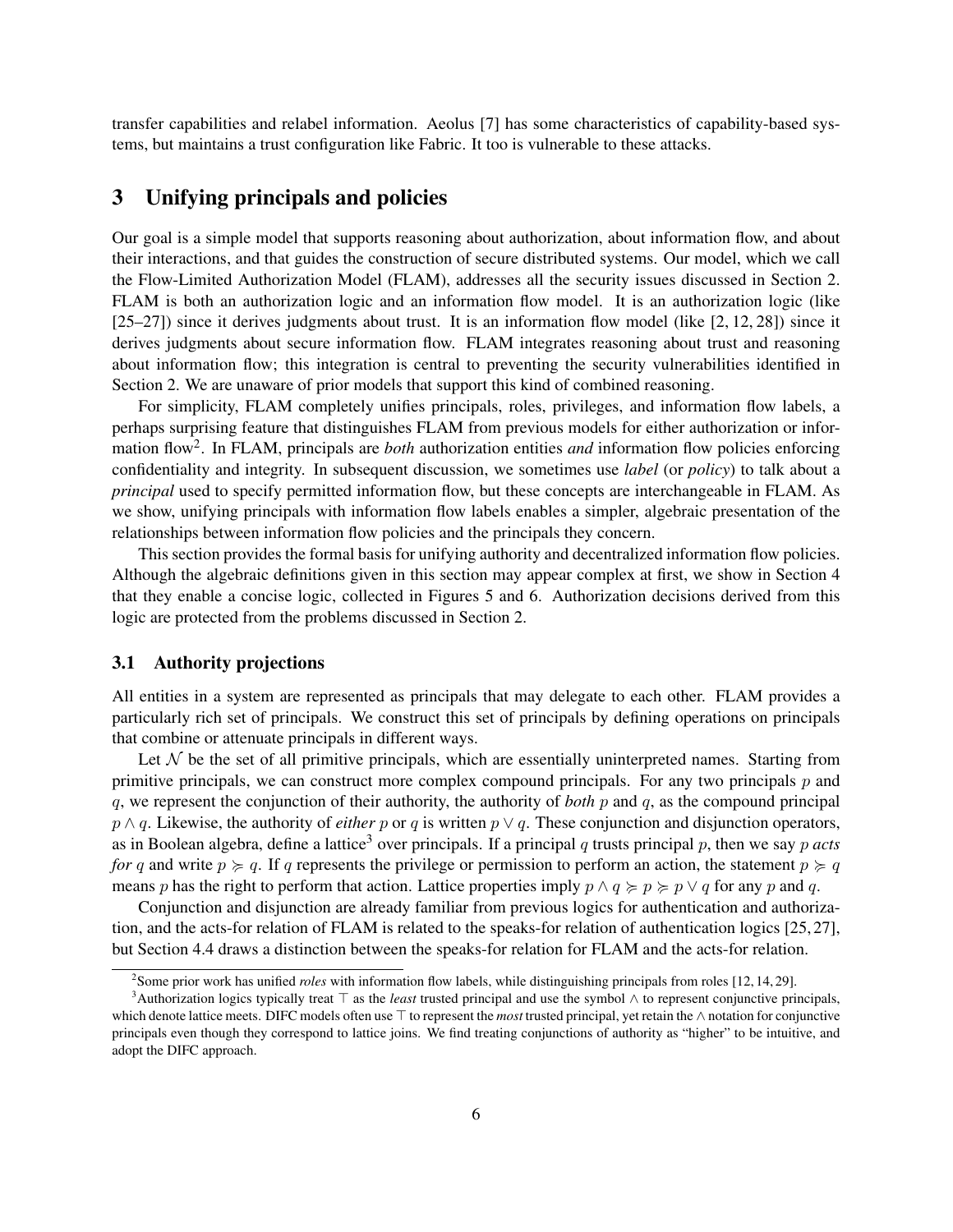transfer capabilities and relabel information. Aeolus [7] has some characteristics of capability-based systems, but maintains a trust configuration like Fabric. It too is vulnerable to these attacks.

# 3 Unifying principals and policies

Our goal is a simple model that supports reasoning about authorization, about information flow, and about their interactions, and that guides the construction of secure distributed systems. Our model, which we call the Flow-Limited Authorization Model (FLAM), addresses all the security issues discussed in Section 2. FLAM is both an authorization logic and an information flow model. It is an authorization logic (like [25–27]) since it derives judgments about trust. It is an information flow model (like [2, 12, 28]) since it derives judgments about secure information flow. FLAM integrates reasoning about trust and reasoning about information flow; this integration is central to preventing the security vulnerabilities identified in Section 2. We are unaware of prior models that support this kind of combined reasoning.

For simplicity, FLAM completely unifies principals, roles, privileges, and information flow labels, a perhaps surprising feature that distinguishes FLAM from previous models for either authorization or information flow[2]. In FLAM, principals are *both* authorization entities *and* information flow policies enforcing confidentiality and integrity. In subsequent discussion, we sometimes use *label* (or *policy*) to talk about a *principal* used to specify permitted information flow, but these concepts are interchangeable in FLAM. As we show, unifying principals with information flow labels enables a simpler, algebraic presentation of the relationships between information flow policies and the principals they concern.

This section provides the formal basis for unifying authority and decentralized information flow policies. Although the algebraic definitions given in this section may appear complex at first, we show in Section 4 that they enable a concise logic, collected in Figures 5 and 6. Authorization decisions derived from this logic are protected from the problems discussed in Section 2.

## 3.1 Authority projections

All entities in a system are represented as principals that may delegate to each other. FLAM provides a particularly rich set of principals. We construct this set of principals by defining operations on principals that combine or attenuate principals in different ways.

Let $\mathcal{N}$ be the set of all primitive principals, which are essentially uninterpreted names. Starting from primitive principals, we can construct more complex compound principals. For any two principals $p$ and $q$, we represent the conjunction of their authority, the authority of *both* $p$ and $q$, as the compound principal $p \wedge q$. Likewise, the authority of *either* $p$ or $q$ is written $p \vee q$. These conjunction and disjunction operators, as in Boolean algebra, define a lattice[3] over principals. If a principal $q$ trusts principal $p$, then we say $p$ *acts for* $q$ and write $p \succcurlyeq q$. If $q$ represents the privilege or permission to perform an action, the statement $p \succcurlyeq q$ means $p$ has the right to perform that action. Lattice properties imply $p \wedge q \succcurlyeq p \succcurlyeq p \vee q$ for any $p$ and $q$.

Conjunction and disjunction are already familiar from previous logics for authentication and authorization, and the acts-for relation of FLAM is related to the speaks-for relation of authentication logics [25, 27], but Section 4.4 draws a distinction between the speaks-for relation for FLAM and the acts-for relation.

[2] Some prior work has unified *roles* with information flow labels, while distinguishing principals from roles [12, 14, 29].

[3] Authorization logics typically treat $\top$ as the *least* trusted principal and use the symbol $\wedge$ to represent conjunctive principals, which denote lattice meets. DIFC models often use $\top$ to represent the *most* trusted principal, yet retain the $\wedge$ notation for conjunctive principals even though they correspond to lattice joins. We find treating conjunctions of authority as "higher" to be intuitive, and adopt the DIFC approach.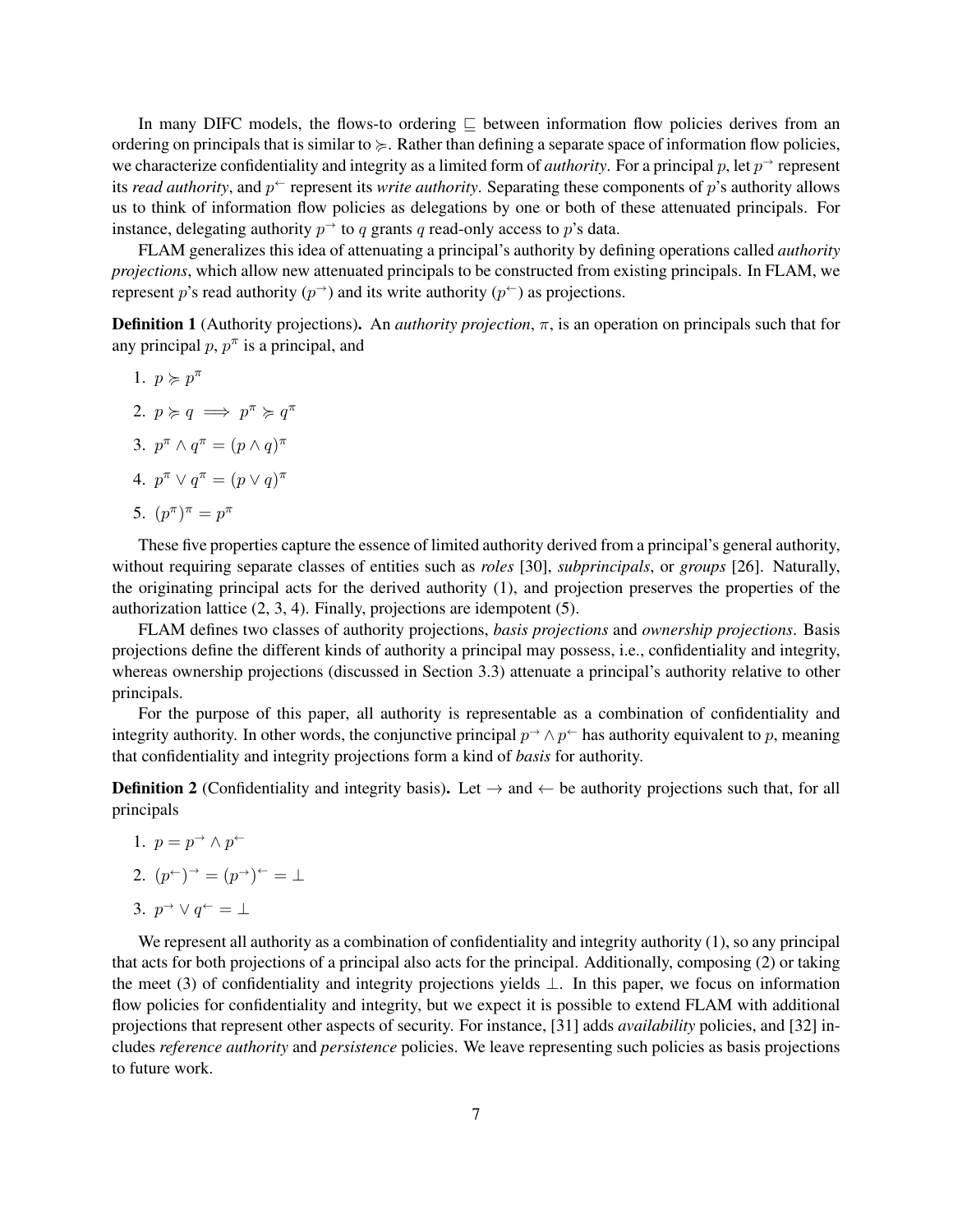In many DIFC models, the flows-to ordering $\sqsubseteq$ between information flow policies derives from an ordering on principals that is similar to $\succcurlyeq$. Rather than defining a separate space of information flow policies, we characterize confidentiality and integrity as a limited form of *authority*. For a principal $p$, let $p^{\rightarrow}$ represent its *read authority*, and $p^{\leftarrow}$ represent its *write authority*. Separating these components of $p$'s authority allows us to think of information flow policies as delegations by one or both of these attenuated principals. For instance, delegating authority $p^{\rightarrow}$ to $q$ grants $q$ read-only access to $p$'s data.

FLAM generalizes this idea of attenuating a principal's authority by defining operations called *authority projections*, which allow new attenuated principals to be constructed from existing principals. In FLAM, we represent $p$'s read authority ($p^{\rightarrow}$) and its write authority ($p^{\leftarrow}$) as projections.

**Definition 1** (Authority projections)**.** An *authority projection*, $\pi$, is an operation on principals such that for any principal $p$, $p^{\pi}$ is a principal, and

1. $p \succcurlyeq p^{\pi}$
2. $p \succcurlyeq q \implies p^{\pi} \succcurlyeq q^{\pi}$
3. $p^{\pi} \wedge q^{\pi} = (p \wedge q)^{\pi}$
4. $p^{\pi} \vee q^{\pi} = (p \vee q)^{\pi}$
5. $(p^{\pi})^{\pi} = p^{\pi}$

These five properties capture the essence of limited authority derived from a principal's general authority, without requiring separate classes of entities such as *roles* [30], *subprincipals*, or *groups* [26]. Naturally, the originating principal acts for the derived authority (1), and projection preserves the properties of the authorization lattice (2, 3, 4). Finally, projections are idempotent (5).

FLAM defines two classes of authority projections, *basis projections* and *ownership projections*. Basis projections define the different kinds of authority a principal may possess, i.e., confidentiality and integrity, whereas ownership projections (discussed in Section 3.3) attenuate a principal's authority relative to other principals.

For the purpose of this paper, all authority is representable as a combination of confidentiality and integrity authority. In other words, the conjunctive principal $p^{\rightarrow} \wedge p^{\leftarrow}$ has authority equivalent to $p$, meaning that confidentiality and integrity projections form a kind of *basis* for authority.

**Definition 2** (Confidentiality and integrity basis)**.** Let $\rightarrow$ and $\leftarrow$ be authority projections such that, for all principals

1. $p = p^{\rightarrow} \wedge p^{\leftarrow}$
2. $(p^{\leftarrow})^{\rightarrow} = (p^{\rightarrow})^{\leftarrow} = \bot$
3. $p^{\rightarrow} \vee q^{\leftarrow} = \bot$

We represent all authority as a combination of confidentiality and integrity authority (1), so any principal that acts for both projections of a principal also acts for the principal. Additionally, composing (2) or taking the meet (3) of confidentiality and integrity projections yields $\bot$. In this paper, we focus on information flow policies for confidentiality and integrity, but we expect it is possible to extend FLAM with additional projections that represent other aspects of security. For instance, [31] adds *availability* policies, and [32] includes *reference authority* and *persistence* policies. We leave representing such policies as basis projections to future work.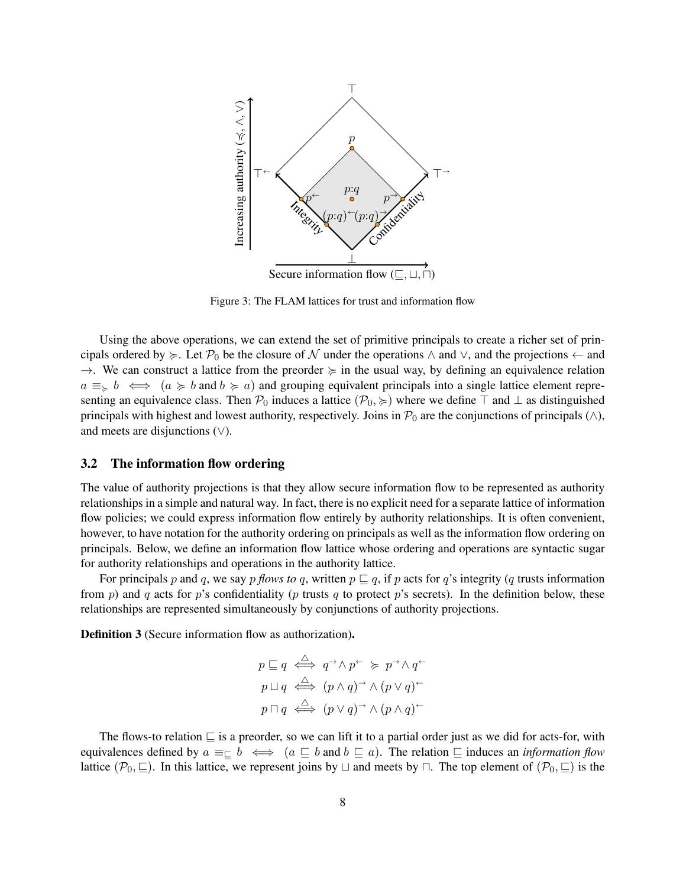Figure 3: The FLAM lattices for trust and information flow

Using the above operations, we can extend the set of primitive principals to create a richer set of principals ordered by $\succcurlyeq$. Let $\mathcal{P}_0$ be the closure of $\mathcal{N}$ under the operations $\wedge$ and $\vee$, and the projections $\leftarrow$ and $\rightarrow$. We can construct a lattice from the preorder $\succcurlyeq$ in the usual way, by defining an equivalence relation $a \equiv_{\succcurlyeq} b \iff (a \succcurlyeq b \text{ and } b \succcurlyeq a)$ and grouping equivalent principals into a single lattice element representing an equivalence class. Then $\mathcal{P}_0$ induces a lattice $(\mathcal{P}_0, \succcurlyeq)$ where we define $\top$ and $\bot$ as distinguished principals with highest and lowest authority, respectively. Joins in $\mathcal{P}_0$ are the conjunctions of principals ($\wedge$), and meets are disjunctions ($\vee$).

### 3.2 The information flow ordering

The value of authority projections is that they allow secure information flow to be represented as authority relationships in a simple and natural way. In fact, there is no explicit need for a separate lattice of information flow policies; we could express information flow entirely by authority relationships. It is often convenient, however, to have notation for the authority ordering on principals as well as the information flow ordering on principals. Below, we define an information flow lattice whose ordering and operations are syntactic sugar for authority relationships and operations in the authority lattice.

For principals $p$ and $q$, we say $p$ *flows to* $q$, written $p \sqsubseteq q$, if $p$ acts for $q$'s integrity ($q$ trusts information from $p$) and $q$ acts for $p$'s confidentiality ($p$ trusts $q$ to protect $p$'s secrets). In the definition below, these relationships are represented simultaneously by conjunctions of authority projections.

**Definition 3** (Secure information flow as authorization)**.**

$$p \sqsubseteq q \overset{\triangle}{\iff} q^{\rightarrow} \wedge p^{\leftarrow} \succcurlyeq p^{\rightarrow} \wedge q^{\leftarrow}$$

$$p \sqcup q \overset{\triangle}{\iff} (p \wedge q)^{\rightarrow} \wedge (p \vee q)^{\leftarrow}$$

$$p \sqcap q \overset{\triangle}{\iff} (p \vee q)^{\rightarrow} \wedge (p \wedge q)^{\leftarrow}$$

The flows-to relation $\sqsubseteq$ is a preorder, so we can lift it to a partial order just as we did for acts-for, with equivalences defined by $a \equiv_{\sqsubseteq} b \iff (a \sqsubseteq b \text{ and } b \sqsubseteq a)$. The relation $\sqsubseteq$ induces an *information flow* lattice $(\mathcal{P}_0, \sqsubseteq)$. In this lattice, we represent joins by $\sqcup$ and meets by $\sqcap$. The top element of $(\mathcal{P}_0, \sqsubseteq)$ is the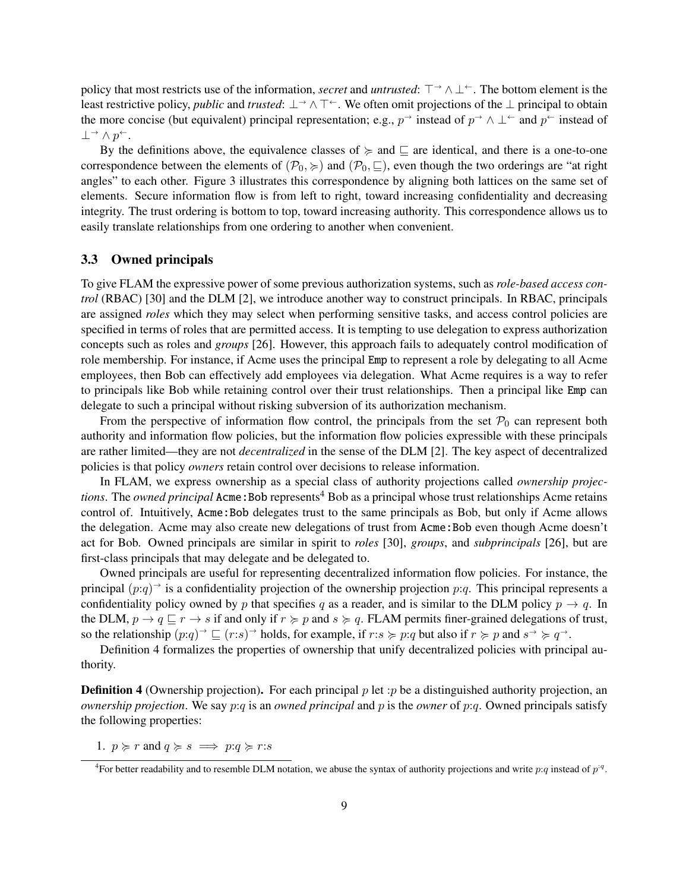policy that most restricts use of the information, *secret* and *untrusted*: $\top^{\rightarrow} \wedge \bot^{\leftarrow}$. The bottom element is the least restrictive policy, *public* and *trusted*: $\bot^{\rightarrow} \wedge \top^{\leftarrow}$. We often omit projections of the $\bot$ principal to obtain the more concise (but equivalent) principal representation; e.g., $p^{\rightarrow}$ instead of $p^{\rightarrow} \wedge \bot^{\leftarrow}$ and $p^{\leftarrow}$ instead of $\bot^{\rightarrow} \wedge p^{\leftarrow}$.

By the definitions above, the equivalence classes of $\succcurlyeq$ and $\sqsubseteq$ are identical, and there is a one-to-one correspondence between the elements of $(\mathcal{P}_0, \succcurlyeq)$ and $(\mathcal{P}_0, \sqsubseteq)$, even though the two orderings are "at right angles" to each other. Figure 3 illustrates this correspondence by aligning both lattices on the same set of elements. Secure information flow is from left to right, toward increasing confidentiality and decreasing integrity. The trust ordering is bottom to top, toward increasing authority. This correspondence allows us to easily translate relationships from one ordering to another when convenient.

### 3.3 Owned principals

To give FLAM the expressive power of some previous authorization systems, such as *role-based access control* (RBAC) [30] and the DLM [2], we introduce another way to construct principals. In RBAC, principals are assigned *roles* which they may select when performing sensitive tasks, and access control policies are specified in terms of roles that are permitted access. It is tempting to use delegation to express authorization concepts such as roles and *groups* [26]. However, this approach fails to adequately control modification of role membership. For instance, if Acme uses the principal `Emp` to represent a role by delegating to all Acme employees, then Bob can effectively add employees via delegation. What Acme requires is a way to refer to principals like Bob while retaining control over their trust relationships. Then a principal like `Emp` can delegate to such a principal without risking subversion of its authorization mechanism.

From the perspective of information flow control, the principals from the set $\mathcal{P}_0$ can represent both authority and information flow policies, but the information flow policies expressible with these principals are rather limited—they are not *decentralized* in the sense of the DLM [2]. The key aspect of decentralized policies is that policy *owners* retain control over decisions to release information.

In FLAM, we express ownership as a special class of authority projections called *ownership projections*. The *owned principal* `Acme:Bob` represents[4] Bob as a principal whose trust relationships Acme retains control of. Intuitively, `Acme:Bob` delegates trust to the same principals as Bob, but only if Acme allows the delegation. Acme may also create new delegations of trust from `Acme:Bob` even though Acme doesn't act for Bob. Owned principals are similar in spirit to *roles* [30], *groups*, and *subprincipals* [26], but are first-class principals that may delegate and be delegated to.

Owned principals are useful for representing decentralized information flow policies. For instance, the principal $(p{:}q)^{\rightarrow}$ is a confidentiality projection of the ownership projection $p{:}q$. This principal represents a confidentiality policy owned by $p$ that specifies $q$ as a reader, and is similar to the DLM policy $p \rightarrow q$. In the DLM, $p \rightarrow q \sqsubseteq r \rightarrow s$ if and only if $r \succcurlyeq p$ and $s \succcurlyeq q$. FLAM permits finer-grained delegations of trust, so the relationship $(p{:}q)^{\rightarrow} \sqsubseteq (r{:}s)^{\rightarrow}$ holds, for example, if $r{:}s \succcurlyeq p{:}q$ but also if $r \succcurlyeq p$ and $s^{\rightarrow} \succcurlyeq q^{\rightarrow}$.

Definition 4 formalizes the properties of ownership that unify decentralized policies with principal authority.

**Definition 4** (Ownership projection)**.** For each principal $p$ let $:p$ be a distinguished authority projection, an *ownership projection*. We say $p{:}q$ is an *owned principal* and $p$ is the *owner* of $p{:}q$. Owned principals satisfy the following properties:

1. $p \succcurlyeq r$ and $q \succcurlyeq s \implies p{:}q \succcurlyeq r{:}s$

[4] For better readability and to resemble DLM notation, we abuse the syntax of authority projections and write $p{:}q$ instead of $p^{:q}$.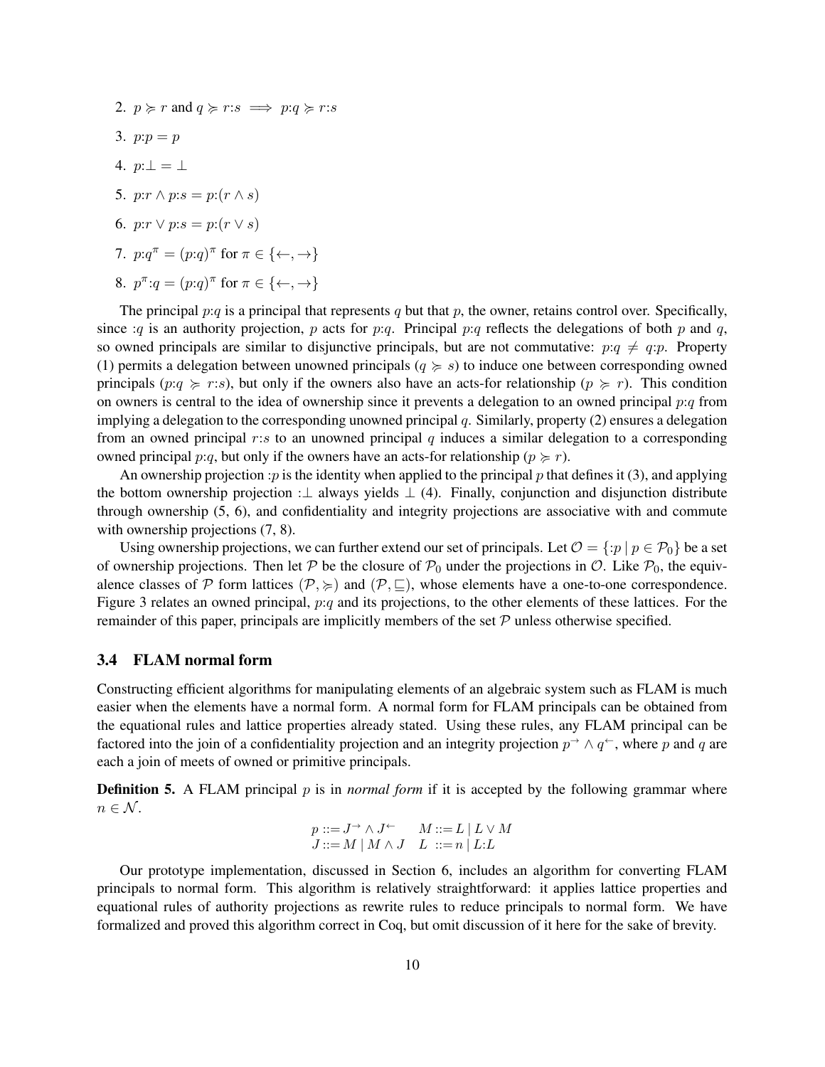2. $p \succcurlyeq r$ and $q \succcurlyeq r{:}s \implies p{:}q \succcurlyeq r{:}s$
3. $p{:}p = p$
4. $p{:}\bot = \bot$
5. $p{:}r \wedge p{:}s = p{:}(r \wedge s)$
6. $p{:}r \vee p{:}s = p{:}(r \vee s)$
7. $p{:}q^{\pi} = (p{:}q)^{\pi}$ for $\pi \in \{\leftarrow, \rightarrow\}$
8. $p^{\pi}{:}q = (p{:}q)^{\pi}$ for $\pi \in \{\leftarrow, \rightarrow\}$

The principal $p{:}q$ is a principal that represents $q$ but that $p$, the owner, retains control over. Specifically, since ${:}q$ is an authority projection, $p$ acts for $p{:}q$. Principal $p{:}q$ reflects the delegations of both $p$ and $q$, so owned principals are similar to disjunctive principals, but are not commutative: $p{:}q \neq q{:}p$. Property (1) permits a delegation between unowned principals ($q \succcurlyeq s$) to induce one between corresponding owned principals ($p{:}q \succcurlyeq r{:}s$), but only if the owners also have an acts-for relationship ($p \succcurlyeq r$). This condition on owners is central to the idea of ownership since it prevents a delegation to an owned principal $p{:}q$ from implying a delegation to the corresponding unowned principal $q$. Similarly, property (2) ensures a delegation from an owned principal $r{:}s$ to an unowned principal $q$ induces a similar delegation to a corresponding owned principal $p{:}q$, but only if the owners have an acts-for relationship ($p \succcurlyeq r$).

An ownership projection ${:}p$ is the identity when applied to the principal $p$ that defines it (3), and applying the bottom ownership projection ${:}\bot$ always yields $\bot$ (4). Finally, conjunction and disjunction distribute through ownership (5, 6), and confidentiality and integrity projections are associative with and commute with ownership projections (7, 8).

Using ownership projections, we can further extend our set of principals. Let $\mathcal{O} = \{{:}p \mid p \in \mathcal{P}_0\}$ be a set of ownership projections. Then let $\mathcal{P}$ be the closure of $\mathcal{P}_0$ under the projections in $\mathcal{O}$. Like $\mathcal{P}_0$, the equivalence classes of $\mathcal{P}$ form lattices $(\mathcal{P}, \succcurlyeq)$ and $(\mathcal{P}, \sqsubseteq)$, whose elements have a one-to-one correspondence. Figure 3 relates an owned principal, $p{:}q$ and its projections, to the other elements of these lattices. For the remainder of this paper, principals are implicitly members of the set $\mathcal{P}$ unless otherwise specified.

### 3.4 FLAM normal form

Constructing efficient algorithms for manipulating elements of an algebraic system such as FLAM is much easier when the elements have a normal form. A normal form for FLAM principals can be obtained from the equational rules and lattice properties already stated. Using these rules, any FLAM principal can be factored into the join of a confidentiality projection and an integrity projection $p^{\rightarrow} \wedge q^{\leftarrow}$, where $p$ and $q$ are each a join of meets of owned or primitive principals.

**Definition 5.** A FLAM principal $p$ is in *normal form* if it is accepted by the following grammar where $n \in \mathcal{N}$.

$$
\begin{array}{ll}
p ::= J^{\rightarrow} \wedge J^{\leftarrow} & M ::= L \mid L \vee M \\
J ::= M \mid M \wedge J & L \ ::= n \mid L{:}L
\end{array}
$$

Our prototype implementation, discussed in Section 6, includes an algorithm for converting FLAM principals to normal form. This algorithm is relatively straightforward: it applies lattice properties and equational rules of authority projections as rewrite rules to reduce principals to normal form. We have formalized and proved this algorithm correct in Coq, but omit discussion of it here for the sake of brevity.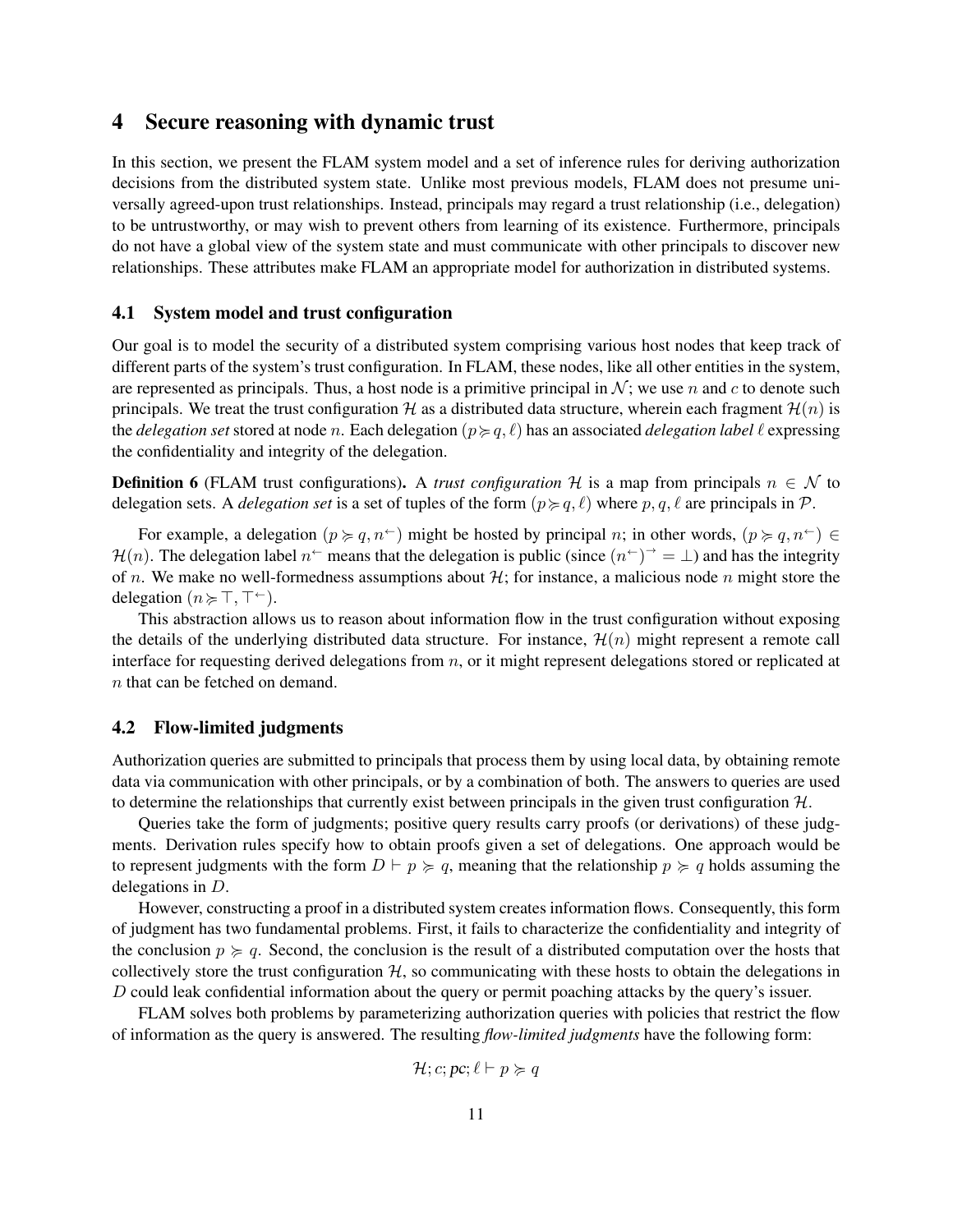## 4 Secure reasoning with dynamic trust

In this section, we present the FLAM system model and a set of inference rules for deriving authorization decisions from the distributed system state. Unlike most previous models, FLAM does not presume universally agreed-upon trust relationships. Instead, principals may regard a trust relationship (i.e., delegation) to be untrustworthy, or may wish to prevent others from learning of its existence. Furthermore, principals do not have a global view of the system state and must communicate with other principals to discover new relationships. These attributes make FLAM an appropriate model for authorization in distributed systems.

### 4.1 System model and trust configuration

Our goal is to model the security of a distributed system comprising various host nodes that keep track of different parts of the system's trust configuration. In FLAM, these nodes, like all other entities in the system, are represented as principals. Thus, a host node is a primitive principal in $\mathcal{N}$; we use $n$ and $c$ to denote such principals. We treat the trust configuration $\mathcal{H}$ as a distributed data structure, wherein each fragment $\mathcal{H}(n)$ is the *delegation set* stored at node $n$. Each delegation $(p \succcurlyeq q, \ell)$ has an associated *delegation label* $\ell$ expressing the confidentiality and integrity of the delegation.

**Definition 6** (FLAM trust configurations)**.** A *trust configuration* $\mathcal{H}$ is a map from principals $n \in \mathcal{N}$ to delegation sets. A *delegation set* is a set of tuples of the form $(p \succcurlyeq q, \ell)$ where $p, q, \ell$ are principals in $\mathcal{P}$.

For example, a delegation $(p \succcurlyeq q, n^{\leftarrow})$ might be hosted by principal $n$; in other words, $(p \succcurlyeq q, n^{\leftarrow}) \in \mathcal{H}(n)$. The delegation label $n^{\leftarrow}$ means that the delegation is public (since $(n^{\leftarrow})^{\rightarrow} = \bot$) and has the integrity of $n$. We make no well-formedness assumptions about $\mathcal{H}$; for instance, a malicious node $n$ might store the delegation $(n \succcurlyeq \top, \top^{\leftarrow})$.

This abstraction allows us to reason about information flow in the trust configuration without exposing the details of the underlying distributed data structure. For instance, $\mathcal{H}(n)$ might represent a remote call interface for requesting derived delegations from $n$, or it might represent delegations stored or replicated at $n$ that can be fetched on demand.

### 4.2 Flow-limited judgments

Authorization queries are submitted to principals that process them by using local data, by obtaining remote data via communication with other principals, or by a combination of both. The answers to queries are used to determine the relationships that currently exist between principals in the given trust configuration $\mathcal{H}$.

Queries take the form of judgments; positive query results carry proofs (or derivations) of these judgments. Derivation rules specify how to obtain proofs given a set of delegations. One approach would be to represent judgments with the form $D \vdash p \succcurlyeq q$, meaning that the relationship $p \succcurlyeq q$ holds assuming the delegations in $D$.

However, constructing a proof in a distributed system creates information flows. Consequently, this form of judgment has two fundamental problems. First, it fails to characterize the confidentiality and integrity of the conclusion $p \succcurlyeq q$. Second, the conclusion is the result of a distributed computation over the hosts that collectively store the trust configuration $\mathcal{H}$, so communicating with these hosts to obtain the delegations in $D$ could leak confidential information about the query or permit poaching attacks by the query's issuer.

FLAM solves both problems by parameterizing authorization queries with policies that restrict the flow of information as the query is answered. The resulting *flow-limited judgments* have the following form:

$$\mathcal{H}; c; pc; \ell \vdash p \succcurlyeq q$$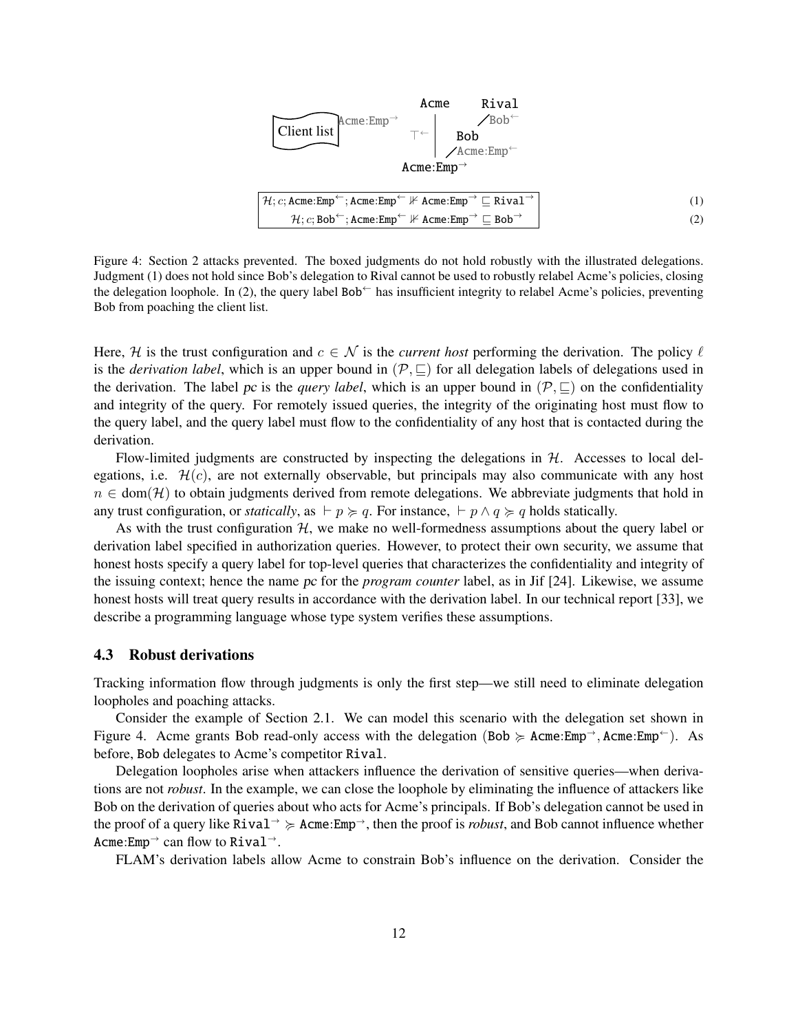$$\mathcal{H}; c; \texttt{Acme:Emp}^{\leftarrow}; \texttt{Acme:Emp}^{\leftarrow} \not\Vdash \texttt{Acme:Emp}^{\rightarrow} \sqsubseteq \texttt{Rival}^{\rightarrow} \quad (1)$$

$$\mathcal{H}; c; \texttt{Bob}^{\leftarrow}; \texttt{Acme:Emp}^{\leftarrow} \not\Vdash \texttt{Acme:Emp}^{\rightarrow} \sqsubseteq \texttt{Bob}^{\rightarrow} \quad (2)$$

Figure 4: Section 2 attacks prevented. The boxed judgments do not hold robustly with the illustrated delegations. Judgment (1) does not hold since Bob's delegation to Rival cannot be used to robustly relabel Acme's policies, closing the delegation loophole. In (2), the query label $\texttt{Bob}^{\leftarrow}$ has insufficient integrity to relabel Acme's policies, preventing Bob from poaching the client list.

Here, $\mathcal{H}$ is the trust configuration and $c \in \mathcal{N}$ is the *current host* performing the derivation. The policy $\ell$ is the *derivation label*, which is an upper bound in $(\mathcal{P}, \sqsubseteq)$ for all delegation labels of delegations used in the derivation. The label $pc$ is the *query label*, which is an upper bound in $(\mathcal{P}, \sqsubseteq)$ on the confidentiality and integrity of the query. For remotely issued queries, the integrity of the originating host must flow to the query label, and the query label must flow to the confidentiality of any host that is contacted during the derivation.

Flow-limited judgments are constructed by inspecting the delegations in $\mathcal{H}$. Accesses to local delegations, i.e. $\mathcal{H}(c)$, are not externally observable, but principals may also communicate with any host $n \in \text{dom}(\mathcal{H})$ to obtain judgments derived from remote delegations. We abbreviate judgments that hold in any trust configuration, or *statically*, as $\vdash p \succcurlyeq q$. For instance, $\vdash p \wedge q \succcurlyeq q$ holds statically.

As with the trust configuration $\mathcal{H}$, we make no well-formedness assumptions about the query label or derivation label specified in authorization queries. However, to protect their own security, we assume that honest hosts specify a query label for top-level queries that characterizes the confidentiality and integrity of the issuing context; hence the name $pc$ for the *program counter* label, as in Jif [24]. Likewise, we assume honest hosts will treat query results in accordance with the derivation label. In our technical report [33], we describe a programming language whose type system verifies these assumptions.

### 4.3 Robust derivations

Tracking information flow through judgments is only the first step—we still need to eliminate delegation loopholes and poaching attacks.

Consider the example of Section 2.1. We can model this scenario with the delegation set shown in Figure 4. Acme grants Bob read-only access with the delegation $(\texttt{Bob} \succcurlyeq \texttt{Acme:Emp}^{\rightarrow}, \texttt{Acme:Emp}^{\leftarrow})$. As before, Bob delegates to Acme's competitor Rival.

Delegation loopholes arise when attackers influence the derivation of sensitive queries—when derivations are not *robust*. In the example, we can close the loophole by eliminating the influence of attackers like Bob on the derivation of queries about who acts for Acme's principals. If Bob's delegation cannot be used in the proof of a query like $\texttt{Rival}^{\rightarrow} \succcurlyeq \texttt{Acme:Emp}^{\rightarrow}$, then the proof is *robust*, and Bob cannot influence whether $\texttt{Acme:Emp}^{\rightarrow}$ can flow to $\texttt{Rival}^{\rightarrow}$.

FLAM's derivation labels allow Acme to constrain Bob's influence on the derivation. Consider the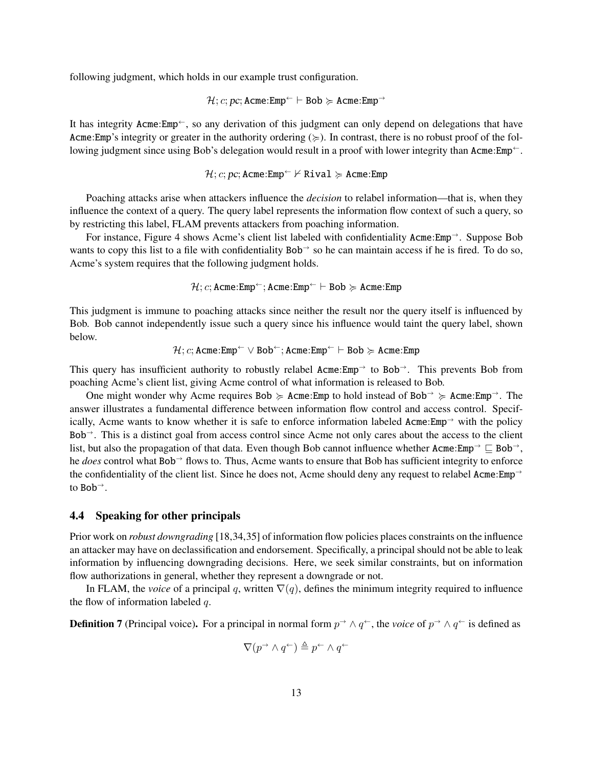following judgment, which holds in our example trust configuration.

$$\mathcal{H}; c; pc; \texttt{Acme:Emp}^{\leftarrow} \vdash \texttt{Bob} \succcurlyeq \texttt{Acme:Emp}^{\rightarrow}$$

It has integrity $\texttt{Acme:Emp}^{\leftarrow}$, so any derivation of this judgment can only depend on delegations that have $\texttt{Acme:Emp}$'s integrity or greater in the authority ordering ($\succcurlyeq$). In contrast, there is no robust proof of the following judgment since using Bob's delegation would result in a proof with lower integrity than $\texttt{Acme:Emp}^{\leftarrow}$.

$$\mathcal{H}; c; pc; \texttt{Acme:Emp}^{\leftarrow} \nvdash \texttt{Rival} \succcurlyeq \texttt{Acme:Emp}$$

Poaching attacks arise when attackers influence the *decision* to relabel information—that is, when they influence the context of a query. The query label represents the information flow context of such a query, so by restricting this label, FLAM prevents attackers from poaching information.

For instance, Figure 4 shows Acme's client list labeled with confidentiality $\texttt{Acme:Emp}^{\rightarrow}$. Suppose Bob wants to copy this list to a file with confidentiality $\texttt{Bob}^{\rightarrow}$ so he can maintain access if he is fired. To do so, Acme's system requires that the following judgment holds.

$$\mathcal{H}; c; \texttt{Acme:Emp}^{\leftarrow}; \texttt{Acme:Emp}^{\leftarrow} \vdash \texttt{Bob} \succcurlyeq \texttt{Acme:Emp}$$

This judgment is immune to poaching attacks since neither the result nor the query itself is influenced by Bob. Bob cannot independently issue such a query since his influence would taint the query label, shown below.

$$\mathcal{H}; c; \texttt{Acme:Emp}^{\leftarrow} \vee \texttt{Bob}^{\leftarrow}; \texttt{Acme:Emp}^{\leftarrow} \vdash \texttt{Bob} \succcurlyeq \texttt{Acme:Emp}$$

This query has insufficient authority to robustly relabel $\texttt{Acme:Emp}^{\rightarrow}$ to $\texttt{Bob}^{\rightarrow}$. This prevents Bob from poaching Acme's client list, giving Acme control of what information is released to Bob.

One might wonder why Acme requires $\texttt{Bob} \succcurlyeq \texttt{Acme:Emp}$ to hold instead of $\texttt{Bob}^{\rightarrow} \succcurlyeq \texttt{Acme:Emp}^{\rightarrow}$. The answer illustrates a fundamental difference between information flow control and access control. Specifically, Acme wants to know whether it is safe to enforce information labeled $\texttt{Acme:Emp}^{\rightarrow}$ with the policy $\texttt{Bob}^{\rightarrow}$. This is a distinct goal from access control since Acme not only cares about the access to the client list, but also the propagation of that data. Even though Bob cannot influence whether $\texttt{Acme:Emp}^{\rightarrow} \sqsubseteq \texttt{Bob}^{\rightarrow}$, he *does* control what $\texttt{Bob}^{\rightarrow}$ flows to. Thus, Acme wants to ensure that Bob has sufficient integrity to enforce the confidentiality of the client list. Since he does not, Acme should deny any request to relabel $\texttt{Acme:Emp}^{\rightarrow}$ to $\texttt{Bob}^{\rightarrow}$.

### 4.4 Speaking for other principals

Prior work on *robust downgrading* [18,34,35] of information flow policies places constraints on the influence an attacker may have on declassification and endorsement. Specifically, a principal should not be able to leak information by influencing downgrading decisions. Here, we seek similar constraints, but on information flow authorizations in general, whether they represent a downgrade or not.

In FLAM, the *voice* of a principal $q$, written $\nabla(q)$, defines the minimum integrity required to influence the flow of information labeled $q$.

**Definition 7** (Principal voice)**.** For a principal in normal form $p^{\rightarrow} \wedge q^{\leftarrow}$, the *voice* of $p^{\rightarrow} \wedge q^{\leftarrow}$ is defined as

$$\nabla(p^{\rightarrow} \wedge q^{\leftarrow}) \triangleq p^{\leftarrow} \wedge q^{\leftarrow}$$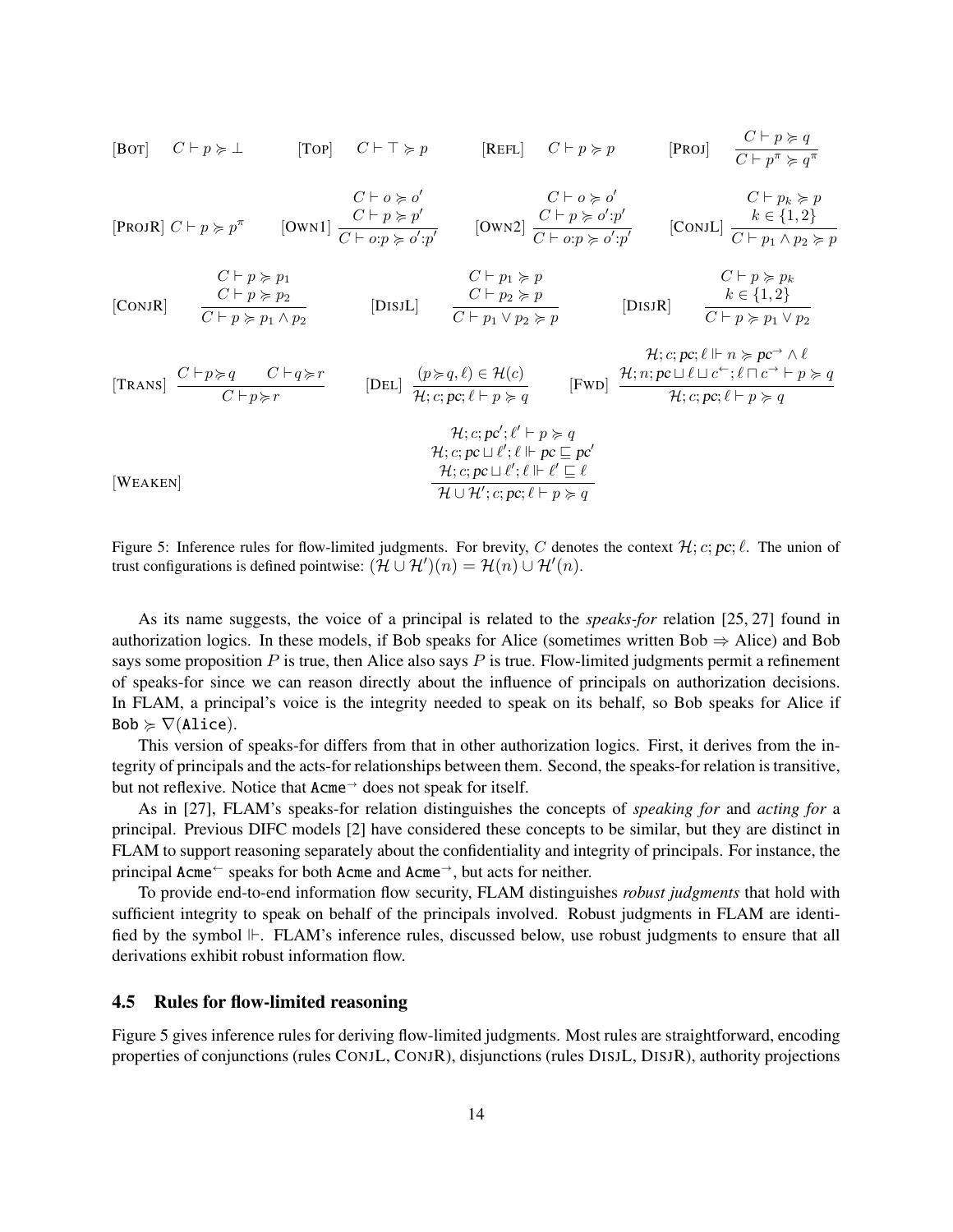$$[\text{Bot}]\quad C \vdash p \succcurlyeq \bot \qquad [\text{Top}]\quad C \vdash \top \succcurlyeq p \qquad [\text{Refl}]\quad C \vdash p \succcurlyeq p \qquad [\text{Proj}]\quad \frac{C \vdash p \succcurlyeq q}{C \vdash p^{\pi} \succcurlyeq q^{\pi}}$$

$$[\text{ProjR}]\; C \vdash p \succcurlyeq p^{\pi} \qquad [\text{Own1}]\; \frac{\begin{array}{c} C \vdash o \succcurlyeq o' \\ C \vdash p \succcurlyeq p' \end{array}}{C \vdash o{:}p \succcurlyeq o'{:}p'} \qquad [\text{Own2}]\; \frac{\begin{array}{c} C \vdash o \succcurlyeq o' \\ C \vdash p \succcurlyeq o'{:}p' \end{array}}{C \vdash o{:}p \succcurlyeq o'{:}p'} \qquad [\text{ConjL}]\; \frac{\begin{array}{c} C \vdash p_k \succcurlyeq p \\ k \in \{1,2\} \end{array}}{C \vdash p_1 \wedge p_2 \succcurlyeq p}$$

$$[\text{ConjR}]\quad \frac{\begin{array}{c} C \vdash p \succcurlyeq p_1 \\ C \vdash p \succcurlyeq p_2 \end{array}}{C \vdash p \succcurlyeq p_1 \wedge p_2} \qquad [\text{DisjL}]\quad \frac{\begin{array}{c} C \vdash p_1 \succcurlyeq p \\ C \vdash p_2 \succcurlyeq p \end{array}}{C \vdash p_1 \vee p_2 \succcurlyeq p} \qquad [\text{DisjR}]\quad \frac{\begin{array}{c} C \vdash p \succcurlyeq p_k \\ k \in \{1,2\} \end{array}}{C \vdash p \succcurlyeq p_1 \vee p_2}$$

$$[\text{Trans}]\; \frac{C \vdash p \succcurlyeq q \qquad C \vdash q \succcurlyeq r}{C \vdash p \succcurlyeq r} \qquad [\text{Del}]\; \frac{(p \succcurlyeq q, \ell) \in \mathcal{H}(c)}{\mathcal{H}; c; pc; \ell \vdash p \succcurlyeq q} \qquad [\text{Fwd}]\; \frac{\begin{array}{c} \mathcal{H}; c; pc; \ell \Vdash n \succcurlyeq pc^{\rightarrow} \wedge \ell \\ \mathcal{H}; n; pc \sqcup \ell \sqcup c^{\leftarrow}; \ell \sqcap c^{\rightarrow} \vdash p \succcurlyeq q \end{array}}{\mathcal{H}; c; pc; \ell \vdash p \succcurlyeq q}$$

$$[\text{Weaken}]\qquad \frac{\begin{array}{c} \mathcal{H}; c; pc'; \ell' \vdash p \succcurlyeq q \\ \mathcal{H}; c; pc \sqcup \ell'; \ell \Vdash pc \sqsubseteq pc' \\ \mathcal{H}; c; pc \sqcup \ell'; \ell \Vdash \ell' \sqsubseteq \ell \end{array}}{\mathcal{H} \cup \mathcal{H}'; c; pc; \ell \vdash p \succcurlyeq q}$$

Figure 5: Inference rules for flow-limited judgments. For brevity, $C$ denotes the context $\mathcal{H}; c; pc; \ell$. The union of trust configurations is defined pointwise: $(\mathcal{H} \cup \mathcal{H}')(n) = \mathcal{H}(n) \cup \mathcal{H}'(n)$.

As its name suggests, the voice of a principal is related to the *speaks-for* relation [25, 27] found in authorization logics. In these models, if Bob speaks for Alice (sometimes written Bob $\Rightarrow$ Alice) and Bob says some proposition $P$ is true, then Alice also says $P$ is true. Flow-limited judgments permit a refinement of speaks-for since we can reason directly about the influence of principals on authorization decisions. In FLAM, a principal's voice is the integrity needed to speak on its behalf, so Bob speaks for Alice if Bob $\succcurlyeq \nabla(\texttt{Alice})$.

This version of speaks-for differs from that in other authorization logics. First, it derives from the integrity of principals and the acts-for relationships between them. Second, the speaks-for relation is transitive, but not reflexive. Notice that $\texttt{Acme}^{\rightarrow}$ does not speak for itself.

As in [27], FLAM's speaks-for relation distinguishes the concepts of *speaking for* and *acting for* a principal. Previous DIFC models [2] have considered these concepts to be similar, but they are distinct in FLAM to support reasoning separately about the confidentiality and integrity of principals. For instance, the principal $\texttt{Acme}^{\leftarrow}$ speaks for both Acme and $\texttt{Acme}^{\rightarrow}$, but acts for neither.

To provide end-to-end information flow security, FLAM distinguishes *robust judgments* that hold with sufficient integrity to speak on behalf of the principals involved. Robust judgments in FLAM are identified by the symbol $\Vdash$. FLAM's inference rules, discussed below, use robust judgments to ensure that all derivations exhibit robust information flow.

### 4.5 Rules for flow-limited reasoning

Figure 5 gives inference rules for deriving flow-limited judgments. Most rules are straightforward, encoding properties of conjunctions (rules ConjL, ConjR), disjunctions (rules DisjL, DisjR), authority projections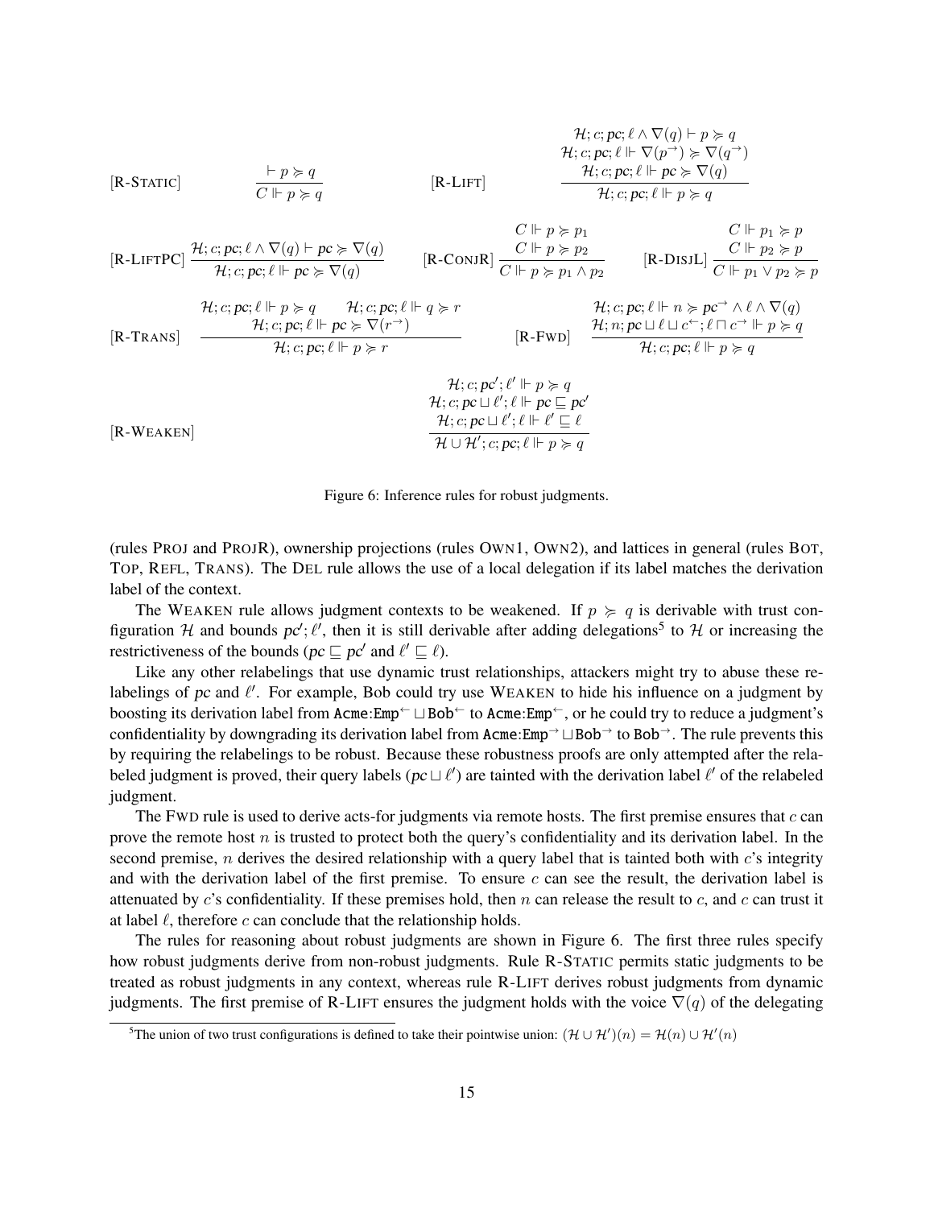$$[\text{R-STATIC}] \quad \frac{\vdash p \succcurlyeq q}{C \Vdash p \succcurlyeq q} \qquad [\text{R-LIFT}] \quad \frac{\mathcal{H}; c; pc; \ell \wedge \nabla(q) \vdash p \succcurlyeq q \qquad \mathcal{H}; c; pc; \ell \Vdash \nabla(p^{\rightarrow}) \succcurlyeq \nabla(q^{\rightarrow}) \qquad \mathcal{H}; c; pc; \ell \Vdash pc \succcurlyeq \nabla(q)}{\mathcal{H}; c; pc; \ell \Vdash p \succcurlyeq q}$$

$$[\text{R-LIFTPC}] \quad \frac{\mathcal{H}; c; pc; \ell \wedge \nabla(q) \vdash pc \succcurlyeq \nabla(q)}{\mathcal{H}; c; pc; \ell \Vdash pc \succcurlyeq \nabla(q)} \qquad [\text{R-CONJR}] \quad \frac{C \Vdash p \succcurlyeq p_1 \qquad C \Vdash p \succcurlyeq p_2}{C \Vdash p \succcurlyeq p_1 \wedge p_2} \qquad [\text{R-DISJL}] \quad \frac{C \Vdash p_1 \succcurlyeq p \qquad C \Vdash p_2 \succcurlyeq p}{C \Vdash p_1 \vee p_2 \succcurlyeq p}$$

$$[\text{R-TRANS}] \quad \frac{\mathcal{H}; c; pc; \ell \Vdash p \succcurlyeq q \qquad \mathcal{H}; c; pc; \ell \Vdash q \succcurlyeq r \qquad \mathcal{H}; c; pc; \ell \Vdash pc \succcurlyeq \nabla(r^{\rightarrow})}{\mathcal{H}; c; pc; \ell \Vdash p \succcurlyeq r}$$

$$[\text{R-FWD}] \quad \frac{\mathcal{H}; c; pc; \ell \Vdash n \succcurlyeq pc^{\rightarrow} \wedge \ell \wedge \nabla(q) \qquad \mathcal{H}; n; pc \sqcup \ell \sqcup c^{\leftarrow}; \ell \sqcap c^{\rightarrow} \Vdash p \succcurlyeq q}{\mathcal{H}; c; pc; \ell \Vdash p \succcurlyeq q}$$

$$[\text{R-WEAKEN}] \quad \frac{\mathcal{H}; c; pc'; \ell' \Vdash p \succcurlyeq q \qquad \mathcal{H}; c; pc \sqcup \ell'; \ell \Vdash pc \sqsubseteq pc' \qquad \mathcal{H}; c; pc \sqcup \ell'; \ell \Vdash \ell' \sqsubseteq \ell}{\mathcal{H} \cup \mathcal{H}'; c; pc; \ell \Vdash p \succcurlyeq q}$$

Figure 6: Inference rules for robust judgments.

(rules PROJ and PROJR), ownership projections (rules OWN1, OWN2), and lattices in general (rules BOT, TOP, REFL, TRANS). The DEL rule allows the use of a local delegation if its label matches the derivation label of the context.

The WEAKEN rule allows judgment contexts to be weakened. If $p \succcurlyeq q$ is derivable with trust configuration $\mathcal{H}$ and bounds $pc'; \ell'$, then it is still derivable after adding delegations[5] to $\mathcal{H}$ or increasing the restrictiveness of the bounds ($pc \sqsubseteq pc'$ and $\ell' \sqsubseteq \ell$).

Like any other relabelings that use dynamic trust relationships, attackers might try to abuse these relabelings of $pc$ and $\ell'$. For example, Bob could try use WEAKEN to hide his influence on a judgment by boosting its derivation label from $\texttt{Acme:Emp}^{\leftarrow} \sqcup \texttt{Bob}^{\leftarrow}$ to $\texttt{Acme:Emp}^{\leftarrow}$, or he could try to reduce a judgment's confidentiality by downgrading its derivation label from $\texttt{Acme:Emp}^{\rightarrow} \sqcup \texttt{Bob}^{\rightarrow}$ to $\texttt{Bob}^{\rightarrow}$. The rule prevents this by requiring the relabelings to be robust. Because these robustness proofs are only attempted after the relabeled judgment is proved, their query labels ($pc \sqcup \ell'$) are tainted with the derivation label $\ell'$ of the relabeled judgment.

The FWD rule is used to derive acts-for judgments via remote hosts. The first premise ensures that $c$ can prove the remote host $n$ is trusted to protect both the query's confidentiality and its derivation label. In the second premise, $n$ derives the desired relationship with a query label that is tainted both with $c$'s integrity and with the derivation label of the first premise. To ensure $c$ can see the result, the derivation label is attenuated by $c$'s confidentiality. If these premises hold, then $n$ can release the result to $c$, and $c$ can trust it at label $\ell$, therefore $c$ can conclude that the relationship holds.

The rules for reasoning about robust judgments are shown in Figure 6. The first three rules specify how robust judgments derive from non-robust judgments. Rule R-STATIC permits static judgments to be treated as robust judgments in any context, whereas rule R-LIFT derives robust judgments from dynamic judgments. The first premise of R-LIFT ensures the judgment holds with the voice $\nabla(q)$ of the delegating

[5] The union of two trust configurations is defined to take their pointwise union: $(\mathcal{H} \cup \mathcal{H}')(n) = \mathcal{H}(n) \cup \mathcal{H}'(n)$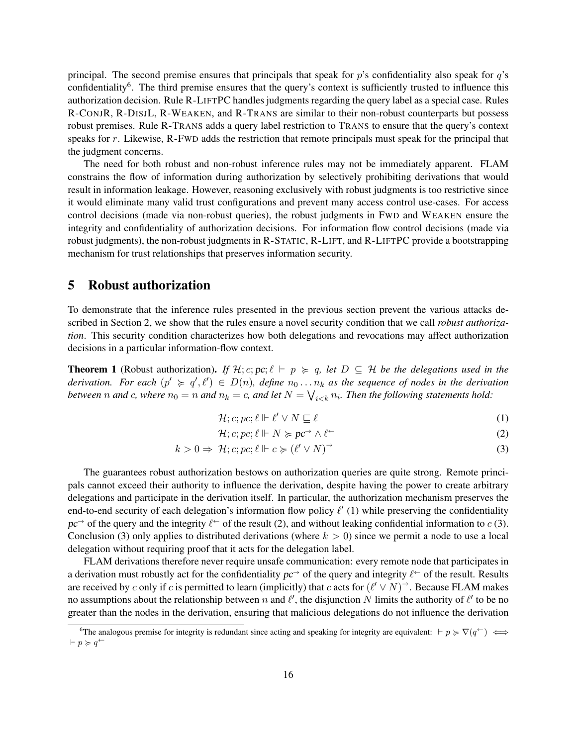principal. The second premise ensures that principals that speak for $p$'s confidentiality also speak for $q$'s confidentiality[6]. The third premise ensures that the query's context is sufficiently trusted to influence this authorization decision. Rule R-LIFTPC handles judgments regarding the query label as a special case. Rules R-CONJR, R-DISJL, R-WEAKEN, and R-TRANS are similar to their non-robust counterparts but possess robust premises. Rule R-TRANS adds a query label restriction to TRANS to ensure that the query's context speaks for $r$. Likewise, R-FWD adds the restriction that remote principals must speak for the principal that the judgment concerns.

The need for both robust and non-robust inference rules may not be immediately apparent. FLAM constrains the flow of information during authorization by selectively prohibiting derivations that would result in information leakage. However, reasoning exclusively with robust judgments is too restrictive since it would eliminate many valid trust configurations and prevent many access control use-cases. For access control decisions (made via non-robust queries), the robust judgments in FWD and WEAKEN ensure the integrity and confidentiality of authorization decisions. For information flow control decisions (made via robust judgments), the non-robust judgments in R-STATIC, R-LIFT, and R-LIFTPC provide a bootstrapping mechanism for trust relationships that preserves information security.

# 5 Robust authorization

To demonstrate that the inference rules presented in the previous section prevent the various attacks described in Section 2, we show that the rules ensure a novel security condition that we call *robust authorization*. This security condition characterizes how both delegations and revocations may affect authorization decisions in a particular information-flow context.

**Theorem 1** (Robust authorization)**.** *If $\mathcal{H}; c; pc; \ell \vdash p \succcurlyeq q$, let $D \subseteq \mathcal{H}$ be the delegations used in the derivation. For each $(p' \succcurlyeq q', \ell') \in D(n)$, define $n_0 \ldots n_k$ as the sequence of nodes in the derivation between $n$ and $c$, where $n_0 = n$ and $n_k = c$, and let $N = \bigvee_{i<k} n_i$. Then the following statements hold:*

$$\mathcal{H}; c; pc; \ell \Vdash \ell' \vee N \sqsubseteq \ell \tag{1}$$

$$\mathcal{H}; c; pc; \ell \Vdash N \succcurlyeq pc^{\rightarrow} \wedge \ell^{\leftarrow} \tag{2}$$

$$k > 0 \Rightarrow \mathcal{H}; c; pc; \ell \Vdash c \succcurlyeq (\ell' \vee N)^{\rightarrow} \tag{3}$$

The guarantees robust authorization bestows on authorization queries are quite strong. Remote principals cannot exceed their authority to influence the derivation, despite having the power to create arbitrary delegations and participate in the derivation itself. In particular, the authorization mechanism preserves the end-to-end security of each delegation's information flow policy $\ell'$ (1) while preserving the confidentiality $pc^{\rightarrow}$ of the query and the integrity $\ell^{\leftarrow}$ of the result (2), and without leaking confidential information to $c$ (3). Conclusion (3) only applies to distributed derivations (where $k > 0$) since we permit a node to use a local delegation without requiring proof that it acts for the delegation label.

FLAM derivations therefore never require unsafe communication: every remote node that participates in a derivation must robustly act for the confidentiality $pc^{\rightarrow}$ of the query and integrity $\ell^{\leftarrow}$ of the result. Results are received by $c$ only if $c$ is permitted to learn (implicitly) that $c$ acts for $(\ell' \vee N)^{\rightarrow}$. Because FLAM makes no assumptions about the relationship between $n$ and $\ell'$, the disjunction $N$ limits the authority of $\ell'$ to be no greater than the nodes in the derivation, ensuring that malicious delegations do not influence the derivation

[6]The analogous premise for integrity is redundant since acting and speaking for integrity are equivalent: $\vdash p \succcurlyeq \nabla(q^{\leftarrow}) \iff \vdash p \succcurlyeq q^{\leftarrow}$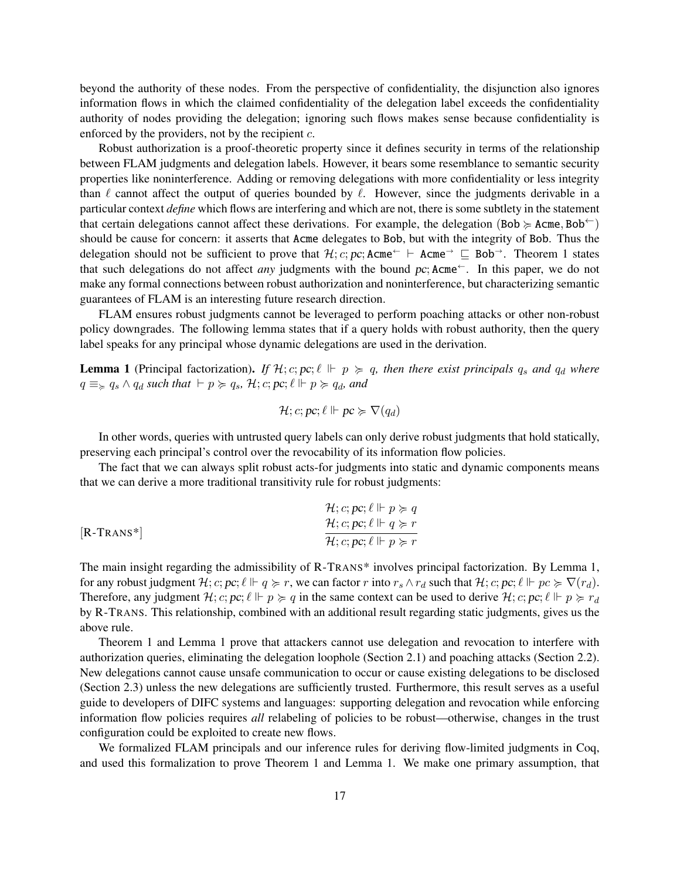beyond the authority of these nodes. From the perspective of confidentiality, the disjunction also ignores information flows in which the claimed confidentiality of the delegation label exceeds the confidentiality authority of nodes providing the delegation; ignoring such flows makes sense because confidentiality is enforced by the providers, not by the recipient $c$.

Robust authorization is a proof-theoretic property since it defines security in terms of the relationship between FLAM judgments and delegation labels. However, it bears some resemblance to semantic security properties like noninterference. Adding or removing delegations with more confidentiality or less integrity than $\ell$ cannot affect the output of queries bounded by $\ell$. However, since the judgments derivable in a particular context *define* which flows are interfering and which are not, there is some subtlety in the statement that certain delegations cannot affect these derivations. For example, the delegation $(\texttt{Bob} \succcurlyeq \texttt{Acme}, \texttt{Bob}^{\leftarrow})$ should be cause for concern: it asserts that Acme delegates to Bob, but with the integrity of Bob. Thus the delegation should not be sufficient to prove that $\mathcal{H}; c; pc; \texttt{Acme}^{\leftarrow} \vdash \texttt{Acme}^{\rightarrow} \sqsubseteq \texttt{Bob}^{\rightarrow}$. Theorem 1 states that such delegations do not affect *any* judgments with the bound $pc; \texttt{Acme}^{\leftarrow}$. In this paper, we do not make any formal connections between robust authorization and noninterference, but characterizing semantic guarantees of FLAM is an interesting future research direction.

FLAM ensures robust judgments cannot be leveraged to perform poaching attacks or other non-robust policy downgrades. The following lemma states that if a query holds with robust authority, then the query label speaks for any principal whose dynamic delegations are used in the derivation.

**Lemma 1** (Principal factorization). *If $\mathcal{H}; c; pc; \ell \Vdash p \succcurlyeq q$, then there exist principals $q_s$ and $q_d$ where $q \equiv_{\succcurlyeq} q_s \wedge q_d$ such that $\vdash p \succcurlyeq q_s$, $\mathcal{H}; c; pc; \ell \Vdash p \succcurlyeq q_d$, and*

$$\mathcal{H}; c; pc; \ell \Vdash pc \succcurlyeq \nabla(q_d)$$

In other words, queries with untrusted query labels can only derive robust judgments that hold statically, preserving each principal's control over the revocability of its information flow policies.

The fact that we can always split robust acts-for judgments into static and dynamic components means that we can derive a more traditional transitivity rule for robust judgments:

$$[\text{R-TRANS*}] \qquad \frac{\mathcal{H}; c; pc; \ell \Vdash p \succcurlyeq q \qquad \mathcal{H}; c; pc; \ell \Vdash q \succcurlyeq r}{\mathcal{H}; c; pc; \ell \Vdash p \succcurlyeq r}$$

The main insight regarding the admissibility of R-TRANS* involves principal factorization. By Lemma 1, for any robust judgment $\mathcal{H}; c; pc; \ell \Vdash q \succcurlyeq r$, we can factor $r$ into $r_s \wedge r_d$ such that $\mathcal{H}; c; pc; \ell \Vdash pc \succcurlyeq \nabla(r_d)$. Therefore, any judgment $\mathcal{H}; c; pc; \ell \Vdash p \succcurlyeq q$ in the same context can be used to derive $\mathcal{H}; c; pc; \ell \Vdash p \succcurlyeq r_d$ by R-TRANS. This relationship, combined with an additional result regarding static judgments, gives us the above rule.

Theorem 1 and Lemma 1 prove that attackers cannot use delegation and revocation to interfere with authorization queries, eliminating the delegation loophole (Section 2.1) and poaching attacks (Section 2.2). New delegations cannot cause unsafe communication to occur or cause existing delegations to be disclosed (Section 2.3) unless the new delegations are sufficiently trusted. Furthermore, this result serves as a useful guide to developers of DIFC systems and languages: supporting delegation and revocation while enforcing information flow policies requires *all* relabeling of policies to be robust—otherwise, changes in the trust configuration could be exploited to create new flows.

We formalized FLAM principals and our inference rules for deriving flow-limited judgments in Coq, and used this formalization to prove Theorem 1 and Lemma 1. We make one primary assumption, that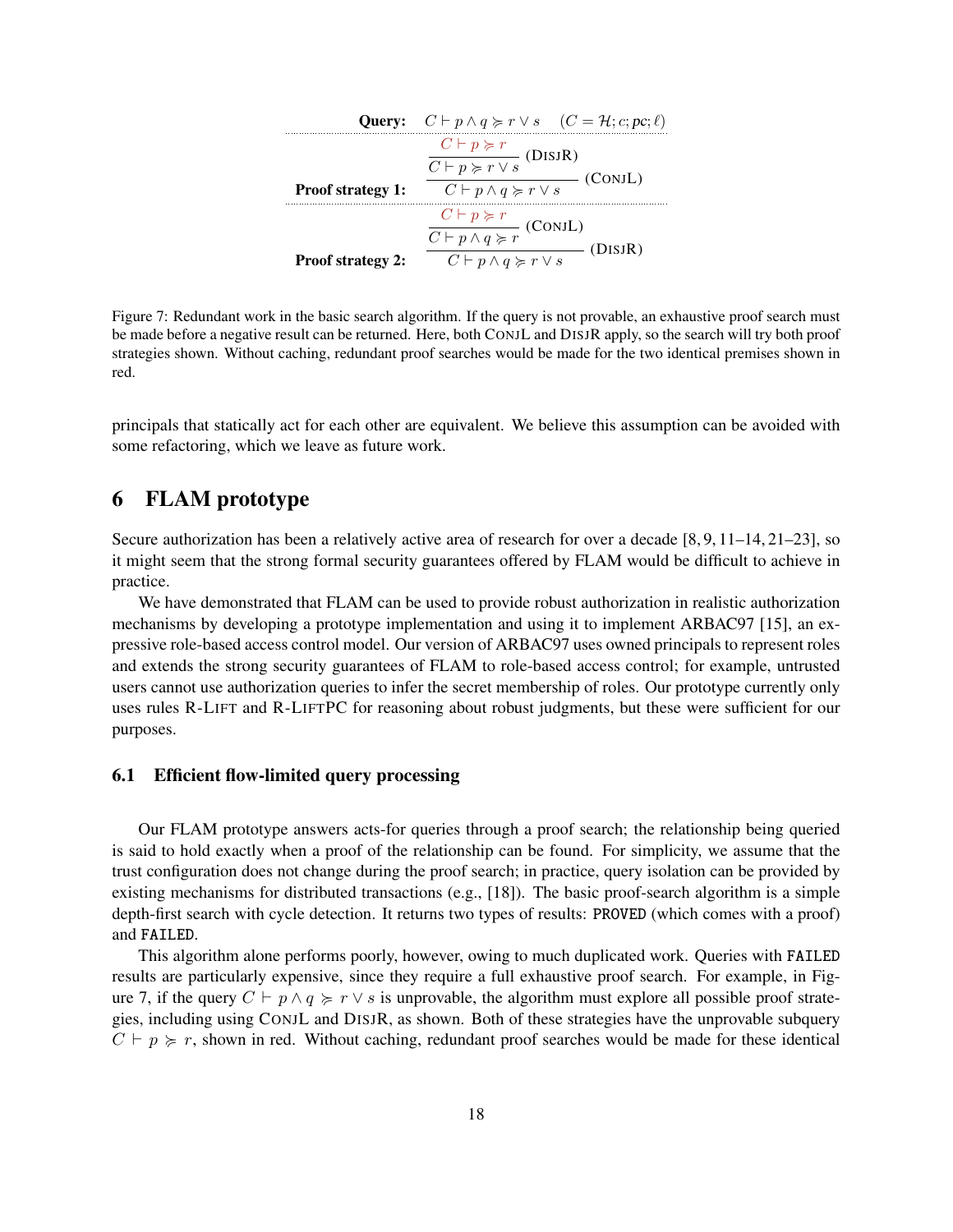**Query:** $C \vdash p \wedge q \succcurlyeq r \vee s \quad (C = \mathcal{H}; c; pc; \ell)$

**Proof strategy 1:**

$$\dfrac{\dfrac{C \vdash p \succcurlyeq r}{C \vdash p \succcurlyeq r \vee s}\ (\textsc{DisjR})}{C \vdash p \wedge q \succcurlyeq r \vee s}\ (\textsc{ConjL})$$

**Proof strategy 2:**

$$\dfrac{\dfrac{C \vdash p \succcurlyeq r}{C \vdash p \wedge q \succcurlyeq r}\ (\textsc{ConjL})}{C \vdash p \wedge q \succcurlyeq r \vee s}\ (\textsc{DisjR})$$

Figure 7: Redundant work in the basic search algorithm. If the query is not provable, an exhaustive proof search must be made before a negative result can be returned. Here, both CONJL and DISJR apply, so the search will try both proof strategies shown. Without caching, redundant proof searches would be made for the two identical premises shown in red.

principals that statically act for each other are equivalent. We believe this assumption can be avoided with some refactoring, which we leave as future work.

# 6 FLAM prototype

Secure authorization has been a relatively active area of research for over a decade [8, 9, 11–14, 21–23], so it might seem that the strong formal security guarantees offered by FLAM would be difficult to achieve in practice.

We have demonstrated that FLAM can be used to provide robust authorization in realistic authorization mechanisms by developing a prototype implementation and using it to implement ARBAC97 [15], an expressive role-based access control model. Our version of ARBAC97 uses owned principals to represent roles and extends the strong security guarantees of FLAM to role-based access control; for example, untrusted users cannot use authorization queries to infer the secret membership of roles. Our prototype currently only uses rules R-LIFT and R-LIFTPC for reasoning about robust judgments, but these were sufficient for our purposes.

## 6.1 Efficient flow-limited query processing

Our FLAM prototype answers acts-for queries through a proof search; the relationship being queried is said to hold exactly when a proof of the relationship can be found. For simplicity, we assume that the trust configuration does not change during the proof search; in practice, query isolation can be provided by existing mechanisms for distributed transactions (e.g., [18]). The basic proof-search algorithm is a simple depth-first search with cycle detection. It returns two types of results: `PROVED` (which comes with a proof) and `FAILED`.

This algorithm alone performs poorly, however, owing to much duplicated work. Queries with `FAILED` results are particularly expensive, since they require a full exhaustive proof search. For example, in Figure 7, if the query $C \vdash p \wedge q \succcurlyeq r \vee s$ is unprovable, the algorithm must explore all possible proof strategies, including using CONJL and DISJR, as shown. Both of these strategies have the unprovable subquery $C \vdash p \succcurlyeq r$, shown in red. Without caching, redundant proof searches would be made for these identical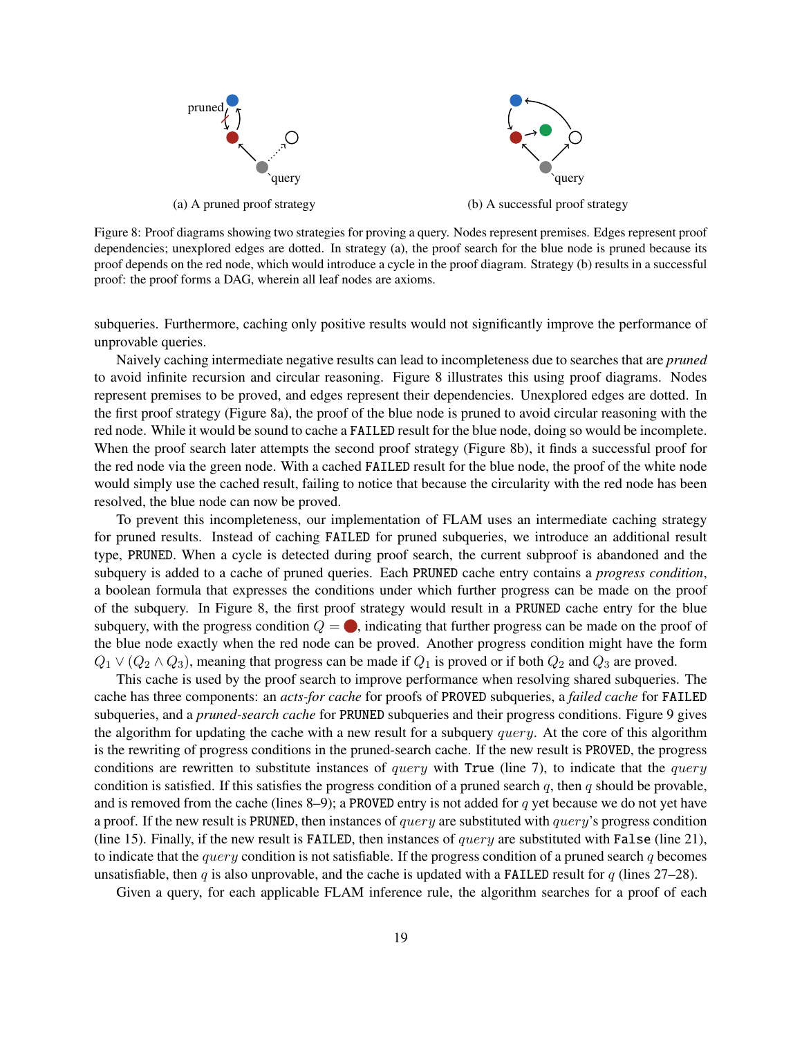pruned

query

(a) A pruned proof strategy

query

(b) A successful proof strategy

Figure 8: Proof diagrams showing two strategies for proving a query. Nodes represent premises. Edges represent proof dependencies; unexplored edges are dotted. In strategy (a), the proof search for the blue node is pruned because its proof depends on the red node, which would introduce a cycle in the proof diagram. Strategy (b) results in a successful proof: the proof forms a DAG, wherein all leaf nodes are axioms.

subqueries. Furthermore, caching only positive results would not significantly improve the performance of unprovable queries.

Naively caching intermediate negative results can lead to incompleteness due to searches that are *pruned* to avoid infinite recursion and circular reasoning. Figure 8 illustrates this using proof diagrams. Nodes represent premises to be proved, and edges represent their dependencies. Unexplored edges are dotted. In the first proof strategy (Figure 8a), the proof of the blue node is pruned to avoid circular reasoning with the red node. While it would be sound to cache a FAILED result for the blue node, doing so would be incomplete. When the proof search later attempts the second proof strategy (Figure 8b), it finds a successful proof for the red node via the green node. With a cached FAILED result for the blue node, the proof of the white node would simply use the cached result, failing to notice that because the circularity with the red node has been resolved, the blue node can now be proved.

To prevent this incompleteness, our implementation of FLAM uses an intermediate caching strategy for pruned results. Instead of caching FAILED for pruned subqueries, we introduce an additional result type, PRUNED. When a cycle is detected during proof search, the current subproof is abandoned and the subquery is added to a cache of pruned queries. Each PRUNED cache entry contains a *progress condition*, a boolean formula that expresses the conditions under which further progress can be made on the proof of the subquery. In Figure 8, the first proof strategy would result in a PRUNED cache entry for the blue subquery, with the progress condition $Q = $ ●, indicating that further progress can be made on the proof of the blue node exactly when the red node can be proved. Another progress condition might have the form $Q_1 \vee (Q_2 \wedge Q_3)$, meaning that progress can be made if $Q_1$ is proved or if both $Q_2$ and $Q_3$ are proved.

This cache is used by the proof search to improve performance when resolving shared subqueries. The cache has three components: an *acts-for cache* for proofs of PROVED subqueries, a *failed cache* for FAILED subqueries, and a *pruned-search cache* for PRUNED subqueries and their progress conditions. Figure 9 gives the algorithm for updating the cache with a new result for a subquery $query$. At the core of this algorithm is the rewriting of progress conditions in the pruned-search cache. If the new result is PROVED, the progress conditions are rewritten to substitute instances of $query$ with True (line 7), to indicate that the $query$ condition is satisfied. If this satisfies the progress condition of a pruned search $q$, then $q$ should be provable, and is removed from the cache (lines 8–9); a PROVED entry is not added for $q$ yet because we do not yet have a proof. If the new result is PRUNED, then instances of $query$ are substituted with $query$'s progress condition (line 15). Finally, if the new result is FAILED, then instances of $query$ are substituted with False (line 21), to indicate that the $query$ condition is not satisfiable. If the progress condition of a pruned search $q$ becomes unsatisfiable, then $q$ is also unprovable, and the cache is updated with a FAILED result for $q$ (lines 27–28).

Given a query, for each applicable FLAM inference rule, the algorithm searches for a proof of each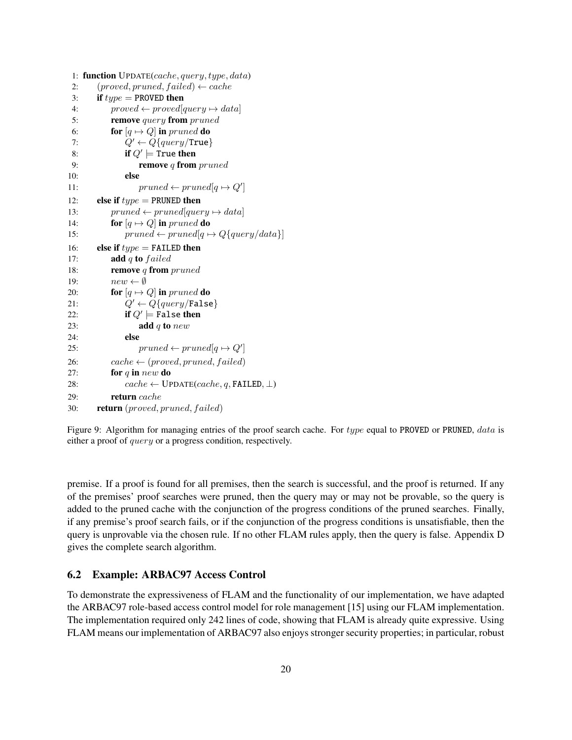```
 1: function UPDATE(cache, query, type, data)
 2:     (proved, pruned, failed) ← cache
 3:     if type = PROVED then
 4:         proved ← proved[query ↦ data]
 5:         remove query from pruned
 6:         for [q ↦ Q] in pruned do
 7:             Q′ ← Q{query/True}
 8:             if Q′ ⊨ True then
 9:                 remove q from pruned
10:             else
11:                 pruned ← pruned[q ↦ Q′]
12:     else if type = PRUNED then
13:         pruned ← pruned[query ↦ data]
14:         for [q ↦ Q] in pruned do
15:             pruned ← pruned[q ↦ Q{query/data}]
16:     else if type = FAILED then
17:         add q to failed
18:         remove q from pruned
19:         new ← ∅
20:         for [q ↦ Q] in pruned do
21:             Q′ ← Q{query/False}
22:             if Q′ ⊨ False then
23:                 add q to new
24:             else
25:                 pruned ← pruned[q ↦ Q′]
26:         cache ← (proved, pruned, failed)
27:         for q in new do
28:             cache ← UPDATE(cache, q, FAILED, ⊥)
29:         return cache
30:     return (proved, pruned, failed)
```

Figure 9: Algorithm for managing entries of the proof search cache. For $type$ equal to PROVED or PRUNED, $data$ is either a proof of $query$ or a progress condition, respectively.

premise. If a proof is found for all premises, then the search is successful, and the proof is returned. If any of the premises' proof searches were pruned, then the query may or may not be provable, so the query is added to the pruned cache with the conjunction of the progress conditions of the pruned searches. Finally, if any premise's proof search fails, or if the conjunction of the progress conditions is unsatisfiable, then the query is unprovable via the chosen rule. If no other FLAM rules apply, then the query is false. Appendix D gives the complete search algorithm.

## 6.2 Example: ARBAC97 Access Control

To demonstrate the expressiveness of FLAM and the functionality of our implementation, we have adapted the ARBAC97 role-based access control model for role management [15] using our FLAM implementation. The implementation required only 242 lines of code, showing that FLAM is already quite expressive. Using FLAM means our implementation of ARBAC97 also enjoys stronger security properties; in particular, robust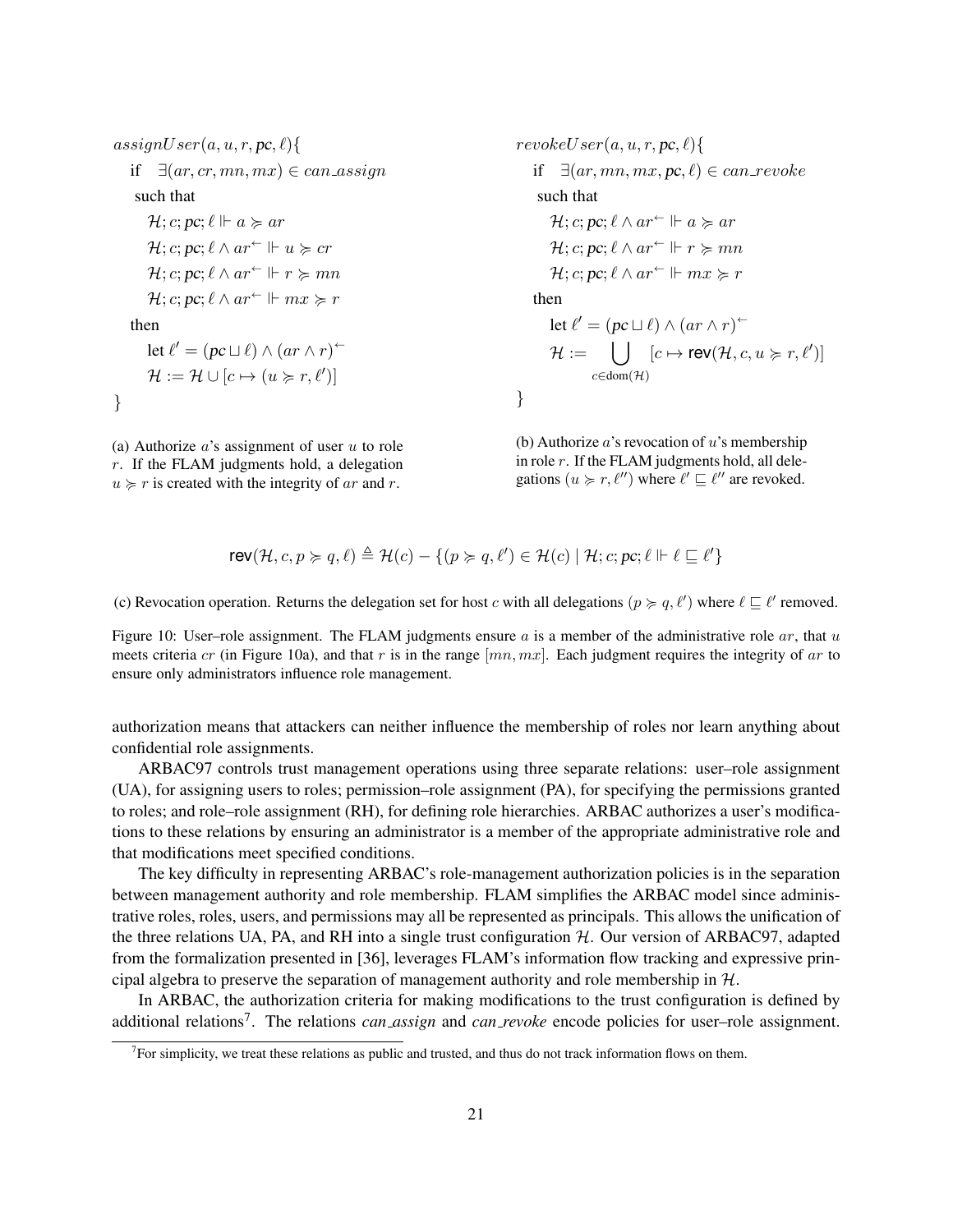$$
\begin{array}{l}
assignUser(a, u, r, pc, \ell)\{ \\
\quad \text{if} \quad \exists (ar, cr, mn, mx) \in can\_assign \\
\quad\ \text{such that} \\
\qquad \mathcal{H}; c; pc; \ell \Vdash a \succcurlyeq ar \\
\qquad \mathcal{H}; c; pc; \ell \wedge ar^{\leftarrow} \Vdash u \succcurlyeq cr \\
\qquad \mathcal{H}; c; pc; \ell \wedge ar^{\leftarrow} \Vdash r \succcurlyeq mn \\
\qquad \mathcal{H}; c; pc; \ell \wedge ar^{\leftarrow} \Vdash mx \succcurlyeq r \\
\quad \text{then} \\
\qquad \text{let } \ell' = (pc \sqcup \ell) \wedge (ar \wedge r)^{\leftarrow} \\
\qquad \mathcal{H} := \mathcal{H} \cup [c \mapsto (u \succcurlyeq r, \ell')] \\
\}
\end{array}
$$

(a) Authorize $a$'s assignment of user $u$ to role $r$. If the FLAM judgments hold, a delegation $u \succcurlyeq r$ is created with the integrity of $ar$ and $r$.

$$
\begin{array}{l}
revokeUser(a, u, r, pc, \ell)\{ \\
\quad \text{if} \quad \exists (ar, mn, mx, pc, \ell) \in can\_revoke \\
\quad\ \text{such that} \\
\qquad \mathcal{H}; c; pc; \ell \wedge ar^{\leftarrow} \Vdash a \succcurlyeq ar \\
\qquad \mathcal{H}; c; pc; \ell \wedge ar^{\leftarrow} \Vdash r \succcurlyeq mn \\
\qquad \mathcal{H}; c; pc; \ell \wedge ar^{\leftarrow} \Vdash mx \succcurlyeq r \\
\quad \text{then} \\
\qquad \text{let } \ell' = (pc \sqcup \ell) \wedge (ar \wedge r)^{\leftarrow} \\
\qquad \mathcal{H} := \bigcup_{c \in \text{dom}(\mathcal{H})} [c \mapsto \mathsf{rev}(\mathcal{H}, c, u \succcurlyeq r, \ell')] \\
\}
\end{array}
$$

(b) Authorize $a$'s revocation of $u$'s membership in role $r$. If the FLAM judgments hold, all delegations $(u \succcurlyeq r, \ell'')$ where $\ell' \sqsubseteq \ell''$ are revoked.

$$
\mathsf{rev}(\mathcal{H}, c, p \succcurlyeq q, \ell) \triangleq \mathcal{H}(c) - \{(p \succcurlyeq q, \ell') \in \mathcal{H}(c) \mid \mathcal{H}; c; pc; \ell \Vdash \ell \sqsubseteq \ell'\}
$$

(c) Revocation operation. Returns the delegation set for host $c$ with all delegations $(p \succcurlyeq q, \ell')$ where $\ell \sqsubseteq \ell'$ removed.

Figure 10: User–role assignment. The FLAM judgments ensure $a$ is a member of the administrative role $ar$, that $u$ meets criteria $cr$ (in Figure 10a), and that $r$ is in the range $[mn, mx]$. Each judgment requires the integrity of $ar$ to ensure only administrators influence role management.

authorization means that attackers can neither influence the membership of roles nor learn anything about confidential role assignments.

ARBAC97 controls trust management operations using three separate relations: user–role assignment (UA), for assigning users to roles; permission–role assignment (PA), for specifying the permissions granted to roles; and role–role assignment (RH), for defining role hierarchies. ARBAC authorizes a user's modifications to these relations by ensuring an administrator is a member of the appropriate administrative role and that modifications meet specified conditions.

The key difficulty in representing ARBAC's role-management authorization policies is in the separation between management authority and role membership. FLAM simplifies the ARBAC model since administrative roles, roles, users, and permissions may all be represented as principals. This allows the unification of the three relations UA, PA, and RH into a single trust configuration $\mathcal{H}$. Our version of ARBAC97, adapted from the formalization presented in [36], leverages FLAM's information flow tracking and expressive principal algebra to preserve the separation of management authority and role membership in $\mathcal{H}$.

In ARBAC, the authorization criteria for making modifications to the trust configuration is defined by additional relations[7]. The relations *can_assign* and *can_revoke* encode policies for user–role assignment.

[7] For simplicity, we treat these relations as public and trusted, and thus do not track information flows on them.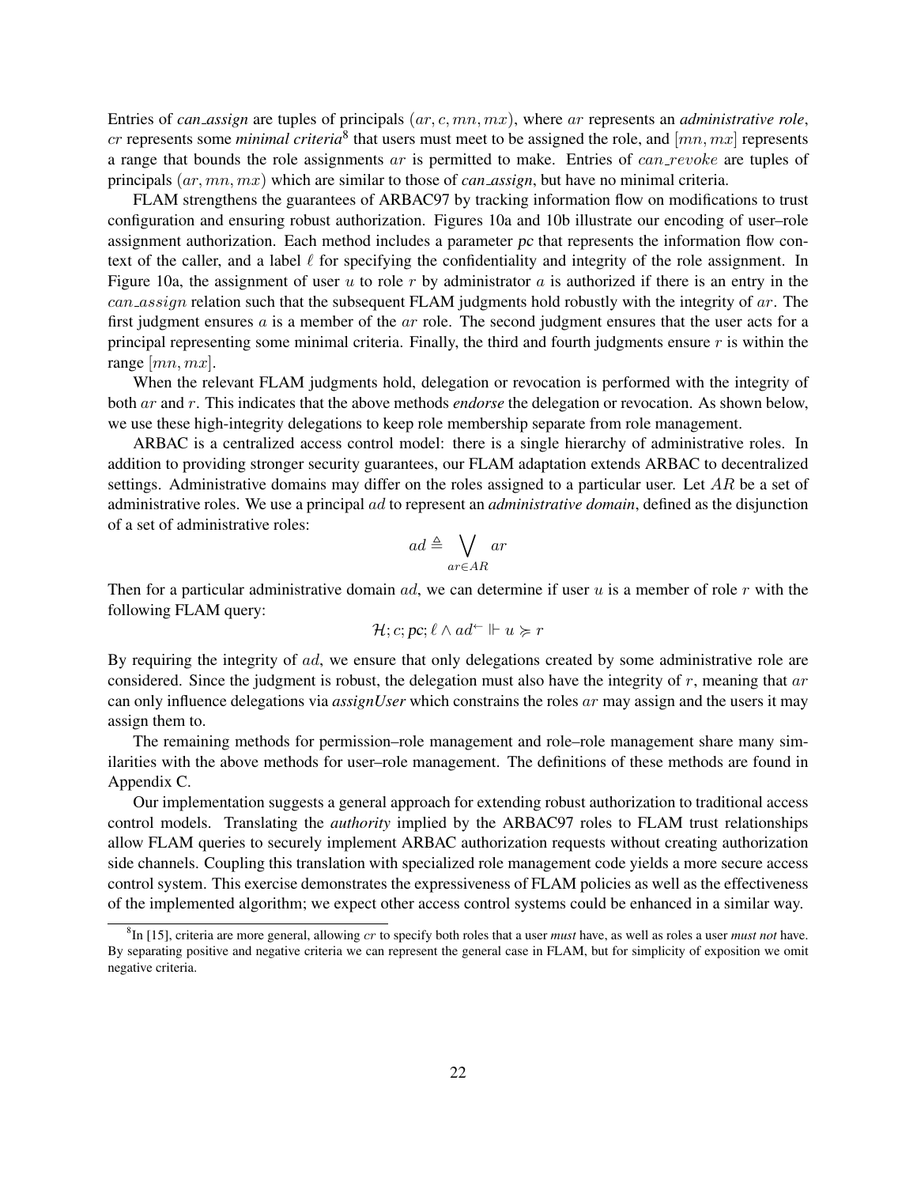Entries of *can_assign* are tuples of principals $(ar, c, mn, mx)$, where $ar$ represents an *administrative role*, $cr$ represents some *minimal criteria*[8] that users must meet to be assigned the role, and $[mn, mx]$ represents a range that bounds the role assignments $ar$ is permitted to make. Entries of $can\_revoke$ are tuples of principals $(ar, mn, mx)$ which are similar to those of *can_assign*, but have no minimal criteria.

FLAM strengthens the guarantees of ARBAC97 by tracking information flow on modifications to trust configuration and ensuring robust authorization. Figures 10a and 10b illustrate our encoding of user–role assignment authorization. Each method includes a parameter *pc* that represents the information flow context of the caller, and a label $\ell$ for specifying the confidentiality and integrity of the role assignment. In Figure 10a, the assignment of user $u$ to role $r$ by administrator $a$ is authorized if there is an entry in the $can\_assign$ relation such that the subsequent FLAM judgments hold robustly with the integrity of $ar$. The first judgment ensures $a$ is a member of the $ar$ role. The second judgment ensures that the user acts for a principal representing some minimal criteria. Finally, the third and fourth judgments ensure $r$ is within the range $[mn, mx]$.

When the relevant FLAM judgments hold, delegation or revocation is performed with the integrity of both $ar$ and $r$. This indicates that the above methods *endorse* the delegation or revocation. As shown below, we use these high-integrity delegations to keep role membership separate from role management.

ARBAC is a centralized access control model: there is a single hierarchy of administrative roles. In addition to providing stronger security guarantees, our FLAM adaptation extends ARBAC to decentralized settings. Administrative domains may differ on the roles assigned to a particular user. Let $AR$ be a set of administrative roles. We use a principal $ad$ to represent an *administrative domain*, defined as the disjunction of a set of administrative roles:

$$ad \triangleq \bigvee_{ar \in AR} ar$$

Then for a particular administrative domain $ad$, we can determine if user $u$ is a member of role $r$ with the following FLAM query:

$$\mathcal{H}; c; pc; \ell \wedge ad^{\leftarrow} \Vdash u \succcurlyeq r$$

By requiring the integrity of $ad$, we ensure that only delegations created by some administrative role are considered. Since the judgment is robust, the delegation must also have the integrity of $r$, meaning that $ar$ can only influence delegations via *assignUser* which constrains the roles $ar$ may assign and the users it may assign them to.

The remaining methods for permission–role management and role–role management share many similarities with the above methods for user–role management. The definitions of these methods are found in Appendix C.

Our implementation suggests a general approach for extending robust authorization to traditional access control models. Translating the *authority* implied by the ARBAC97 roles to FLAM trust relationships allow FLAM queries to securely implement ARBAC authorization requests without creating authorization side channels. Coupling this translation with specialized role management code yields a more secure access control system. This exercise demonstrates the expressiveness of FLAM policies as well as the effectiveness of the implemented algorithm; we expect other access control systems could be enhanced in a similar way.

[8] In [15], criteria are more general, allowing $cr$ to specify both roles that a user *must* have, as well as roles a user *must not* have. By separating positive and negative criteria we can represent the general case in FLAM, but for simplicity of exposition we omit negative criteria.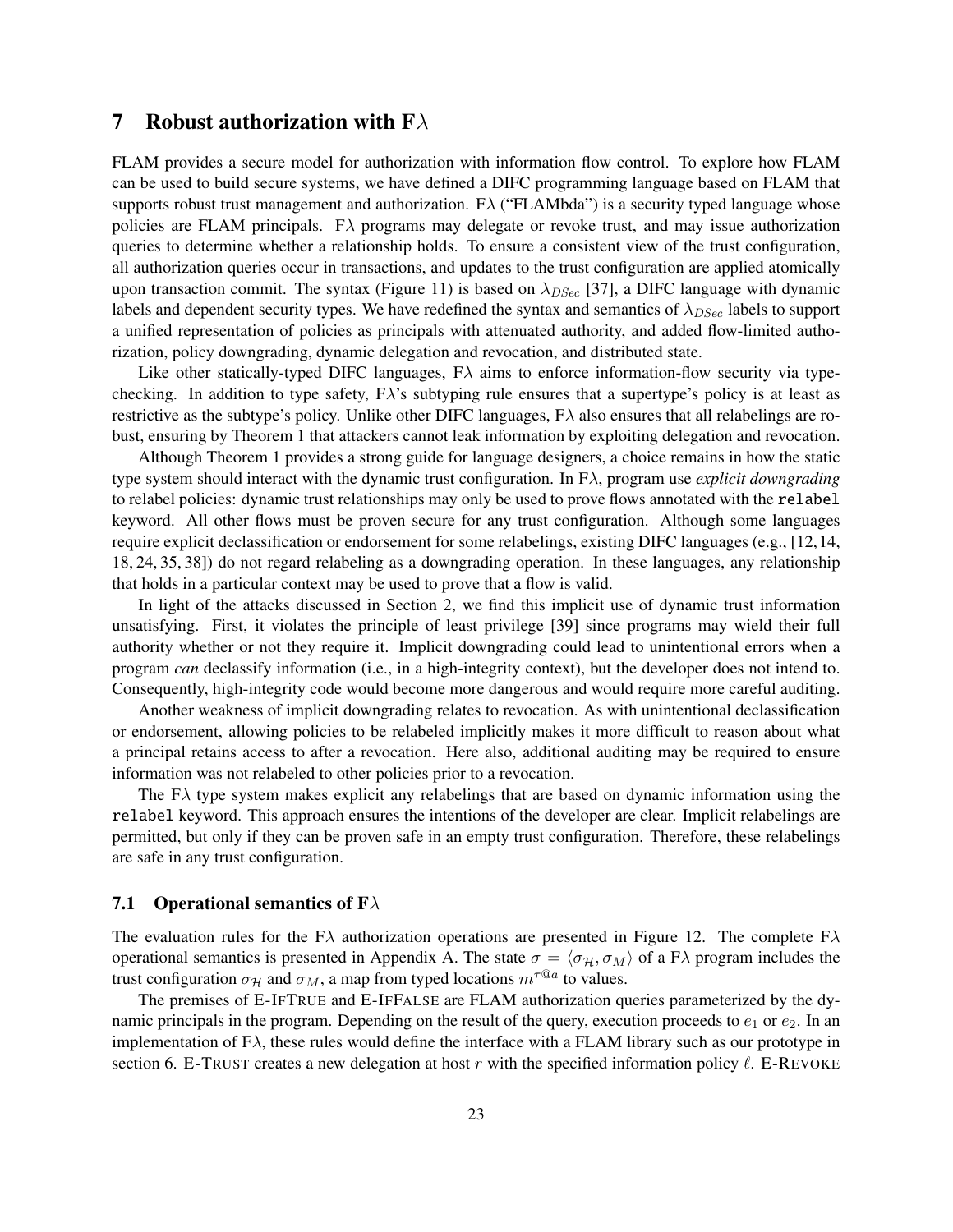## 7 Robust authorization with F$\lambda$

FLAM provides a secure model for authorization with information flow control. To explore how FLAM can be used to build secure systems, we have defined a DIFC programming language based on FLAM that supports robust trust management and authorization. F$\lambda$ ("FLAMbda") is a security typed language whose policies are FLAM principals. F$\lambda$ programs may delegate or revoke trust, and may issue authorization queries to determine whether a relationship holds. To ensure a consistent view of the trust configuration, all authorization queries occur in transactions, and updates to the trust configuration are applied atomically upon transaction commit. The syntax (Figure 11) is based on $\lambda_{DSec}$ [37], a DIFC language with dynamic labels and dependent security types. We have redefined the syntax and semantics of $\lambda_{DSec}$ labels to support a unified representation of policies as principals with attenuated authority, and added flow-limited authorization, policy downgrading, dynamic delegation and revocation, and distributed state.

Like other statically-typed DIFC languages, F$\lambda$ aims to enforce information-flow security via type-checking. In addition to type safety, F$\lambda$'s subtyping rule ensures that a supertype's policy is at least as restrictive as the subtype's policy. Unlike other DIFC languages, F$\lambda$ also ensures that all relabelings are robust, ensuring by Theorem 1 that attackers cannot leak information by exploiting delegation and revocation.

Although Theorem 1 provides a strong guide for language designers, a choice remains in how the static type system should interact with the dynamic trust configuration. In F$\lambda$, program use *explicit downgrading* to relabel policies: dynamic trust relationships may only be used to prove flows annotated with the `relabel` keyword. All other flows must be proven secure for any trust configuration. Although some languages require explicit declassification or endorsement for some relabelings, existing DIFC languages (e.g., [12, 14, 18, 24, 35, 38]) do not regard relabeling as a downgrading operation. In these languages, any relationship that holds in a particular context may be used to prove that a flow is valid.

In light of the attacks discussed in Section 2, we find this implicit use of dynamic trust information unsatisfying. First, it violates the principle of least privilege [39] since programs may wield their full authority whether or not they require it. Implicit downgrading could lead to unintentional errors when a program *can* declassify information (i.e., in a high-integrity context), but the developer does not intend to. Consequently, high-integrity code would become more dangerous and would require more careful auditing.

Another weakness of implicit downgrading relates to revocation. As with unintentional declassification or endorsement, allowing policies to be relabeled implicitly makes it more difficult to reason about what a principal retains access to after a revocation. Here also, additional auditing may be required to ensure information was not relabeled to other policies prior to a revocation.

The F$\lambda$ type system makes explicit any relabelings that are based on dynamic information using the `relabel` keyword. This approach ensures the intentions of the developer are clear. Implicit relabelings are permitted, but only if they can be proven safe in an empty trust configuration. Therefore, these relabelings are safe in any trust configuration.

### 7.1 Operational semantics of F$\lambda$

The evaluation rules for the F$\lambda$ authorization operations are presented in Figure 12. The complete F$\lambda$ operational semantics is presented in Appendix A. The state $\sigma = \langle \sigma_{\mathcal{H}}, \sigma_M \rangle$ of a F$\lambda$ program includes the trust configuration $\sigma_{\mathcal{H}}$ and $\sigma_M$, a map from typed locations $m^{\tau @ a}$ to values.

The premises of E-IFTRUE and E-IFFALSE are FLAM authorization queries parameterized by the dynamic principals in the program. Depending on the result of the query, execution proceeds to $e_1$ or $e_2$. In an implementation of F$\lambda$, these rules would define the interface with a FLAM library such as our prototype in section 6. E-TRUST creates a new delegation at host $r$ with the specified information policy $\ell$. E-REVOKE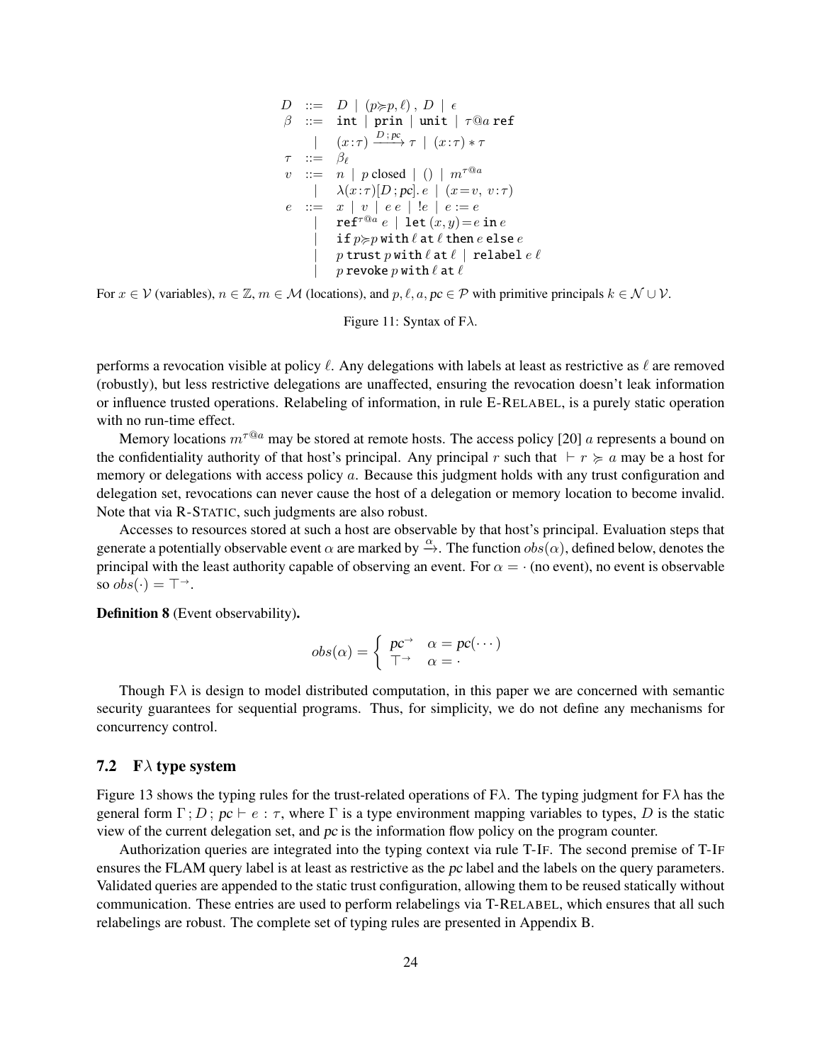$$
\begin{array}{rcl}
D & ::= & D \mid (p \succcurlyeq p, \ell)\,,\, D \mid \epsilon \\
\beta & ::= & \texttt{int} \mid \texttt{prin} \mid \texttt{unit} \mid \tau@a\,\texttt{ref} \\
& \mid & (x{:}\tau) \xrightarrow{D\,;\,pc} \tau \mid (x{:}\tau) * \tau \\
\tau & ::= & \beta_\ell \\
v & ::= & n \mid p\,\text{closed} \mid () \mid m^{\tau@a} \\
& \mid & \lambda(x{:}\tau)[D\,;pc].\,e \mid (x{=}v,\ v{:}\tau) \\
e & ::= & x \mid v \mid e\,e \mid !e \mid e := e \\
& \mid & \texttt{ref}^{\tau@a}\,e \mid \texttt{let}\,(x,y){=}e\,\texttt{in}\,e \\
& \mid & \texttt{if}\,p{\succcurlyeq}p\,\texttt{with}\,\ell\,\texttt{at}\,\ell\,\texttt{then}\,e\,\texttt{else}\,e \\
& \mid & p\,\texttt{trust}\,p\,\texttt{with}\,\ell\,\texttt{at}\,\ell \mid \texttt{relabel}\,e\,\ell \\
& \mid & p\,\texttt{revoke}\,p\,\texttt{with}\,\ell\,\texttt{at}\,\ell
\end{array}
$$

For $x \in \mathcal{V}$ (variables), $n \in \mathbb{Z}$, $m \in \mathcal{M}$ (locations), and $p, \ell, a, pc \in \mathcal{P}$ with primitive principals $k \in \mathcal{N} \cup \mathcal{V}$.

Figure 11: Syntax of F$\lambda$.

performs a revocation visible at policy $\ell$. Any delegations with labels at least as restrictive as $\ell$ are removed (robustly), but less restrictive delegations are unaffected, ensuring the revocation doesn't leak information or influence trusted operations. Relabeling of information, in rule E-RELABEL, is a purely static operation with no run-time effect.

Memory locations $m^{\tau@a}$ may be stored at remote hosts. The access policy [20] $a$ represents a bound on the confidentiality authority of that host's principal. Any principal $r$ such that $\vdash r \succcurlyeq a$ may be a host for memory or delegations with access policy $a$. Because this judgment holds with any trust configuration and delegation set, revocations can never cause the host of a delegation or memory location to become invalid. Note that via R-STATIC, such judgments are also robust.

Accesses to resources stored at such a host are observable by that host's principal. Evaluation steps that generate a potentially observable event $\alpha$ are marked by $\xrightarrow{\alpha}$. The function $obs(\alpha)$, defined below, denotes the principal with the least authority capable of observing an event. For $\alpha = \cdot$ (no event), no event is observable so $obs(\cdot) = \top^{\rightarrow}$.

**Definition 8** (Event observability)**.**

$$
obs(\alpha) = \begin{cases} pc^{\rightarrow} & \alpha = pc(\cdots) \\ \top^{\rightarrow} & \alpha = \cdot \end{cases}
$$

Though F$\lambda$ is design to model distributed computation, in this paper we are concerned with semantic security guarantees for sequential programs. Thus, for simplicity, we do not define any mechanisms for concurrency control.

## 7.2 F$\lambda$ type system

Figure 13 shows the typing rules for the trust-related operations of F$\lambda$. The typing judgment for F$\lambda$ has the general form $\Gamma\,; D\,; pc \vdash e : \tau$, where $\Gamma$ is a type environment mapping variables to types, $D$ is the static view of the current delegation set, and $pc$ is the information flow policy on the program counter.

Authorization queries are integrated into the typing context via rule T-IF. The second premise of T-IF ensures the FLAM query label is at least as restrictive as the $pc$ label and the labels on the query parameters. Validated queries are appended to the static trust configuration, allowing them to be reused statically without communication. These entries are used to perform relabelings via T-RELABEL, which ensures that all such relabelings are robust. The complete set of typing rules are presented in Appendix B.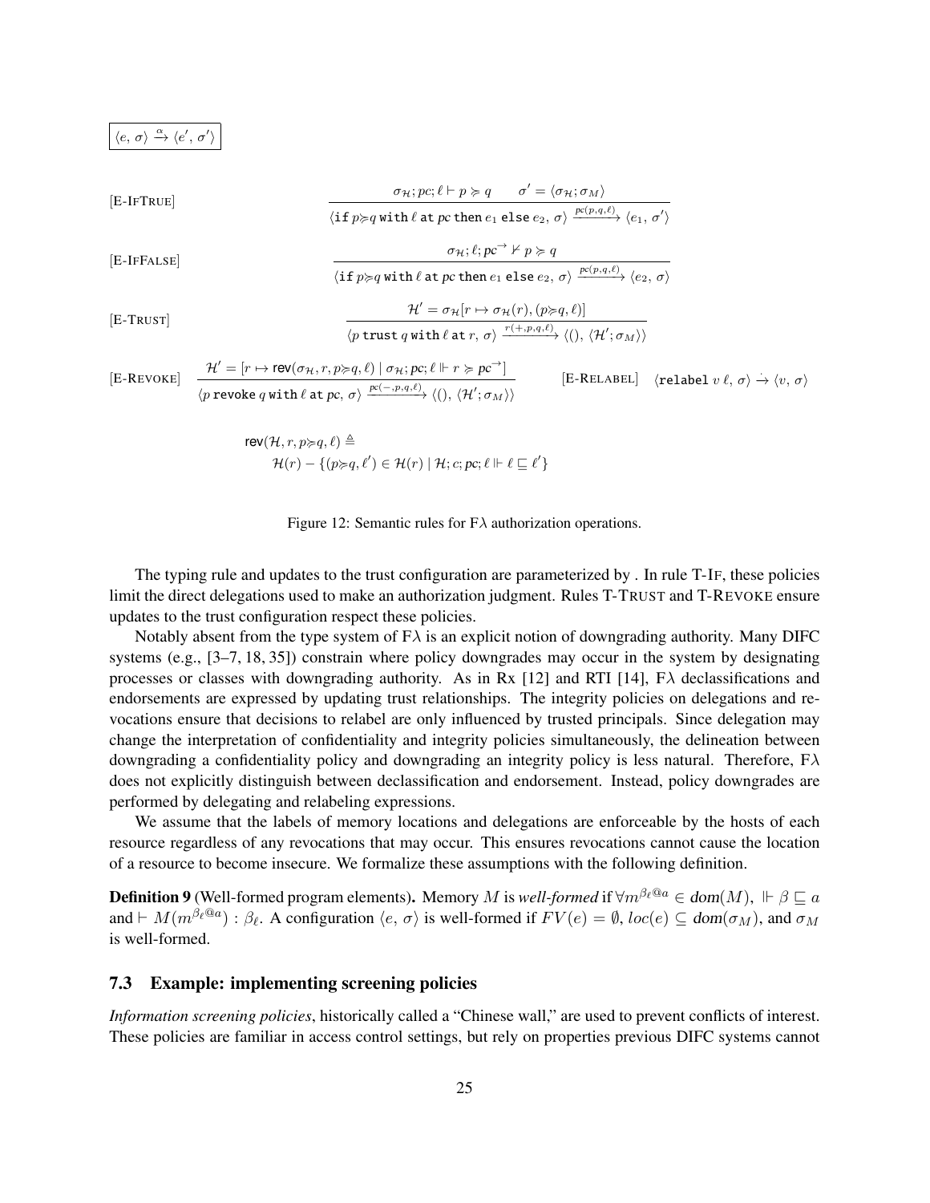$$\boxed{\langle e,\, \sigma\rangle \xrightarrow{\alpha} \langle e',\, \sigma'\rangle}$$

[E-IfTrue]
$$\frac{\sigma_{\mathcal{H}}; pc; \ell \vdash p \succcurlyeq q \qquad \sigma' = \langle \sigma_{\mathcal{H}}; \sigma_M \rangle}{\langle \texttt{if}\; p{\succcurlyeq}q \;\texttt{with}\; \ell \;\texttt{at}\; pc \;\texttt{then}\; e_1 \;\texttt{else}\; e_2,\, \sigma\rangle \xrightarrow{pc(p,q,\ell)} \langle e_1,\, \sigma' \rangle}$$

[E-IfFalse]
$$\frac{\sigma_{\mathcal{H}}; \ell; pc^{\rightarrow} \nvdash p \succcurlyeq q}{\langle \texttt{if}\; p{\succcurlyeq}q \;\texttt{with}\; \ell \;\texttt{at}\; pc \;\texttt{then}\; e_1 \;\texttt{else}\; e_2,\, \sigma\rangle \xrightarrow{pc(p,q,\ell)} \langle e_2,\, \sigma \rangle}$$

[E-Trust]
$$\frac{\mathcal{H}' = \sigma_{\mathcal{H}}[r \mapsto \sigma_{\mathcal{H}}(r), (p{\succcurlyeq}q, \ell)]}{\langle p \;\texttt{trust}\; q \;\texttt{with}\; \ell \;\texttt{at}\; r,\, \sigma\rangle \xrightarrow{r(+,p,q,\ell)} \langle (),\, \langle \mathcal{H}'; \sigma_M \rangle\rangle}$$

[E-Revoke]
$$\frac{\mathcal{H}' = [r \mapsto \mathsf{rev}(\sigma_{\mathcal{H}}, r, p{\succcurlyeq}q, \ell) \mid \sigma_{\mathcal{H}}; pc; \ell \Vdash r \succcurlyeq pc^{\rightarrow}]}{\langle p \;\texttt{revoke}\; q \;\texttt{with}\; \ell \;\texttt{at}\; pc,\, \sigma\rangle \xrightarrow{pc(-,p,q,\ell)} \langle (),\, \langle \mathcal{H}'; \sigma_M \rangle\rangle}$$

[E-Relabel] $\langle \texttt{relabel}\; v\; \ell,\, \sigma\rangle \xrightarrow{\cdot} \langle v,\, \sigma\rangle$

$$\mathsf{rev}(\mathcal{H}, r, p{\succcurlyeq}q, \ell) \triangleq$$
$$\mathcal{H}(r) - \{(p{\succcurlyeq}q, \ell') \in \mathcal{H}(r) \mid \mathcal{H}; c; pc; \ell \Vdash \ell \sqsubseteq \ell'\}$$

Figure 12: Semantic rules for F$\lambda$ authorization operations.

The typing rule and updates to the trust configuration are parameterized by . In rule T-If, these policies limit the direct delegations used to make an authorization judgment. Rules T-Trust and T-Revoke ensure updates to the trust configuration respect these policies.

Notably absent from the type system of F$\lambda$ is an explicit notion of downgrading authority. Many DIFC systems (e.g., [3–7, 18, 35]) constrain where policy downgrades may occur in the system by designating processes or classes with downgrading authority. As in Rx [12] and RTI [14], F$\lambda$ declassifications and endorsements are expressed by updating trust relationships. The integrity policies on delegations and revocations ensure that decisions to relabel are only influenced by trusted principals. Since delegation may change the interpretation of confidentiality and integrity policies simultaneously, the delineation between downgrading a confidentiality policy and downgrading an integrity policy is less natural. Therefore, F$\lambda$ does not explicitly distinguish between declassification and endorsement. Instead, policy downgrades are performed by delegating and relabeling expressions.

We assume that the labels of memory locations and delegations are enforceable by the hosts of each resource regardless of any revocations that may occur. This ensures revocations cannot cause the location of a resource to become insecure. We formalize these assumptions with the following definition.

**Definition 9** (Well-formed program elements)**.** Memory $M$ is *well-formed* if $\forall m^{\beta_\ell @ a} \in \mathsf{dom}(M),\ \Vdash \beta \sqsubseteq a$ and $\vdash M(m^{\beta_\ell @ a}) : \beta_\ell$. A configuration $\langle e,\, \sigma\rangle$ is well-formed if $FV(e) = \emptyset$, $loc(e) \subseteq \mathsf{dom}(\sigma_M)$, and $\sigma_M$ is well-formed.

### 7.3 Example: implementing screening policies

*Information screening policies*, historically called a "Chinese wall," are used to prevent conflicts of interest. These policies are familiar in access control settings, but rely on properties previous DIFC systems cannot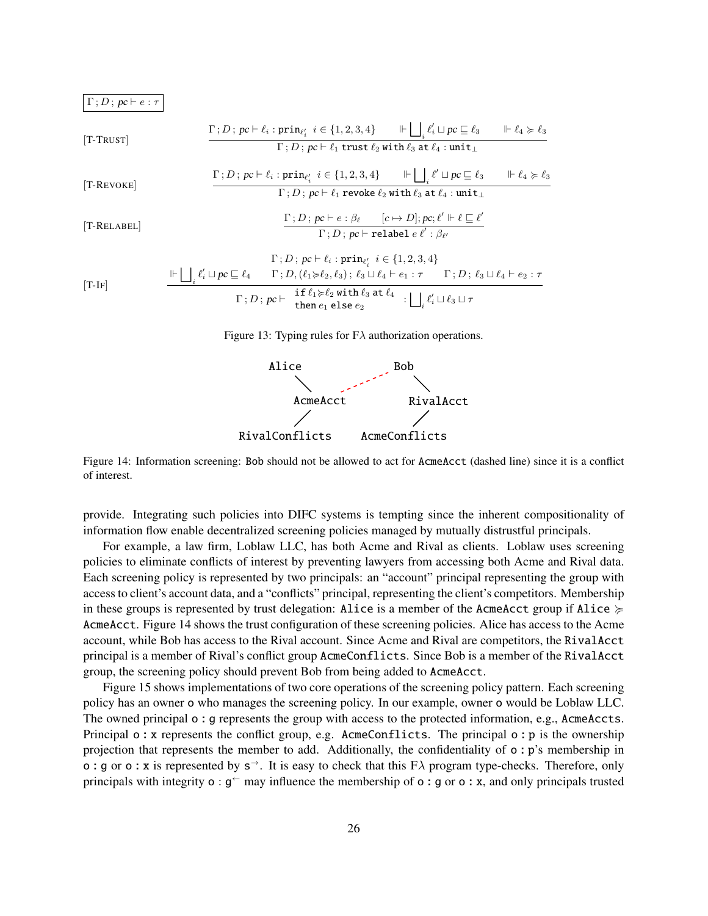$$\boxed{\Gamma\,;D\,;\,pc \vdash e : \tau}$$

[T-TRUST]
$$\frac{\Gamma\,;D\,;\,pc \vdash \ell_i : \texttt{prin}_{\ell'_i} \;\; i \in \{1,2,3,4\} \qquad \Vdash \bigsqcup_i \ell'_i \sqcup pc \sqsubseteq \ell_3 \qquad \Vdash \ell_4 \succcurlyeq \ell_3}{\Gamma\,;D\,;\,pc \vdash \ell_1 \;\texttt{trust}\; \ell_2 \;\texttt{with}\; \ell_3 \;\texttt{at}\; \ell_4 : \texttt{unit}_\bot}$$

[T-REVOKE]
$$\frac{\Gamma\,;D\,;\,pc \vdash \ell_i : \texttt{prin}_{\ell'_i} \;\; i \in \{1,2,3,4\} \qquad \Vdash \bigsqcup_i \ell' \sqcup pc \sqsubseteq \ell_3 \qquad \Vdash \ell_4 \succcurlyeq \ell_3}{\Gamma\,;D\,;\,pc \vdash \ell_1 \;\texttt{revoke}\; \ell_2 \;\texttt{with}\; \ell_3 \;\texttt{at}\; \ell_4 : \texttt{unit}_\bot}$$

[T-RELABEL]
$$\frac{\Gamma\,;D\,;\,pc \vdash e : \beta_\ell \qquad [c \mapsto D]; pc; \ell' \Vdash \ell \sqsubseteq \ell'}{\Gamma\,;D\,;\,pc \vdash \texttt{relabel}\; e\; \ell' : \beta_{\ell'}}$$

[T-IF]
$$\frac{\begin{array}{c}\Gamma\,;D\,;\,pc \vdash \ell_i : \texttt{prin}_{\ell'_i} \;\; i \in \{1,2,3,4\} \\ \Vdash \bigsqcup_i \ell'_i \sqcup pc \sqsubseteq \ell_4 \qquad \Gamma\,;D, (\ell_1 \succcurlyeq \ell_2, \ell_3)\,;\,\ell_3 \sqcup \ell_4 \vdash e_1 : \tau \qquad \Gamma\,;D\,;\,\ell_3 \sqcup \ell_4 \vdash e_2 : \tau\end{array}}{\Gamma\,;D\,;\,pc \vdash \begin{array}{l}\texttt{if}\; \ell_1 \succcurlyeq \ell_2 \;\texttt{with}\; \ell_3 \;\texttt{at}\; \ell_4 \\ \texttt{then}\; e_1 \;\texttt{else}\; e_2\end{array} : \bigsqcup_i \ell'_i \sqcup \ell_3 \sqcup \tau}$$

Figure 13: Typing rules for F$\lambda$ authorization operations.

```
   Alice                    Bob
        \             . -'      \
         AcmeAcct                RivalAcct
        /                       /
RivalConflicts          AcmeConflicts
```

Figure 14: Information screening: Bob should not be allowed to act for AcmeAcct (dashed line) since it is a conflict of interest.

provide. Integrating such policies into DIFC systems is tempting since the inherent compositionality of information flow enable decentralized screening policies managed by mutually distrustful principals.

For example, a law firm, Loblaw LLC, has both Acme and Rival as clients. Loblaw uses screening policies to eliminate conflicts of interest by preventing lawyers from accessing both Acme and Rival data. Each screening policy is represented by two principals: an "account" principal representing the group with access to client's account data, and a "conflicts" principal, representing the client's competitors. Membership in these groups is represented by trust delegation: Alice is a member of the AcmeAcct group if Alice $\succcurlyeq$ AcmeAcct. Figure 14 shows the trust configuration of these screening policies. Alice has access to the Acme account, while Bob has access to the Rival account. Since Acme and Rival are competitors, the RivalAcct principal is a member of Rival's conflict group AcmeConflicts. Since Bob is a member of the RivalAcct group, the screening policy should prevent Bob from being added to AcmeAcct.

Figure 15 shows implementations of two core operations of the screening policy pattern. Each screening policy has an owner o who manages the screening policy. In our example, owner o would be Loblaw LLC. The owned principal o : g represents the group with access to the protected information, e.g., AcmeAccts. Principal o : x represents the conflict group, e.g. AcmeConflicts. The principal o : p is the ownership projection that represents the member to add. Additionally, the confidentiality of o : p's membership in o : g or o : x is represented by $\mathsf{s}^{\rightarrow}$. It is easy to check that this F$\lambda$ program type-checks. Therefore, only principals with integrity o : $\mathsf{g}^{\leftarrow}$ may influence the membership of o : g or o : x, and only principals trusted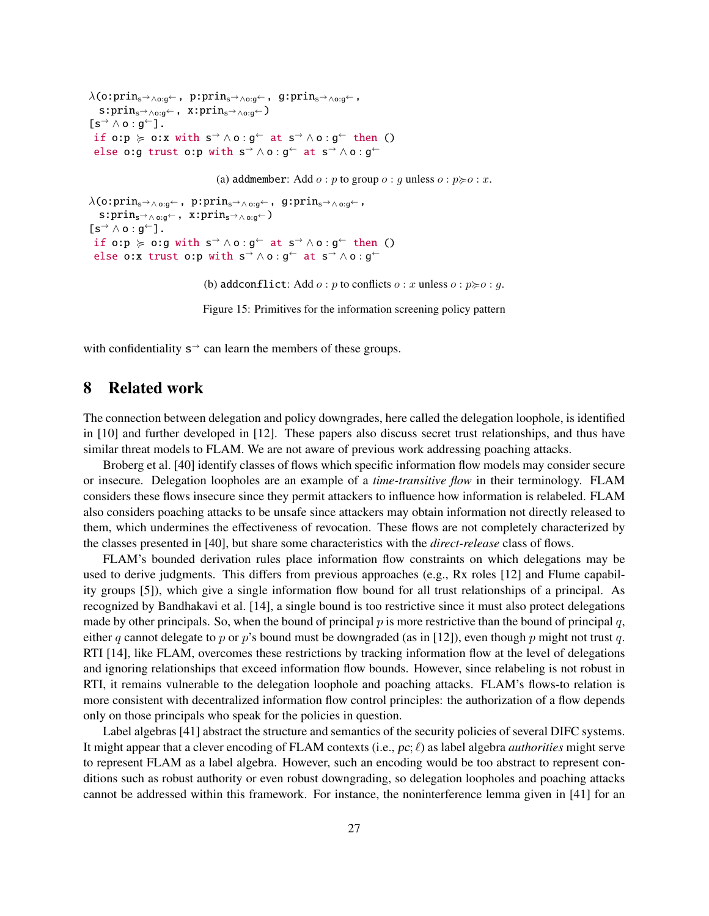```
λ(o:prin_{s→∧o:g←}, p:prin_{s→∧o:g←}, g:prin_{s→∧o:g←},
  s:prin_{s→∧o:g←}, x:prin_{s→∧o:g←})
[s→ ∧ o : g←].
 if o:p ≽ o:x with s→ ∧ o : g← at s→ ∧ o : g← then ()
 else o:g trust o:p with s→ ∧ o : g← at s→ ∧ o : g←
```

(a) addmember: Add $o : p$ to group $o : g$ unless $o : p \succcurlyeq o : x$.

```
λ(o:prin_{s→∧o:g←}, p:prin_{s→∧o:g←}, g:prin_{s→∧o:g←},
  s:prin_{s→∧o:g←}, x:prin_{s→∧o:g←})
[s→ ∧ o : g←].
 if o:p ≽ o:g with s→ ∧ o : g← at s→ ∧ o : g← then ()
 else o:x trust o:p with s→ ∧ o : g← at s→ ∧ o : g←
```

(b) addconflict: Add $o : p$ to conflicts $o : x$ unless $o : p \succcurlyeq o : g$.

Figure 15: Primitives for the information screening policy pattern

with confidentiality $s^{\rightarrow}$ can learn the members of these groups.

# 8 Related work

The connection between delegation and policy downgrades, here called the delegation loophole, is identified in [10] and further developed in [12]. These papers also discuss secret trust relationships, and thus have similar threat models to FLAM. We are not aware of previous work addressing poaching attacks.

Broberg et al. [40] identify classes of flows which specific information flow models may consider secure or insecure. Delegation loopholes are an example of a *time-transitive flow* in their terminology. FLAM considers these flows insecure since they permit attackers to influence how information is relabeled. FLAM also considers poaching attacks to be unsafe since attackers may obtain information not directly released to them, which undermines the effectiveness of revocation. These flows are not completely characterized by the classes presented in [40], but share some characteristics with the *direct-release* class of flows.

FLAM's bounded derivation rules place information flow constraints on which delegations may be used to derive judgments. This differs from previous approaches (e.g., Rx roles [12] and Flume capability groups [5]), which give a single information flow bound for all trust relationships of a principal. As recognized by Bandhakavi et al. [14], a single bound is too restrictive since it must also protect delegations made by other principals. So, when the bound of principal $p$ is more restrictive than the bound of principal $q$, either $q$ cannot delegate to $p$ or $p$'s bound must be downgraded (as in [12]), even though $p$ might not trust $q$. RTI [14], like FLAM, overcomes these restrictions by tracking information flow at the level of delegations and ignoring relationships that exceed information flow bounds. However, since relabeling is not robust in RTI, it remains vulnerable to the delegation loophole and poaching attacks. FLAM's flows-to relation is more consistent with decentralized information flow control principles: the authorization of a flow depends only on those principals who speak for the policies in question.

Label algebras [41] abstract the structure and semantics of the security policies of several DIFC systems. It might appear that a clever encoding of FLAM contexts (i.e., $pc; \ell$) as label algebra *authorities* might serve to represent FLAM as a label algebra. However, such an encoding would be too abstract to represent conditions such as robust authority or even robust downgrading, so delegation loopholes and poaching attacks cannot be addressed within this framework. For instance, the noninterference lemma given in [41] for an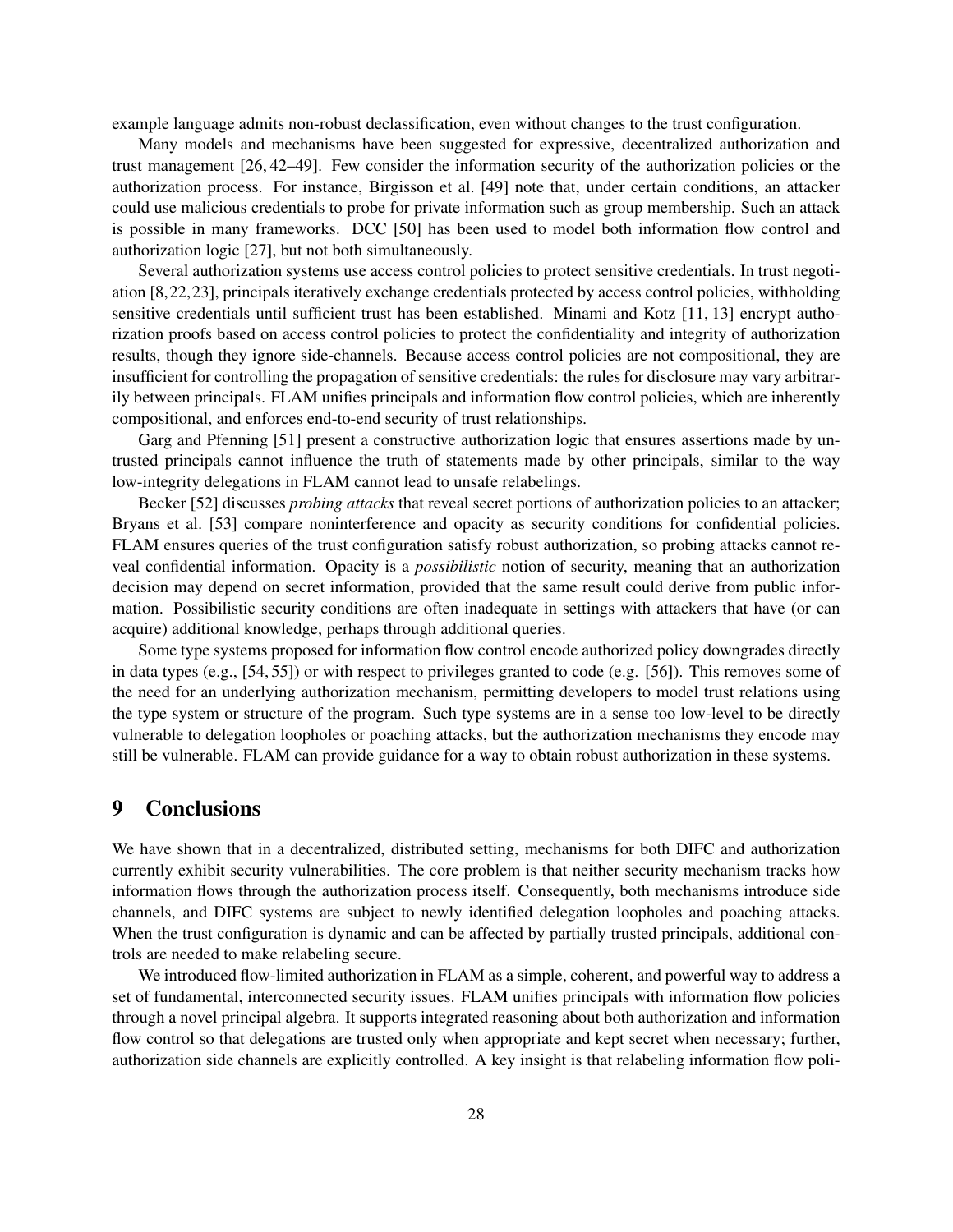example language admits non-robust declassification, even without changes to the trust configuration.

Many models and mechanisms have been suggested for expressive, decentralized authorization and trust management [26, 42–49]. Few consider the information security of the authorization policies or the authorization process. For instance, Birgisson et al. [49] note that, under certain conditions, an attacker could use malicious credentials to probe for private information such as group membership. Such an attack is possible in many frameworks. DCC [50] has been used to model both information flow control and authorization logic [27], but not both simultaneously.

Several authorization systems use access control policies to protect sensitive credentials. In trust negotiation [8, 22, 23], principals iteratively exchange credentials protected by access control policies, withholding sensitive credentials until sufficient trust has been established. Minami and Kotz [11, 13] encrypt authorization proofs based on access control policies to protect the confidentiality and integrity of authorization results, though they ignore side-channels. Because access control policies are not compositional, they are insufficient for controlling the propagation of sensitive credentials: the rules for disclosure may vary arbitrarily between principals. FLAM unifies principals and information flow control policies, which are inherently compositional, and enforces end-to-end security of trust relationships.

Garg and Pfenning [51] present a constructive authorization logic that ensures assertions made by untrusted principals cannot influence the truth of statements made by other principals, similar to the way low-integrity delegations in FLAM cannot lead to unsafe relabelings.

Becker [52] discusses *probing attacks* that reveal secret portions of authorization policies to an attacker; Bryans et al. [53] compare noninterference and opacity as security conditions for confidential policies. FLAM ensures queries of the trust configuration satisfy robust authorization, so probing attacks cannot reveal confidential information. Opacity is a *possibilistic* notion of security, meaning that an authorization decision may depend on secret information, provided that the same result could derive from public information. Possibilistic security conditions are often inadequate in settings with attackers that have (or can acquire) additional knowledge, perhaps through additional queries.

Some type systems proposed for information flow control encode authorized policy downgrades directly in data types (e.g., [54, 55]) or with respect to privileges granted to code (e.g. [56]). This removes some of the need for an underlying authorization mechanism, permitting developers to model trust relations using the type system or structure of the program. Such type systems are in a sense too low-level to be directly vulnerable to delegation loopholes or poaching attacks, but the authorization mechanisms they encode may still be vulnerable. FLAM can provide guidance for a way to obtain robust authorization in these systems.

# 9 Conclusions

We have shown that in a decentralized, distributed setting, mechanisms for both DIFC and authorization currently exhibit security vulnerabilities. The core problem is that neither security mechanism tracks how information flows through the authorization process itself. Consequently, both mechanisms introduce side channels, and DIFC systems are subject to newly identified delegation loopholes and poaching attacks. When the trust configuration is dynamic and can be affected by partially trusted principals, additional controls are needed to make relabeling secure.

We introduced flow-limited authorization in FLAM as a simple, coherent, and powerful way to address a set of fundamental, interconnected security issues. FLAM unifies principals with information flow policies through a novel principal algebra. It supports integrated reasoning about both authorization and information flow control so that delegations are trusted only when appropriate and kept secret when necessary; further, authorization side channels are explicitly controlled. A key insight is that relabeling information flow poli-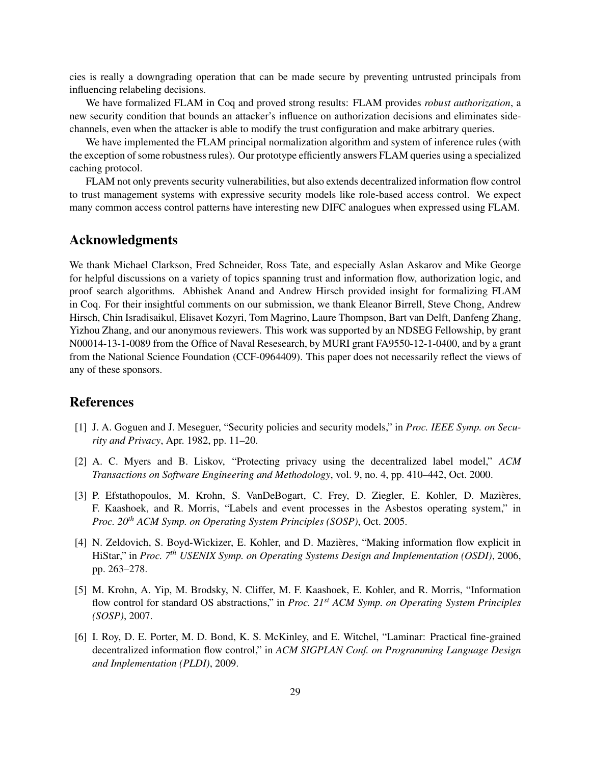cies is really a downgrading operation that can be made secure by preventing untrusted principals from influencing relabeling decisions.

We have formalized FLAM in Coq and proved strong results: FLAM provides *robust authorization*, a new security condition that bounds an attacker's influence on authorization decisions and eliminates side-channels, even when the attacker is able to modify the trust configuration and make arbitrary queries.

We have implemented the FLAM principal normalization algorithm and system of inference rules (with the exception of some robustness rules). Our prototype efficiently answers FLAM queries using a specialized caching protocol.

FLAM not only prevents security vulnerabilities, but also extends decentralized information flow control to trust management systems with expressive security models like role-based access control. We expect many common access control patterns have interesting new DIFC analogues when expressed using FLAM.

## Acknowledgments

We thank Michael Clarkson, Fred Schneider, Ross Tate, and especially Aslan Askarov and Mike George for helpful discussions on a variety of topics spanning trust and information flow, authorization logic, and proof search algorithms. Abhishek Anand and Andrew Hirsch provided insight for formalizing FLAM in Coq. For their insightful comments on our submission, we thank Eleanor Birrell, Steve Chong, Andrew Hirsch, Chin Isradisaikul, Elisavet Kozyri, Tom Magrino, Laure Thompson, Bart van Delft, Danfeng Zhang, Yizhou Zhang, and our anonymous reviewers. This work was supported by an NDSEG Fellowship, by grant N00014-13-1-0089 from the Office of Naval Resesearch, by MURI grant FA9550-12-1-0400, and by a grant from the National Science Foundation (CCF-0964409). This paper does not necessarily reflect the views of any of these sponsors.

## References

[1] J. A. Goguen and J. Meseguer, "Security policies and security models," in *Proc. IEEE Symp. on Security and Privacy*, Apr. 1982, pp. 11–20.

[2] A. C. Myers and B. Liskov, "Protecting privacy using the decentralized label model," *ACM Transactions on Software Engineering and Methodology*, vol. 9, no. 4, pp. 410–442, Oct. 2000.

[3] P. Efstathopoulos, M. Krohn, S. VanDeBogart, C. Frey, D. Ziegler, E. Kohler, D. Mazières, F. Kaashoek, and R. Morris, "Labels and event processes in the Asbestos operating system," in *Proc. 20th ACM Symp. on Operating System Principles (SOSP)*, Oct. 2005.

[4] N. Zeldovich, S. Boyd-Wickizer, E. Kohler, and D. Mazières, "Making information flow explicit in HiStar," in *Proc. 7th USENIX Symp. on Operating Systems Design and Implementation (OSDI)*, 2006, pp. 263–278.

[5] M. Krohn, A. Yip, M. Brodsky, N. Cliffer, M. F. Kaashoek, E. Kohler, and R. Morris, "Information flow control for standard OS abstractions," in *Proc. 21st ACM Symp. on Operating System Principles (SOSP)*, 2007.

[6] I. Roy, D. E. Porter, M. D. Bond, K. S. McKinley, and E. Witchel, "Laminar: Practical fine-grained decentralized information flow control," in *ACM SIGPLAN Conf. on Programming Language Design and Implementation (PLDI)*, 2009.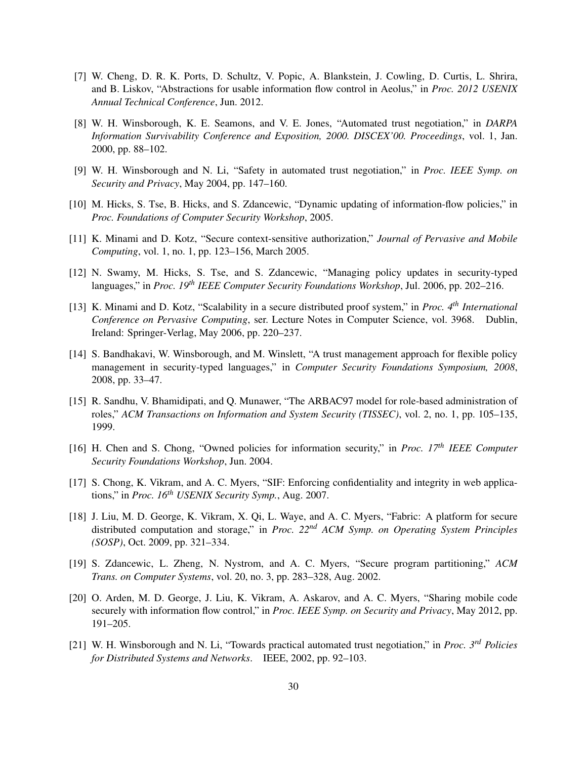[7] W. Cheng, D. R. K. Ports, D. Schultz, V. Popic, A. Blankstein, J. Cowling, D. Curtis, L. Shrira, and B. Liskov, "Abstractions for usable information flow control in Aeolus," in *Proc. 2012 USENIX Annual Technical Conference*, Jun. 2012.

[8] W. H. Winsborough, K. E. Seamons, and V. E. Jones, "Automated trust negotiation," in *DARPA Information Survivability Conference and Exposition, 2000. DISCEX'00. Proceedings*, vol. 1, Jan. 2000, pp. 88–102.

[9] W. H. Winsborough and N. Li, "Safety in automated trust negotiation," in *Proc. IEEE Symp. on Security and Privacy*, May 2004, pp. 147–160.

[10] M. Hicks, S. Tse, B. Hicks, and S. Zdancewic, "Dynamic updating of information-flow policies," in *Proc. Foundations of Computer Security Workshop*, 2005.

[11] K. Minami and D. Kotz, "Secure context-sensitive authorization," *Journal of Pervasive and Mobile Computing*, vol. 1, no. 1, pp. 123–156, March 2005.

[12] N. Swamy, M. Hicks, S. Tse, and S. Zdancewic, "Managing policy updates in security-typed languages," in *Proc. 19th IEEE Computer Security Foundations Workshop*, Jul. 2006, pp. 202–216.

[13] K. Minami and D. Kotz, "Scalability in a secure distributed proof system," in *Proc. 4th International Conference on Pervasive Computing*, ser. Lecture Notes in Computer Science, vol. 3968. Dublin, Ireland: Springer-Verlag, May 2006, pp. 220–237.

[14] S. Bandhakavi, W. Winsborough, and M. Winslett, "A trust management approach for flexible policy management in security-typed languages," in *Computer Security Foundations Symposium, 2008*, 2008, pp. 33–47.

[15] R. Sandhu, V. Bhamidipati, and Q. Munawer, "The ARBAC97 model for role-based administration of roles," *ACM Transactions on Information and System Security (TISSEC)*, vol. 2, no. 1, pp. 105–135, 1999.

[16] H. Chen and S. Chong, "Owned policies for information security," in *Proc. 17th IEEE Computer Security Foundations Workshop*, Jun. 2004.

[17] S. Chong, K. Vikram, and A. C. Myers, "SIF: Enforcing confidentiality and integrity in web applications," in *Proc. 16th USENIX Security Symp.*, Aug. 2007.

[18] J. Liu, M. D. George, K. Vikram, X. Qi, L. Waye, and A. C. Myers, "Fabric: A platform for secure distributed computation and storage," in *Proc. 22nd ACM Symp. on Operating System Principles (SOSP)*, Oct. 2009, pp. 321–334.

[19] S. Zdancewic, L. Zheng, N. Nystrom, and A. C. Myers, "Secure program partitioning," *ACM Trans. on Computer Systems*, vol. 20, no. 3, pp. 283–328, Aug. 2002.

[20] O. Arden, M. D. George, J. Liu, K. Vikram, A. Askarov, and A. C. Myers, "Sharing mobile code securely with information flow control," in *Proc. IEEE Symp. on Security and Privacy*, May 2012, pp. 191–205.

[21] W. H. Winsborough and N. Li, "Towards practical automated trust negotiation," in *Proc. 3rd Policies for Distributed Systems and Networks*. IEEE, 2002, pp. 92–103.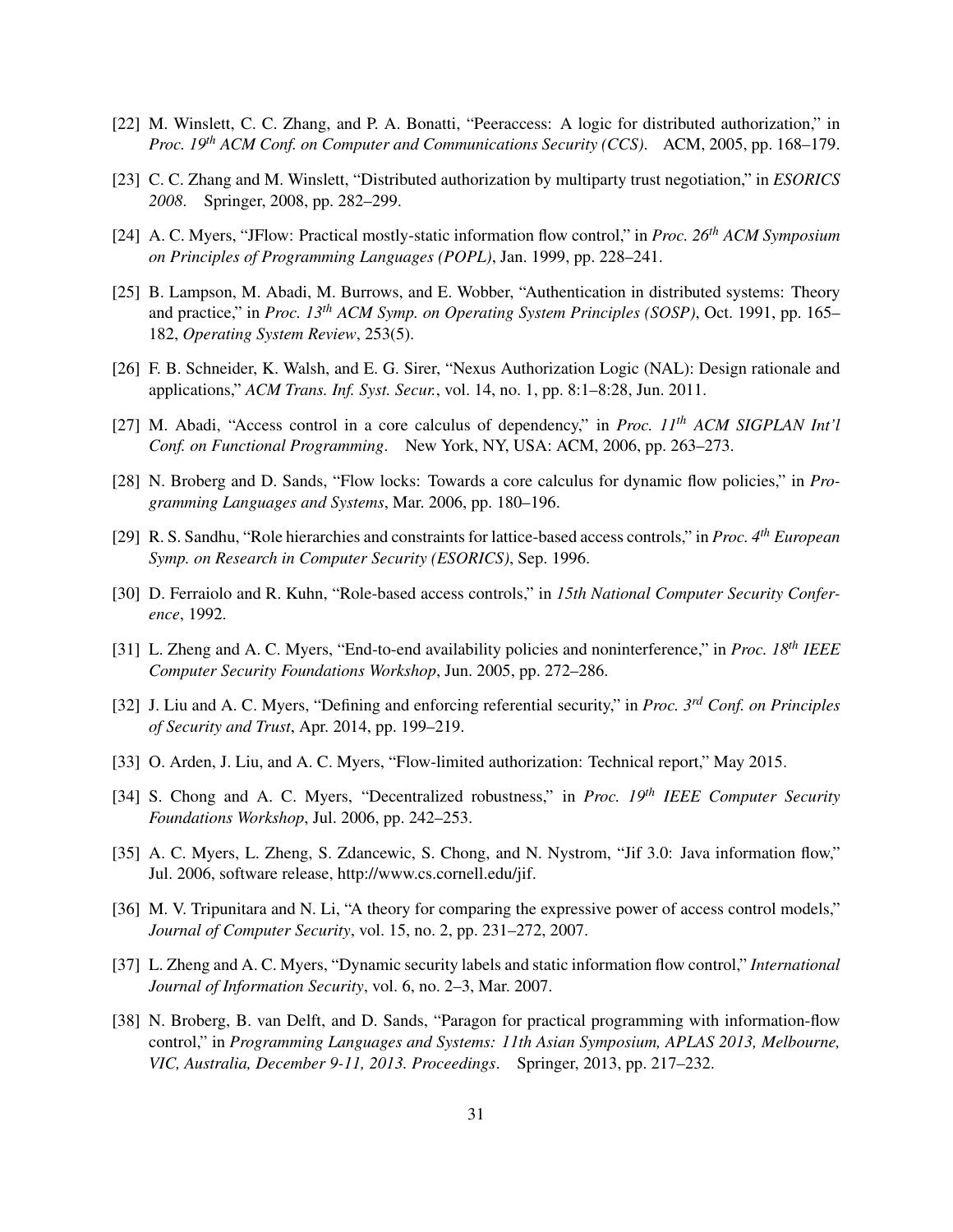[22] M. Winslett, C. C. Zhang, and P. A. Bonatti, "Peeraccess: A logic for distributed authorization," in *Proc. 19th ACM Conf. on Computer and Communications Security (CCS)*. ACM, 2005, pp. 168–179.

[23] C. C. Zhang and M. Winslett, "Distributed authorization by multiparty trust negotiation," in *ESORICS 2008*. Springer, 2008, pp. 282–299.

[24] A. C. Myers, "JFlow: Practical mostly-static information flow control," in *Proc. 26th ACM Symposium on Principles of Programming Languages (POPL)*, Jan. 1999, pp. 228–241.

[25] B. Lampson, M. Abadi, M. Burrows, and E. Wobber, "Authentication in distributed systems: Theory and practice," in *Proc. 13th ACM Symp. on Operating System Principles (SOSP)*, Oct. 1991, pp. 165–182, *Operating System Review*, 253(5).

[26] F. B. Schneider, K. Walsh, and E. G. Sirer, "Nexus Authorization Logic (NAL): Design rationale and applications," *ACM Trans. Inf. Syst. Secur.*, vol. 14, no. 1, pp. 8:1–8:28, Jun. 2011.

[27] M. Abadi, "Access control in a core calculus of dependency," in *Proc. 11th ACM SIGPLAN Int'l Conf. on Functional Programming*. New York, NY, USA: ACM, 2006, pp. 263–273.

[28] N. Broberg and D. Sands, "Flow locks: Towards a core calculus for dynamic flow policies," in *Programming Languages and Systems*, Mar. 2006, pp. 180–196.

[29] R. S. Sandhu, "Role hierarchies and constraints for lattice-based access controls," in *Proc. 4th European Symp. on Research in Computer Security (ESORICS)*, Sep. 1996.

[30] D. Ferraiolo and R. Kuhn, "Role-based access controls," in *15th National Computer Security Conference*, 1992.

[31] L. Zheng and A. C. Myers, "End-to-end availability policies and noninterference," in *Proc. 18th IEEE Computer Security Foundations Workshop*, Jun. 2005, pp. 272–286.

[32] J. Liu and A. C. Myers, "Defining and enforcing referential security," in *Proc. 3rd Conf. on Principles of Security and Trust*, Apr. 2014, pp. 199–219.

[33] O. Arden, J. Liu, and A. C. Myers, "Flow-limited authorization: Technical report," May 2015.

[34] S. Chong and A. C. Myers, "Decentralized robustness," in *Proc. 19th IEEE Computer Security Foundations Workshop*, Jul. 2006, pp. 242–253.

[35] A. C. Myers, L. Zheng, S. Zdancewic, S. Chong, and N. Nystrom, "Jif 3.0: Java information flow," Jul. 2006, software release, http://www.cs.cornell.edu/jif.

[36] M. V. Tripunitara and N. Li, "A theory for comparing the expressive power of access control models," *Journal of Computer Security*, vol. 15, no. 2, pp. 231–272, 2007.

[37] L. Zheng and A. C. Myers, "Dynamic security labels and static information flow control," *International Journal of Information Security*, vol. 6, no. 2–3, Mar. 2007.

[38] N. Broberg, B. van Delft, and D. Sands, "Paragon for practical programming with information-flow control," in *Programming Languages and Systems: 11th Asian Symposium, APLAS 2013, Melbourne, VIC, Australia, December 9-11, 2013. Proceedings*. Springer, 2013, pp. 217–232.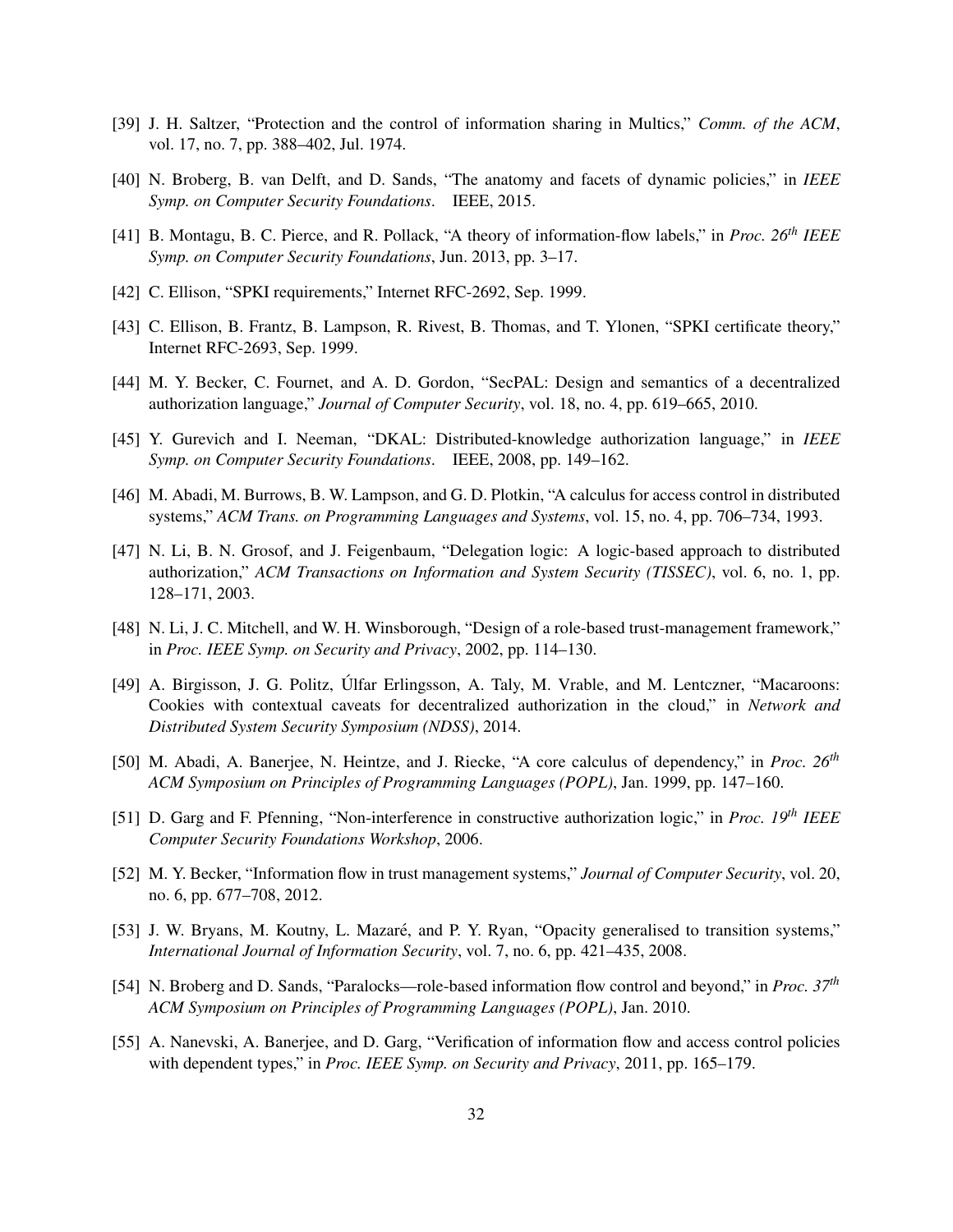[39] J. H. Saltzer, "Protection and the control of information sharing in Multics," *Comm. of the ACM*, vol. 17, no. 7, pp. 388–402, Jul. 1974.

[40] N. Broberg, B. van Delft, and D. Sands, "The anatomy and facets of dynamic policies," in *IEEE Symp. on Computer Security Foundations*. IEEE, 2015.

[41] B. Montagu, B. C. Pierce, and R. Pollack, "A theory of information-flow labels," in *Proc. 26th IEEE Symp. on Computer Security Foundations*, Jun. 2013, pp. 3–17.

[42] C. Ellison, "SPKI requirements," Internet RFC-2692, Sep. 1999.

[43] C. Ellison, B. Frantz, B. Lampson, R. Rivest, B. Thomas, and T. Ylonen, "SPKI certificate theory," Internet RFC-2693, Sep. 1999.

[44] M. Y. Becker, C. Fournet, and A. D. Gordon, "SecPAL: Design and semantics of a decentralized authorization language," *Journal of Computer Security*, vol. 18, no. 4, pp. 619–665, 2010.

[45] Y. Gurevich and I. Neeman, "DKAL: Distributed-knowledge authorization language," in *IEEE Symp. on Computer Security Foundations*. IEEE, 2008, pp. 149–162.

[46] M. Abadi, M. Burrows, B. W. Lampson, and G. D. Plotkin, "A calculus for access control in distributed systems," *ACM Trans. on Programming Languages and Systems*, vol. 15, no. 4, pp. 706–734, 1993.

[47] N. Li, B. N. Grosof, and J. Feigenbaum, "Delegation logic: A logic-based approach to distributed authorization," *ACM Transactions on Information and System Security (TISSEC)*, vol. 6, no. 1, pp. 128–171, 2003.

[48] N. Li, J. C. Mitchell, and W. H. Winsborough, "Design of a role-based trust-management framework," in *Proc. IEEE Symp. on Security and Privacy*, 2002, pp. 114–130.

[49] A. Birgisson, J. G. Politz, Úlfar Erlingsson, A. Taly, M. Vrable, and M. Lentczner, "Macaroons: Cookies with contextual caveats for decentralized authorization in the cloud," in *Network and Distributed System Security Symposium (NDSS)*, 2014.

[50] M. Abadi, A. Banerjee, N. Heintze, and J. Riecke, "A core calculus of dependency," in *Proc. 26th ACM Symposium on Principles of Programming Languages (POPL)*, Jan. 1999, pp. 147–160.

[51] D. Garg and F. Pfenning, "Non-interference in constructive authorization logic," in *Proc. 19th IEEE Computer Security Foundations Workshop*, 2006.

[52] M. Y. Becker, "Information flow in trust management systems," *Journal of Computer Security*, vol. 20, no. 6, pp. 677–708, 2012.

[53] J. W. Bryans, M. Koutny, L. Mazaré, and P. Y. Ryan, "Opacity generalised to transition systems," *International Journal of Information Security*, vol. 7, no. 6, pp. 421–435, 2008.

[54] N. Broberg and D. Sands, "Paralocks—role-based information flow control and beyond," in *Proc. 37th ACM Symposium on Principles of Programming Languages (POPL)*, Jan. 2010.

[55] A. Nanevski, A. Banerjee, and D. Garg, "Verification of information flow and access control policies with dependent types," in *Proc. IEEE Symp. on Security and Privacy*, 2011, pp. 165–179.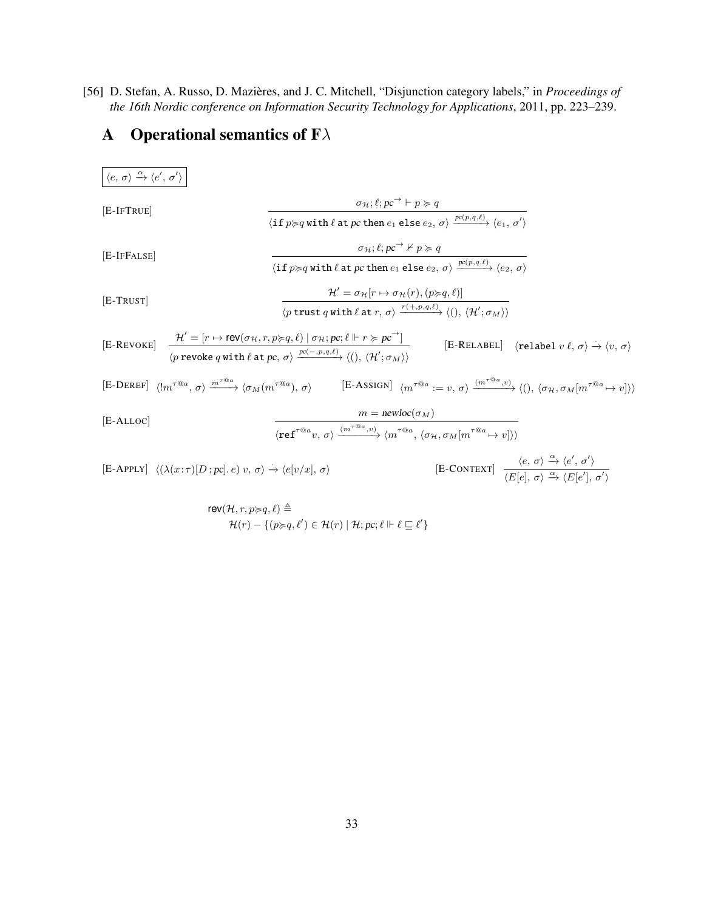[56] D. Stefan, A. Russo, D. Mazières, and J. C. Mitchell, "Disjunction category labels," in *Proceedings of the 16th Nordic conference on Information Security Technology for Applications*, 2011, pp. 223–239.

# A Operational semantics of F$\lambda$

$$\boxed{\langle e,\, \sigma\rangle \xrightarrow{\alpha} \langle e',\, \sigma'\rangle}$$

[E-IfTrue]
$$\frac{\sigma_{\mathcal{H}}; \ell; pc^{\rightarrow} \vdash p \succcurlyeq q}{\langle \texttt{if}\ p{\succcurlyeq}q\ \texttt{with}\ \ell\ \texttt{at}\ pc\ \texttt{then}\ e_1\ \texttt{else}\ e_2,\, \sigma\rangle \xrightarrow{pc(p,q,\ell)} \langle e_1,\, \sigma'\rangle}$$

[E-IfFalse]
$$\frac{\sigma_{\mathcal{H}}; \ell; pc^{\rightarrow} \nvdash p \succcurlyeq q}{\langle \texttt{if}\ p{\succcurlyeq}q\ \texttt{with}\ \ell\ \texttt{at}\ pc\ \texttt{then}\ e_1\ \texttt{else}\ e_2,\, \sigma\rangle \xrightarrow{pc(p,q,\ell)} \langle e_2,\, \sigma\rangle}$$

[E-Trust]
$$\frac{\mathcal{H}' = \sigma_{\mathcal{H}}[r \mapsto \sigma_{\mathcal{H}}(r), (p{\succcurlyeq}q, \ell)]}{\langle p\ \texttt{trust}\ q\ \texttt{with}\ \ell\ \texttt{at}\ r,\, \sigma\rangle \xrightarrow{r(+,p,q,\ell)} \langle (),\, \langle \mathcal{H}'; \sigma_M\rangle\rangle}$$

[E-Revoke]
$$\frac{\mathcal{H}' = [r \mapsto \mathsf{rev}(\sigma_{\mathcal{H}}, r, p{\succcurlyeq}q, \ell) \mid \sigma_{\mathcal{H}}; pc; \ell \Vdash r \succcurlyeq pc^{\rightarrow}]}{\langle p\ \texttt{revoke}\ q\ \texttt{with}\ \ell\ \texttt{at}\ pc,\, \sigma\rangle \xrightarrow{pc(-,p,q,\ell)} \langle (),\, \langle \mathcal{H}'; \sigma_M\rangle\rangle}$$

[E-Relabel] $\langle \texttt{relabel}\ v\ \ell,\, \sigma\rangle \xrightarrow{\cdot} \langle v,\, \sigma\rangle$

[E-Deref] $\langle !m^{\tau@a},\, \sigma\rangle \xrightarrow{m^{\tau@a}} \langle \sigma_M(m^{\tau@a}),\, \sigma\rangle$

[E-Assign] $\langle m^{\tau@a} := v,\, \sigma\rangle \xrightarrow{(m^{\tau@a},v)} \langle (),\, \langle \sigma_{\mathcal{H}}, \sigma_M[m^{\tau@a} \mapsto v]\rangle\rangle$

[E-Alloc]
$$\frac{m = \mathit{newloc}(\sigma_M)}{\langle \texttt{ref}^{\tau@a} v,\, \sigma\rangle \xrightarrow{(m^{\tau@a},v)} \langle m^{\tau@a},\, \langle \sigma_{\mathcal{H}}, \sigma_M[m^{\tau@a} \mapsto v]\rangle\rangle}$$

[E-Apply] $\langle (\lambda(x{:}\tau)[D\,;pc].\, e)\ v,\, \sigma\rangle \xrightarrow{\cdot} \langle e[v/x],\, \sigma\rangle$

[E-Context]
$$\frac{\langle e,\, \sigma\rangle \xrightarrow{\alpha} \langle e',\, \sigma'\rangle}{\langle E[e],\, \sigma\rangle \xrightarrow{\alpha} \langle E[e'],\, \sigma'\rangle}$$

$$\begin{aligned}
&\mathsf{rev}(\mathcal{H}, r, p{\succcurlyeq}q, \ell) \triangleq \\
&\qquad \mathcal{H}(r) - \{(p{\succcurlyeq}q, \ell') \in \mathcal{H}(r) \mid \mathcal{H}; pc; \ell \Vdash \ell \sqsubseteq \ell'\}
\end{aligned}$$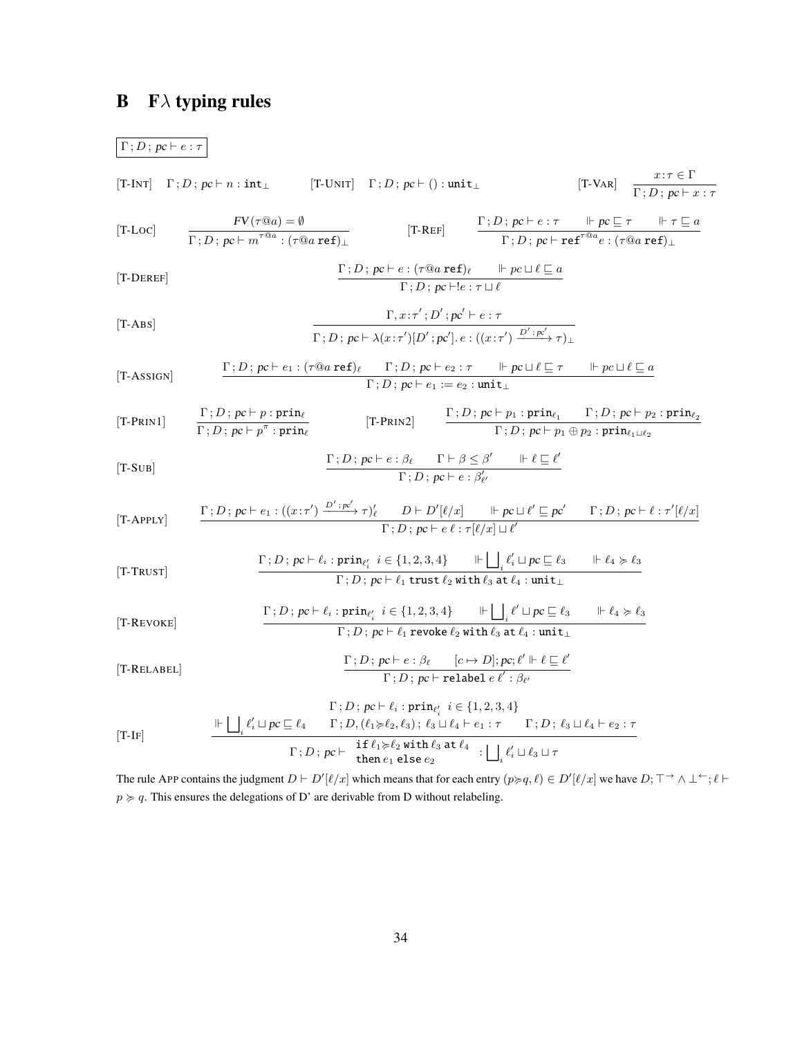## B F$\lambda$ typing rules

$\boxed{\Gamma\,;D\,;\,pc \vdash e : \tau}$

[T-INT] $\quad \Gamma\,;D\,;\,pc \vdash n : \mathtt{int}_\bot$

[T-UNIT] $\quad \Gamma\,;D\,;\,pc \vdash () : \mathtt{unit}_\bot$

[T-VAR]
$$\frac{x{:}\tau \in \Gamma}{\Gamma\,;D\,;\,pc \vdash x : \tau}$$

[T-LOC]
$$\frac{FV(\tau@a) = \emptyset}{\Gamma\,;D\,;\,pc \vdash m^{\tau@a} : (\tau@a\ \mathtt{ref})_\bot}$$

[T-REF]
$$\frac{\Gamma\,;D\,;\,pc \vdash e : \tau \qquad \Vdash pc \sqsubseteq \tau \qquad \Vdash \tau \sqsubseteq a}{\Gamma\,;D\,;\,pc \vdash \mathtt{ref}^{\tau@a} e : (\tau@a\ \mathtt{ref})_\bot}$$

[T-DEREF]
$$\frac{\Gamma\,;D\,;\,pc \vdash e : (\tau@a\ \mathtt{ref})_\ell \qquad \Vdash pc \sqcup \ell \sqsubseteq a}{\Gamma\,;D\,;\,pc \vdash !e : \tau \sqcup \ell}$$

[T-ABS]
$$\frac{\Gamma, x{:}\tau'\,;D'\,;pc' \vdash e : \tau}{\Gamma\,;D\,;\,pc \vdash \lambda(x{:}\tau')[D'\,;pc'].\,e : ((x{:}\tau') \xrightarrow{D'\,;\,pc'} \tau)_\bot}$$

[T-ASSIGN]
$$\frac{\Gamma\,;D\,;\,pc \vdash e_1 : (\tau@a\ \mathtt{ref})_\ell \qquad \Gamma\,;D\,;\,pc \vdash e_2 : \tau \qquad \Vdash pc \sqcup \ell \sqsubseteq \tau \qquad \Vdash pc \sqcup \ell \sqsubseteq a}{\Gamma\,;D\,;\,pc \vdash e_1 := e_2 : \mathtt{unit}_\bot}$$

[T-PRIN1]
$$\frac{\Gamma\,;D\,;\,pc \vdash p : \mathtt{prin}_\ell}{\Gamma\,;D\,;\,pc \vdash p^\pi : \mathtt{prin}_\ell}$$

[T-PRIN2]
$$\frac{\Gamma\,;D\,;\,pc \vdash p_1 : \mathtt{prin}_{\ell_1} \qquad \Gamma\,;D\,;\,pc \vdash p_2 : \mathtt{prin}_{\ell_2}}{\Gamma\,;D\,;\,pc \vdash p_1 \oplus p_2 : \mathtt{prin}_{\ell_1 \sqcup \ell_2}}$$

[T-SUB]
$$\frac{\Gamma\,;D\,;\,pc \vdash e : \beta_\ell \qquad \Gamma \vdash \beta \leq \beta' \qquad \Vdash \ell \sqsubseteq \ell'}{\Gamma\,;D\,;\,pc \vdash e : \beta'_{\ell'}}$$

[T-APPLY]
$$\frac{\Gamma\,;D\,;\,pc \vdash e_1 : ((x{:}\tau') \xrightarrow{D'\,;\,pc'} \tau)'_\ell \qquad D \vdash D'[\ell/x] \qquad \Vdash pc \sqcup \ell' \sqsubseteq pc' \qquad \Gamma\,;D\,;\,pc \vdash \ell : \tau'[\ell/x]}{\Gamma\,;D\,;\,pc \vdash e\,\ell : \tau[\ell/x] \sqcup \ell'}$$

[T-TRUST]
$$\frac{\Gamma\,;D\,;\,pc \vdash \ell_i : \mathtt{prin}_{\ell'_i}\ \ i \in \{1,2,3,4\} \qquad \Vdash \bigsqcup_i \ell'_i \sqcup pc \sqsubseteq \ell_3 \qquad \Vdash \ell_4 \succcurlyeq \ell_3}{\Gamma\,;D\,;\,pc \vdash \ell_1\ \mathtt{trust}\ \ell_2\ \mathtt{with}\ \ell_3\ \mathtt{at}\ \ell_4 : \mathtt{unit}_\bot}$$

[T-REVOKE]
$$\frac{\Gamma\,;D\,;\,pc \vdash \ell_i : \mathtt{prin}_{\ell'_i}\ \ i \in \{1,2,3,4\} \qquad \Vdash \bigsqcup_i \ell' \sqcup pc \sqsubseteq \ell_3 \qquad \Vdash \ell_4 \succcurlyeq \ell_3}{\Gamma\,;D\,;\,pc \vdash \ell_1\ \mathtt{revoke}\ \ell_2\ \mathtt{with}\ \ell_3\ \mathtt{at}\ \ell_4 : \mathtt{unit}_\bot}$$

[T-RELABEL]
$$\frac{\Gamma\,;D\,;\,pc \vdash e : \beta_\ell \qquad [c \mapsto D]; pc; \ell' \Vdash \ell \sqsubseteq \ell'}{\Gamma\,;D\,;\,pc \vdash \mathtt{relabel}\ e\ \ell' : \beta_{\ell'}}$$

[T-IF]
$$\frac{\begin{array}{c}\Gamma\,;D\,;\,pc \vdash \ell_i : \mathtt{prin}_{\ell'_i}\ \ i \in \{1,2,3,4\} \\ \Vdash \bigsqcup_i \ell'_i \sqcup pc \sqsubseteq \ell_4 \qquad \Gamma\,;D, (\ell_1 \succcurlyeq \ell_2, \ell_3)\,;\,\ell_3 \sqcup \ell_4 \vdash e_1 : \tau \qquad \Gamma\,;D\,;\,\ell_3 \sqcup \ell_4 \vdash e_2 : \tau\end{array}}{\Gamma\,;D\,;\,pc \vdash \begin{array}{l}\mathtt{if}\ \ell_1 \succcurlyeq \ell_2\ \mathtt{with}\ \ell_3\ \mathtt{at}\ \ell_4 \\ \mathtt{then}\ e_1\ \mathtt{else}\ e_2\end{array} : \bigsqcup_i \ell'_i \sqcup \ell_3 \sqcup \tau}$$

The rule APP contains the judgment $D \vdash D'[\ell/x]$ which means that for each entry $(p \succcurlyeq q, \ell) \in D'[\ell/x]$ we have $D; \top^{\rightarrow} \wedge \bot^{\leftarrow}; \ell \vdash p \succcurlyeq q$. This ensures the delegations of D' are derivable from D without relabeling.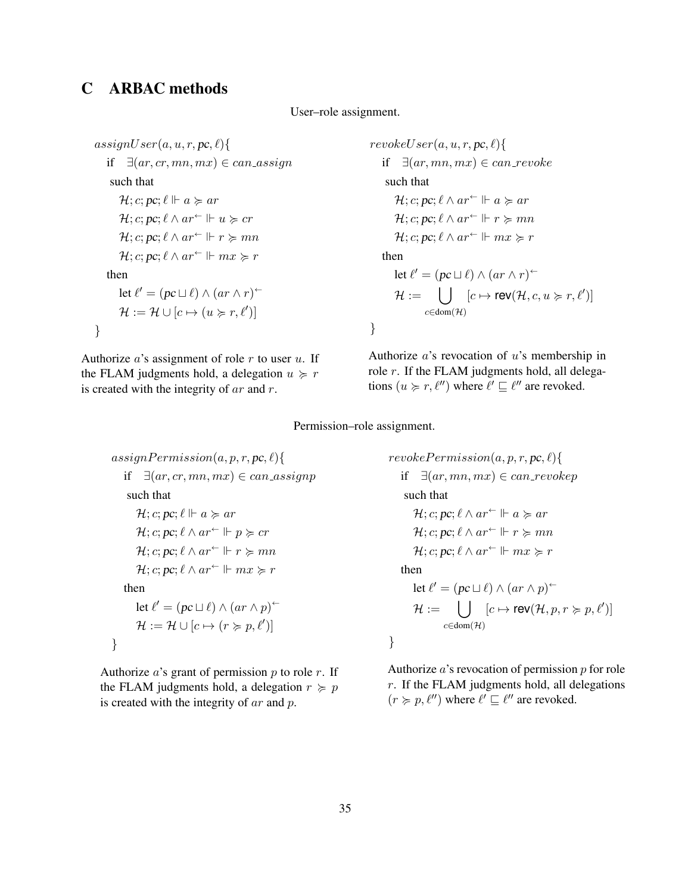## C ARBAC methods

User–role assignment.

$$
\begin{array}{l}
assignUser(a, u, r, pc, \ell)\{ \\
\quad \text{if} \quad \exists(ar, cr, mn, mx) \in can\_assign \\
\quad\; \text{such that} \\
\quad\quad \mathcal{H}; c; pc; \ell \Vdash a \succcurlyeq ar \\
\quad\quad \mathcal{H}; c; pc; \ell \wedge ar^{\leftarrow} \Vdash u \succcurlyeq cr \\
\quad\quad \mathcal{H}; c; pc; \ell \wedge ar^{\leftarrow} \Vdash r \succcurlyeq mn \\
\quad\quad \mathcal{H}; c; pc; \ell \wedge ar^{\leftarrow} \Vdash mx \succcurlyeq r \\
\quad \text{then} \\
\quad\quad \text{let } \ell' = (pc \sqcup \ell) \wedge (ar \wedge r)^{\leftarrow} \\
\quad\quad \mathcal{H} := \mathcal{H} \cup [c \mapsto (u \succcurlyeq r, \ell')] \\
\}
\end{array}
$$

Authorize $a$'s assignment of role $r$ to user $u$. If the FLAM judgments hold, a delegation $u \succcurlyeq r$ is created with the integrity of $ar$ and $r$.

$$
\begin{array}{l}
revokeUser(a, u, r, pc, \ell)\{ \\
\quad \text{if} \quad \exists(ar, mn, mx) \in can\_revoke \\
\quad\; \text{such that} \\
\quad\quad \mathcal{H}; c; pc; \ell \wedge ar^{\leftarrow} \Vdash a \succcurlyeq ar \\
\quad\quad \mathcal{H}; c; pc; \ell \wedge ar^{\leftarrow} \Vdash r \succcurlyeq mn \\
\quad\quad \mathcal{H}; c; pc; \ell \wedge ar^{\leftarrow} \Vdash mx \succcurlyeq r \\
\quad \text{then} \\
\quad\quad \text{let } \ell' = (pc \sqcup \ell) \wedge (ar \wedge r)^{\leftarrow} \\
\quad\quad \mathcal{H} := \bigcup_{c \in \text{dom}(\mathcal{H})} [c \mapsto \mathsf{rev}(\mathcal{H}, c, u \succcurlyeq r, \ell')] \\
\}
\end{array}
$$

Authorize $a$'s revocation of $u$'s membership in role $r$. If the FLAM judgments hold, all delegations $(u \succcurlyeq r, \ell'')$ where $\ell' \sqsubseteq \ell''$ are revoked.

Permission–role assignment.

$$
\begin{array}{l}
assignPermission(a, p, r, pc, \ell)\{ \\
\quad \text{if} \quad \exists(ar, cr, mn, mx) \in can\_assignp \\
\quad\; \text{such that} \\
\quad\quad \mathcal{H}; c; pc; \ell \Vdash a \succcurlyeq ar \\
\quad\quad \mathcal{H}; c; pc; \ell \wedge ar^{\leftarrow} \Vdash p \succcurlyeq cr \\
\quad\quad \mathcal{H}; c; pc; \ell \wedge ar^{\leftarrow} \Vdash r \succcurlyeq mn \\
\quad\quad \mathcal{H}; c; pc; \ell \wedge ar^{\leftarrow} \Vdash mx \succcurlyeq r \\
\quad \text{then} \\
\quad\quad \text{let } \ell' = (pc \sqcup \ell) \wedge (ar \wedge p)^{\leftarrow} \\
\quad\quad \mathcal{H} := \mathcal{H} \cup [c \mapsto (r \succcurlyeq p, \ell')] \\
\}
\end{array}
$$

Authorize $a$'s grant of permission $p$ to role $r$. If the FLAM judgments hold, a delegation $r \succcurlyeq p$ is created with the integrity of $ar$ and $p$.

$$
\begin{array}{l}
revokePermission(a, p, r, pc, \ell)\{ \\
\quad \text{if} \quad \exists(ar, mn, mx) \in can\_revokep \\
\quad\; \text{such that} \\
\quad\quad \mathcal{H}; c; pc; \ell \wedge ar^{\leftarrow} \Vdash a \succcurlyeq ar \\
\quad\quad \mathcal{H}; c; pc; \ell \wedge ar^{\leftarrow} \Vdash r \succcurlyeq mn \\
\quad\quad \mathcal{H}; c; pc; \ell \wedge ar^{\leftarrow} \Vdash mx \succcurlyeq r \\
\quad \text{then} \\
\quad\quad \text{let } \ell' = (pc \sqcup \ell) \wedge (ar \wedge p)^{\leftarrow} \\
\quad\quad \mathcal{H} := \bigcup_{c \in \text{dom}(\mathcal{H})} [c \mapsto \mathsf{rev}(\mathcal{H}, p, r \succcurlyeq p, \ell')] \\
\}
\end{array}
$$

Authorize $a$'s revocation of permission $p$ for role $r$. If the FLAM judgments hold, all delegations $(r \succcurlyeq p, \ell'')$ where $\ell' \sqsubseteq \ell''$ are revoked.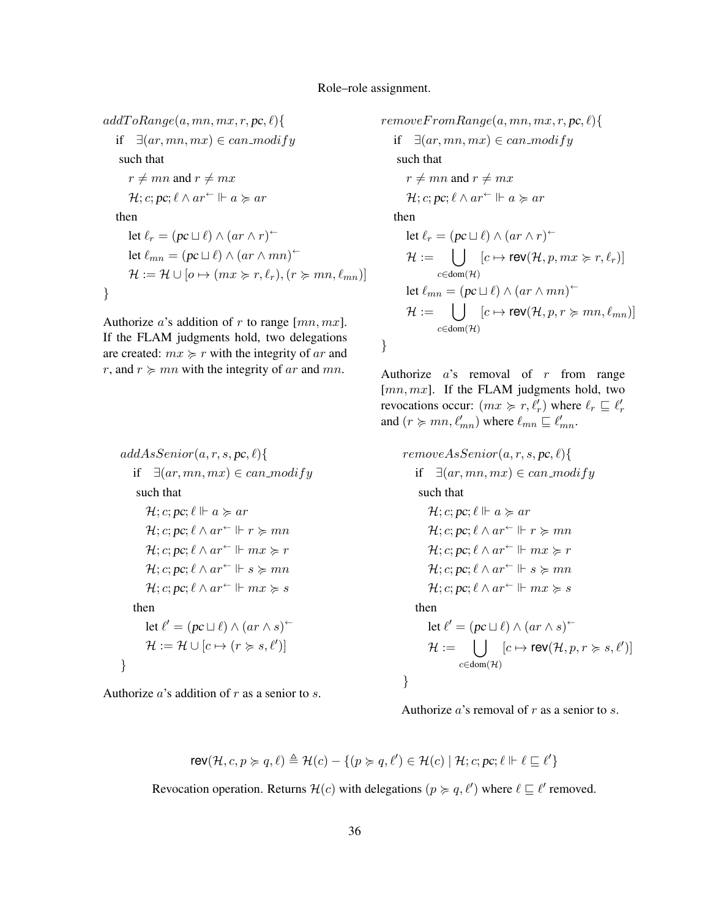Role–role assignment.

$addToRange(a, mn, mx, r, pc, \ell)\{$
  if $\exists(ar, mn, mx) \in can\_modify$
  such that
    $r \neq mn$ and $r \neq mx$
    $\mathcal{H}; c; pc; \ell \wedge ar^{\leftarrow} \Vdash a \succcurlyeq ar$
  then
    let $\ell_r = (pc \sqcup \ell) \wedge (ar \wedge r)^{\leftarrow}$
    let $\ell_{mn} = (pc \sqcup \ell) \wedge (ar \wedge mn)^{\leftarrow}$
    $\mathcal{H} := \mathcal{H} \cup [o \mapsto (mx \succcurlyeq r, \ell_r), (r \succcurlyeq mn, \ell_{mn})]$
$\}$

Authorize $a$'s addition of $r$ to range $[mn, mx]$. If the FLAM judgments hold, two delegations are created: $mx \succcurlyeq r$ with the integrity of $ar$ and $r$, and $r \succcurlyeq mn$ with the integrity of $ar$ and $mn$.

$removeFromRange(a, mn, mx, r, pc, \ell)\{$
  if $\exists(ar, mn, mx) \in can\_modify$
  such that
    $r \neq mn$ and $r \neq mx$
    $\mathcal{H}; c; pc; \ell \wedge ar^{\leftarrow} \Vdash a \succcurlyeq ar$
  then
    let $\ell_r = (pc \sqcup \ell) \wedge (ar \wedge r)^{\leftarrow}$
    $\mathcal{H} := \bigcup_{c \in \text{dom}(\mathcal{H})} [c \mapsto \mathsf{rev}(\mathcal{H}, p, mx \succcurlyeq r, \ell_r)]$
    let $\ell_{mn} = (pc \sqcup \ell) \wedge (ar \wedge mn)^{\leftarrow}$
    $\mathcal{H} := \bigcup_{c \in \text{dom}(\mathcal{H})} [c \mapsto \mathsf{rev}(\mathcal{H}, p, r \succcurlyeq mn, \ell_{mn})]$
$\}$

Authorize $a$'s removal of $r$ from range $[mn, mx]$. If the FLAM judgments hold, two revocations occur: $(mx \succcurlyeq r, \ell'_r)$ where $\ell_r \sqsubseteq \ell'_r$ and $(r \succcurlyeq mn, \ell'_{mn})$ where $\ell_{mn} \sqsubseteq \ell'_{mn}$.

$addAsSenior(a, r, s, pc, \ell)\{$
  if $\exists(ar, mn, mx) \in can\_modify$
  such that
    $\mathcal{H}; c; pc; \ell \Vdash a \succcurlyeq ar$
    $\mathcal{H}; c; pc; \ell \wedge ar^{\leftarrow} \Vdash r \succcurlyeq mn$
    $\mathcal{H}; c; pc; \ell \wedge ar^{\leftarrow} \Vdash mx \succcurlyeq r$
    $\mathcal{H}; c; pc; \ell \wedge ar^{\leftarrow} \Vdash s \succcurlyeq mn$
    $\mathcal{H}; c; pc; \ell \wedge ar^{\leftarrow} \Vdash mx \succcurlyeq s$
  then
    let $\ell' = (pc \sqcup \ell) \wedge (ar \wedge s)^{\leftarrow}$
    $\mathcal{H} := \mathcal{H} \cup [c \mapsto (r \succcurlyeq s, \ell')]$
$\}$

Authorize $a$'s addition of $r$ as a senior to $s$.

$removeAsSenior(a, r, s, pc, \ell)\{$
  if $\exists(ar, mn, mx) \in can\_modify$
  such that
    $\mathcal{H}; c; pc; \ell \Vdash a \succcurlyeq ar$
    $\mathcal{H}; c; pc; \ell \wedge ar^{\leftarrow} \Vdash r \succcurlyeq mn$
    $\mathcal{H}; c; pc; \ell \wedge ar^{\leftarrow} \Vdash mx \succcurlyeq r$
    $\mathcal{H}; c; pc; \ell \wedge ar^{\leftarrow} \Vdash s \succcurlyeq mn$
    $\mathcal{H}; c; pc; \ell \wedge ar^{\leftarrow} \Vdash mx \succcurlyeq s$
  then
    let $\ell' = (pc \sqcup \ell) \wedge (ar \wedge s)^{\leftarrow}$
    $\mathcal{H} := \bigcup_{c \in \text{dom}(\mathcal{H})} [c \mapsto \mathsf{rev}(\mathcal{H}, p, r \succcurlyeq s, \ell')]$
$\}$

Authorize $a$'s removal of $r$ as a senior to $s$.

$$\mathsf{rev}(\mathcal{H}, c, p \succcurlyeq q, \ell) \triangleq \mathcal{H}(c) - \{(p \succcurlyeq q, \ell') \in \mathcal{H}(c) \mid \mathcal{H}; c; pc; \ell \Vdash \ell \sqsubseteq \ell'\}$$

Revocation operation. Returns $\mathcal{H}(c)$ with delegations $(p \succcurlyeq q, \ell')$ where $\ell \sqsubseteq \ell'$ removed.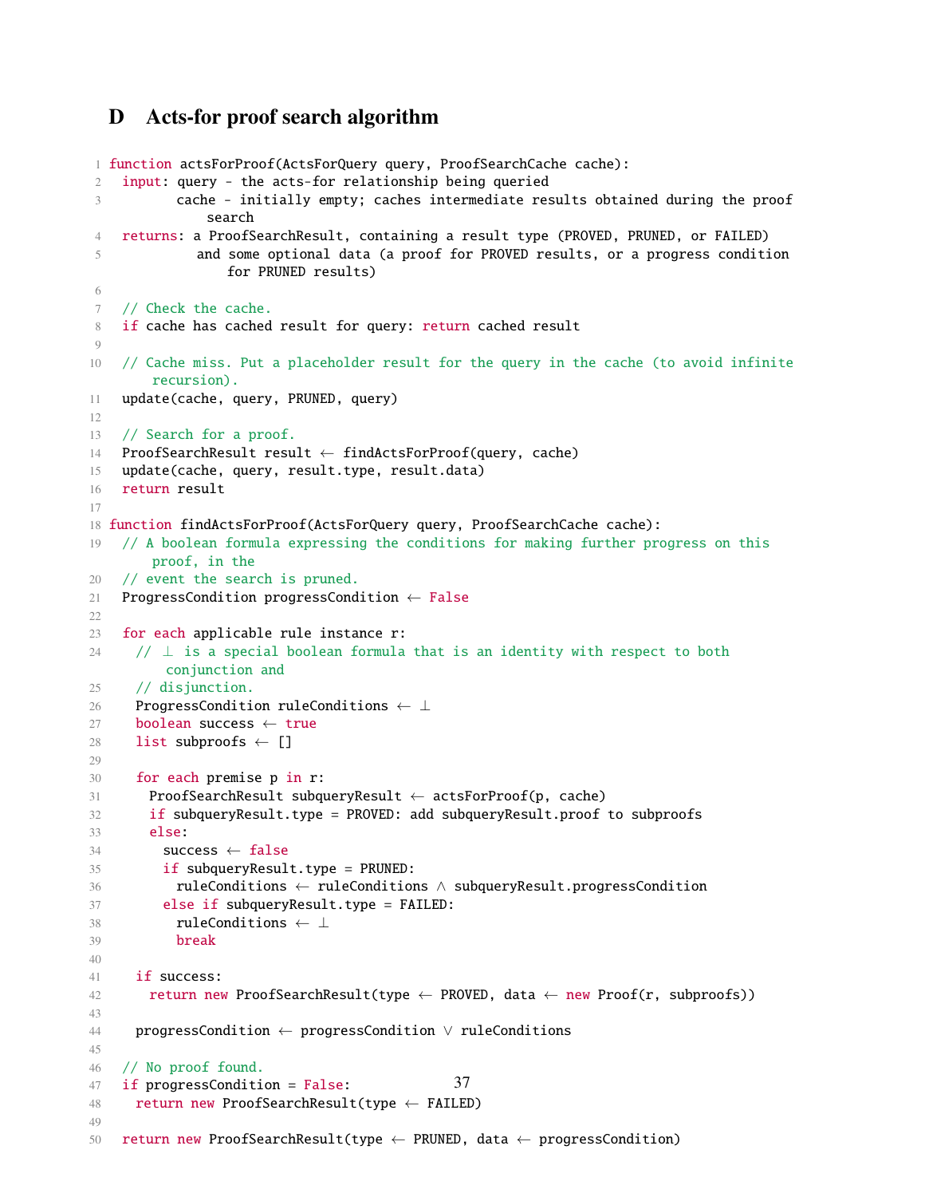# D Acts-for proof search algorithm

```
1  function actsForProof(ActsForQuery query, ProofSearchCache cache):
2    input: query - the acts-for relationship being queried
3           cache - initially empty; caches intermediate results obtained during the proof
               search
4    returns: a ProofSearchResult, containing a result type (PROVED, PRUNED, or FAILED)
5             and some optional data (a proof for PROVED results, or a progress condition
                 for PRUNED results)
6
7    // Check the cache.
8    if cache has cached result for query: return cached result
9
10   // Cache miss. Put a placeholder result for the query in the cache (to avoid infinite
        recursion).
11   update(cache, query, PRUNED, query)
12
13   // Search for a proof.
14   ProofSearchResult result ← findActsForProof(query, cache)
15   update(cache, query, result.type, result.data)
16   return result
17
18 function findActsForProof(ActsForQuery query, ProofSearchCache cache):
19   // A boolean formula expressing the conditions for making further progress on this
        proof, in the
20   // event the search is pruned.
21   ProgressCondition progressCondition ← False
22
23   for each applicable rule instance r:
24     // ⊥ is a special boolean formula that is an identity with respect to both
          conjunction and
25     // disjunction.
26     ProgressCondition ruleConditions ← ⊥
27     boolean success ← true
28     list subproofs ← []
29
30     for each premise p in r:
31       ProofSearchResult subqueryResult ← actsForProof(p, cache)
32       if subqueryResult.type = PROVED: add subqueryResult.proof to subproofs
33       else:
34         success ← false
35         if subqueryResult.type = PRUNED:
36           ruleConditions ← ruleConditions ∧ subqueryResult.progressCondition
37         else if subqueryResult.type = FAILED:
38           ruleConditions ← ⊥
39           break
40
41     if success:
42       return new ProofSearchResult(type ← PROVED, data ← new Proof(r, subproofs))
43
44     progressCondition ← progressCondition ∨ ruleConditions
45
46   // No proof found.
47   if progressCondition = False:
48     return new ProofSearchResult(type ← FAILED)
49
50   return new ProofSearchResult(type ← PRUNED, data ← progressCondition)
```